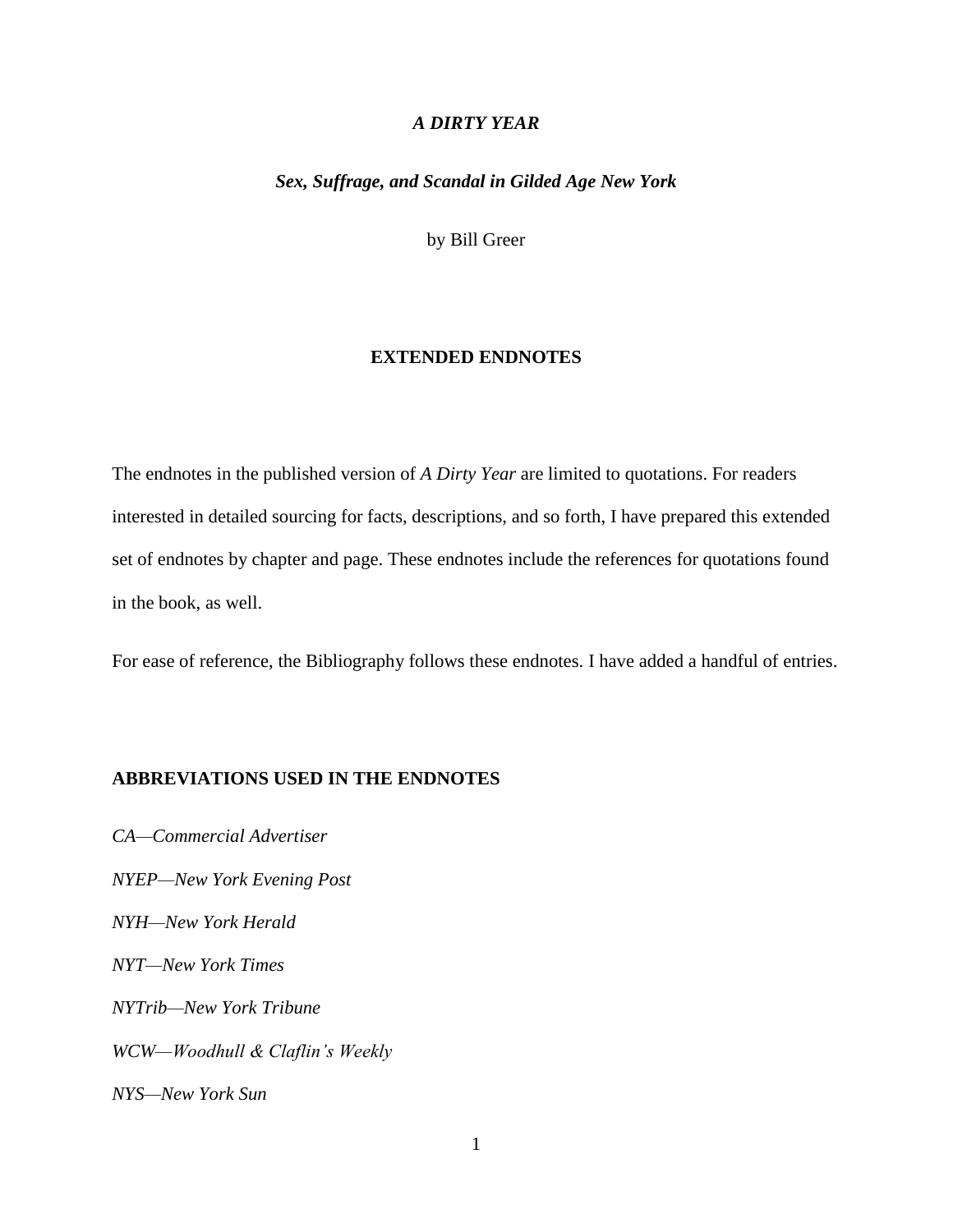# *A DIRTY YEAR*

## *Sex, Suffrage, and Scandal in Gilded Age New York*

by Bill Greer

## EXTENDED ENDNOTES

The endnotes in the published version of *A Dirty Year* are limited to quotations. For readers interested in detailed sourcing for facts, descriptions, and so forth, I have prepared this extended set of endnotes by chapter and page. These endnotes include the references for quotations found in the book, as well.

For ease of reference, the Bibliography follows these endnotes. I have added a handful of entries.

### ABBREVIATIONS USED IN THE ENDNOTES

*CA—Commercial Advertiser*

*NYEP—New York Evening Post*

*NYH—New York Herald*

*NYT—New York Times*

*NYTrib—New York Tribune*

*WCW—Woodhull & Claflin's Weekly*

*NYS—New York Sun*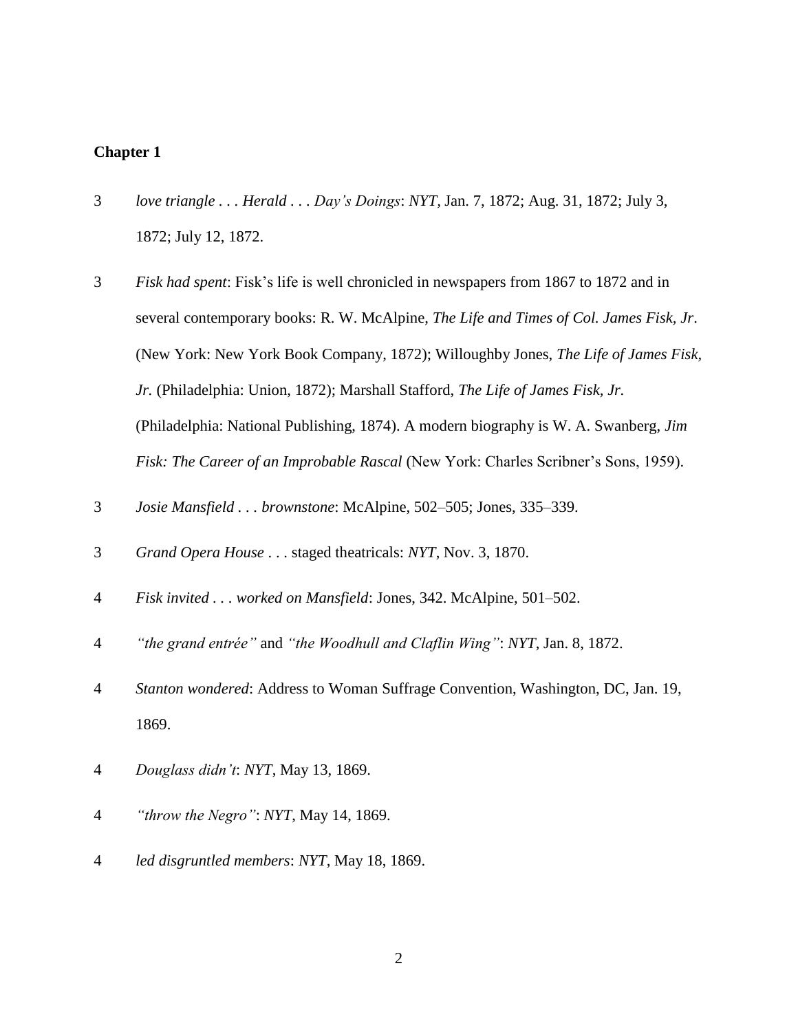## Chapter 1

3 *love triangle . . . Herald . . . Day's Doings*: *NYT*, Jan. 7, 1872; Aug. 31, 1872; July 3, 1872; July 12, 1872.

3 *Fisk had spent*: Fisk's life is well chronicled in newspapers from 1867 to 1872 and in several contemporary books: R. W. McAlpine, *The Life and Times of Col. James Fisk, Jr*. (New York: New York Book Company, 1872); Willoughby Jones, *The Life of James Fisk, Jr.* (Philadelphia: Union, 1872); Marshall Stafford, *The Life of James Fisk, Jr.* (Philadelphia: National Publishing, 1874). A modern biography is W. A. Swanberg, *Jim Fisk: The Career of an Improbable Rascal* (New York: Charles Scribner's Sons, 1959).

3 *Josie Mansfield . . . brownstone*: McAlpine, 502–505; Jones, 335–339.

3 *Grand Opera House* . . . staged theatricals: *NYT*, Nov. 3, 1870.

4 *Fisk invited . . . worked on Mansfield*: Jones, 342. McAlpine, 501–502.

4 *"the grand entrée"* and *"the Woodhull and Claflin Wing"*: *NYT*, Jan. 8, 1872.

4 *Stanton wondered*: Address to Woman Suffrage Convention, Washington, DC, Jan. 19, 1869.

4 *Douglass didn't*: *NYT*, May 13, 1869.

4 *"throw the Negro"*: *NYT*, May 14, 1869.

4 *led disgruntled members*: *NYT*, May 18, 1869.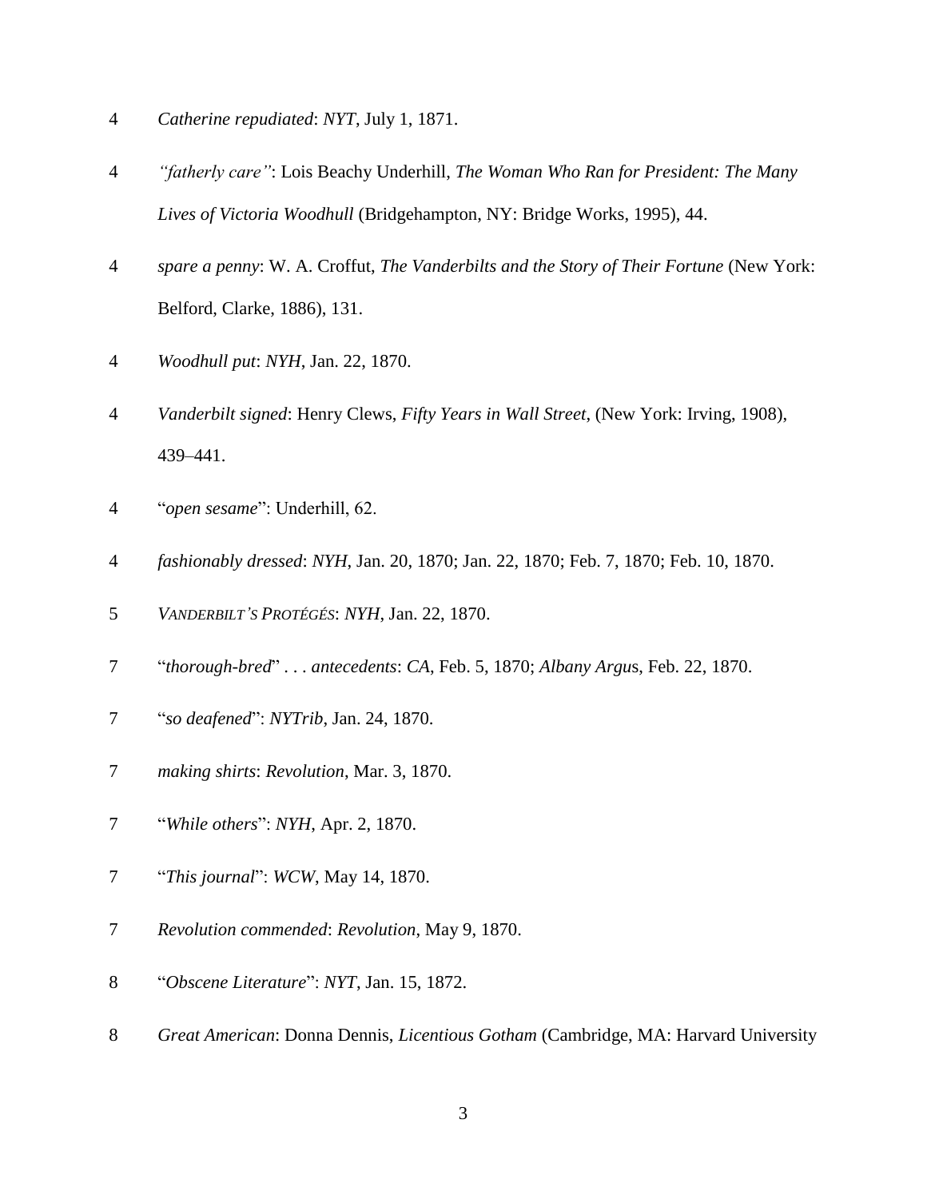4 *Catherine repudiated*: *NYT*, July 1, 1871.

4 *"fatherly care"*: Lois Beachy Underhill, *The Woman Who Ran for President: The Many Lives of Victoria Woodhull* (Bridgehampton, NY: Bridge Works, 1995), 44.

4 *spare a penny*: W. A. Croffut, *The Vanderbilts and the Story of Their Fortune* (New York: Belford, Clarke, 1886), 131.

4 *Woodhull put*: *NYH*, Jan. 22, 1870.

4 *Vanderbilt signed*: Henry Clews, *Fifty Years in Wall Street*, (New York: Irving, 1908), 439–441.

4 "*open sesame*": Underhill, 62.

4 *fashionably dressed*: *NYH*, Jan. 20, 1870; Jan. 22, 1870; Feb. 7, 1870; Feb. 10, 1870.

5 *VANDERBILT'S PROTÉGÉS*: *NYH*, Jan. 22, 1870.

7 "*thorough-bred*" . . . *antecedents*: *CA*, Feb. 5, 1870; *Albany Argus*, Feb. 22, 1870.

7 "*so deafened*": *NYTrib*, Jan. 24, 1870.

7 *making shirts*: *Revolution*, Mar. 3, 1870.

7 "*While others*": *NYH*, Apr. 2, 1870.

7 "*This journal*": *WCW*, May 14, 1870.

7 *Revolution commended*: *Revolution*, May 9, 1870.

8 "*Obscene Literature*": *NYT*, Jan. 15, 1872.

8 *Great American*: Donna Dennis, *Licentious Gotham* (Cambridge, MA: Harvard University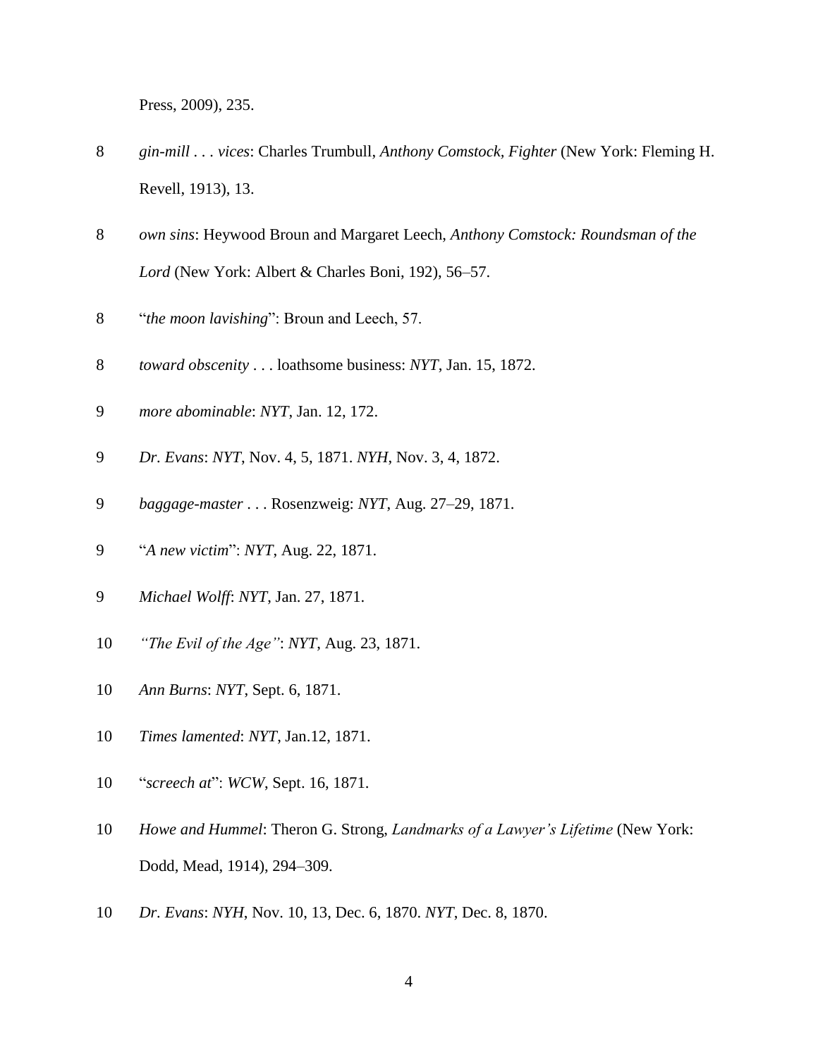Press, 2009), 235.

8 *gin-mill . . . vices*: Charles Trumbull, *Anthony Comstock, Fighter* (New York: Fleming H. Revell, 1913), 13.

8 *own sins*: Heywood Broun and Margaret Leech, *Anthony Comstock: Roundsman of the Lord* (New York: Albert & Charles Boni, 192), 56–57.

8 "*the moon lavishing*": Broun and Leech, 57.

8 *toward obscenity* . . . loathsome business: *NYT*, Jan. 15, 1872.

9 *more abominable*: *NYT*, Jan. 12, 172.

9 *Dr. Evans*: *NYT*, Nov. 4, 5, 1871. *NYH*, Nov. 3, 4, 1872.

9 *baggage-master* . . . Rosenzweig: *NYT*, Aug. 27–29, 1871.

9 "*A new victim*": *NYT*, Aug. 22, 1871.

9 *Michael Wolff*: *NYT*, Jan. 27, 1871.

10 *"The Evil of the Age"*: *NYT*, Aug. 23, 1871.

10 *Ann Burns*: *NYT*, Sept. 6, 1871.

10 *Times lamented*: *NYT*, Jan.12, 1871.

10 "*screech at*": *WCW*, Sept. 16, 1871.

10 *Howe and Hummel*: Theron G. Strong, *Landmarks of a Lawyer's Lifetime* (New York: Dodd, Mead, 1914), 294–309.

10 *Dr. Evans*: *NYH*, Nov. 10, 13, Dec. 6, 1870. *NYT*, Dec. 8, 1870.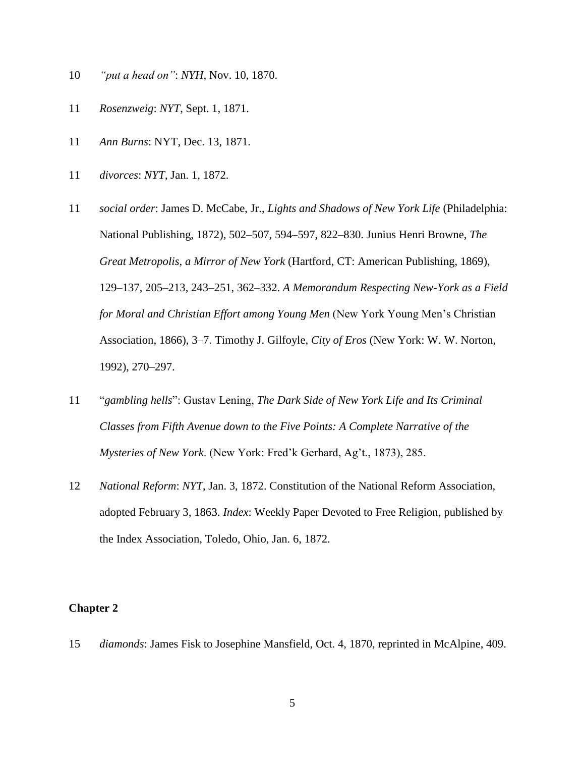10 *"put a head on"*: *NYH*, Nov. 10, 1870.

11 *Rosenzweig*: *NYT*, Sept. 1, 1871.

11 *Ann Burns*: NYT, Dec. 13, 1871.

11 *divorces*: *NYT*, Jan. 1, 1872.

11 *social order*: James D. McCabe, Jr., *Lights and Shadows of New York Life* (Philadelphia: National Publishing, 1872), 502–507, 594–597, 822–830. Junius Henri Browne, *The Great Metropolis, a Mirror of New York* (Hartford, CT: American Publishing, 1869), 129–137, 205–213, 243–251, 362–332. *A Memorandum Respecting New-York as a Field for Moral and Christian Effort among Young Men* (New York Young Men's Christian Association, 1866), 3–7. Timothy J. Gilfoyle, *City of Eros* (New York: W. W. Norton, 1992), 270–297.

11 "*gambling hells*": Gustav Lening, *The Dark Side of New York Life and Its Criminal Classes from Fifth Avenue down to the Five Points: A Complete Narrative of the Mysteries of New York*. (New York: Fred'k Gerhard, Ag't., 1873), 285.

12 *National Reform*: *NYT*, Jan. 3, 1872. Constitution of the National Reform Association, adopted February 3, 1863. *Index*: Weekly Paper Devoted to Free Religion, published by the Index Association, Toledo, Ohio, Jan. 6, 1872.

**Chapter 2**

15 *diamonds*: James Fisk to Josephine Mansfield, Oct. 4, 1870, reprinted in McAlpine, 409.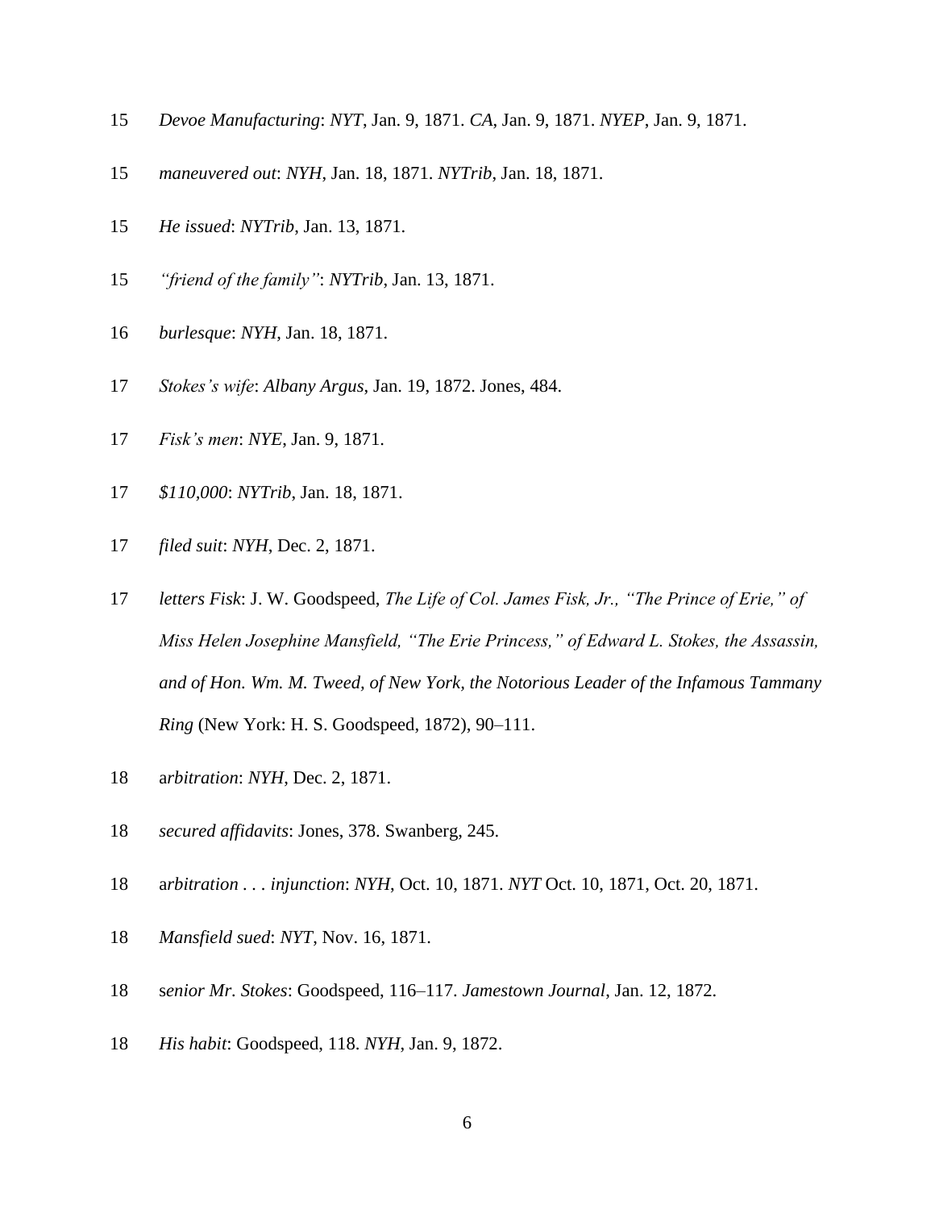15 *Devoe Manufacturing*: *NYT*, Jan. 9, 1871. *CA*, Jan. 9, 1871. *NYEP*, Jan. 9, 1871.

15 *maneuvered out*: *NYH*, Jan. 18, 1871. *NYTrib*, Jan. 18, 1871.

15 *He issued*: *NYTrib*, Jan. 13, 1871.

15 *"friend of the family"*: *NYTrib*, Jan. 13, 1871.

16 *burlesque*: *NYH*, Jan. 18, 1871.

17 *Stokes's wife*: *Albany Argus*, Jan. 19, 1872. Jones, 484.

17 *Fisk's men*: *NYE*, Jan. 9, 1871.

17 *$110,000*: *NYTrib*, Jan. 18, 1871.

17 *filed suit*: *NYH*, Dec. 2, 1871.

17 *letters Fisk*: J. W. Goodspeed, *The Life of Col. James Fisk, Jr., "The Prince of Erie," of Miss Helen Josephine Mansfield, "The Erie Princess," of Edward L. Stokes, the Assassin, and of Hon. Wm. M. Tweed, of New York, the Notorious Leader of the Infamous Tammany Ring* (New York: H. S. Goodspeed, 1872), 90–111.

18 a*rbitration*: *NYH*, Dec. 2, 1871.

18 *secured affidavits*: Jones, 378. Swanberg, 245.

18 a*rbitration . . . injunction*: *NYH*, Oct. 10, 1871. *NYT* Oct. 10, 1871, Oct. 20, 1871.

18 *Mansfield sued*: *NYT*, Nov. 16, 1871.

18 s*enior Mr. Stokes*: Goodspeed, 116–117. *Jamestown Journal*, Jan. 12, 1872.

18 *His habit*: Goodspeed, 118. *NYH*, Jan. 9, 1872.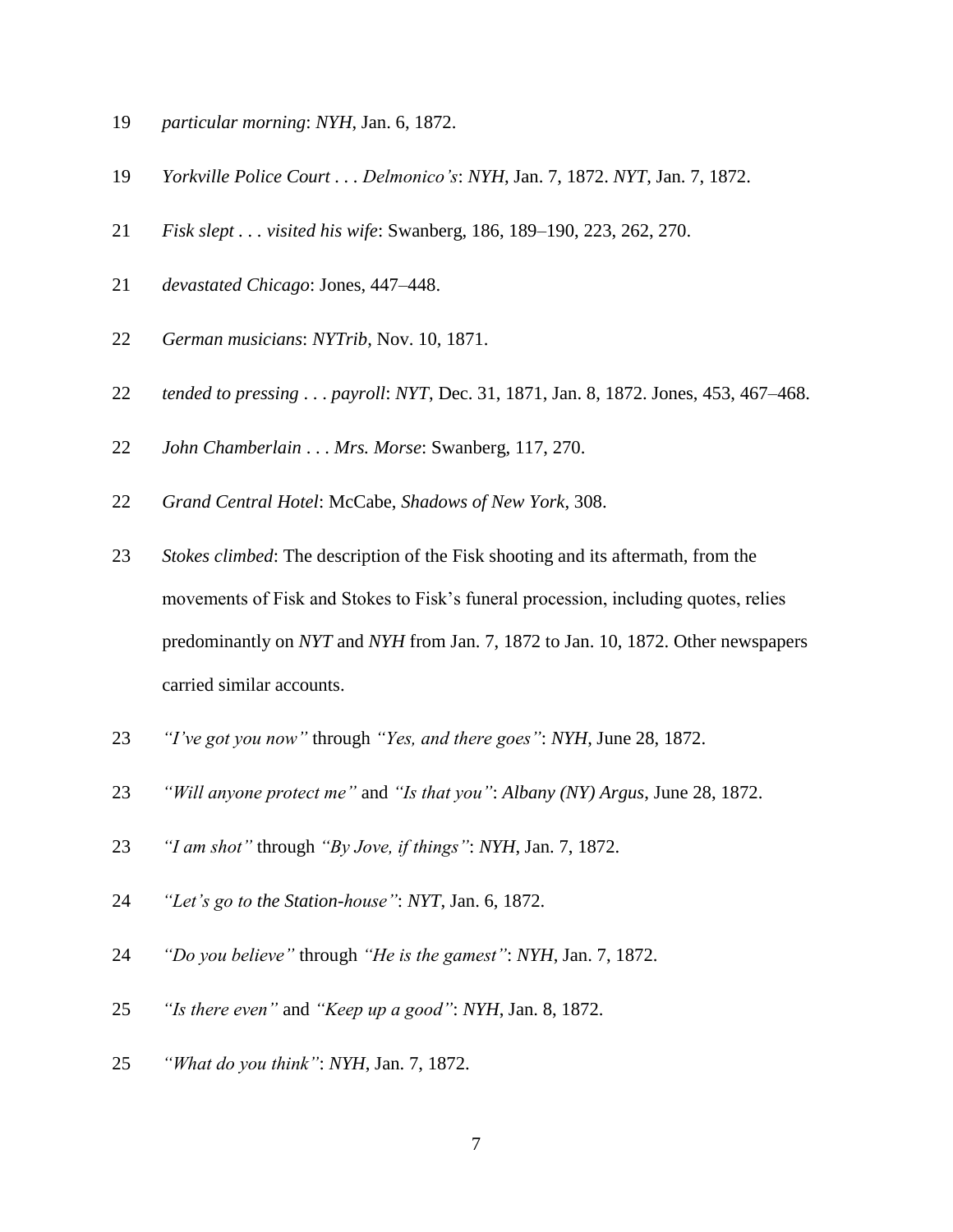19 *particular morning*: *NYH*, Jan. 6, 1872.

19 *Yorkville Police Court . . . Delmonico's*: *NYH*, Jan. 7, 1872. *NYT*, Jan. 7, 1872.

21 *Fisk slept . . . visited his wife*: Swanberg, 186, 189–190, 223, 262, 270.

21 *devastated Chicago*: Jones, 447–448.

22 *German musicians*: *NYTrib*, Nov. 10, 1871.

22 *tended to pressing . . . payroll*: *NYT*, Dec. 31, 1871, Jan. 8, 1872. Jones, 453, 467–468.

22 *John Chamberlain . . . Mrs. Morse*: Swanberg, 117, 270.

22 *Grand Central Hotel*: McCabe, *Shadows of New York*, 308.

23 *Stokes climbed*: The description of the Fisk shooting and its aftermath, from the movements of Fisk and Stokes to Fisk's funeral procession, including quotes, relies predominantly on *NYT* and *NYH* from Jan. 7, 1872 to Jan. 10, 1872. Other newspapers carried similar accounts.

23 *"I've got you now"* through *"Yes, and there goes"*: *NYH*, June 28, 1872.

23 *"Will anyone protect me"* and *"Is that you"*: *Albany (NY) Argus*, June 28, 1872.

23 *"I am shot"* through *"By Jove, if things"*: *NYH*, Jan. 7, 1872.

24 *"Let's go to the Station-house"*: *NYT*, Jan. 6, 1872.

24 *"Do you believe"* through *"He is the gamest"*: *NYH*, Jan. 7, 1872.

25 *"Is there even"* and *"Keep up a good"*: *NYH*, Jan. 8, 1872.

25 *"What do you think"*: *NYH*, Jan. 7, 1872.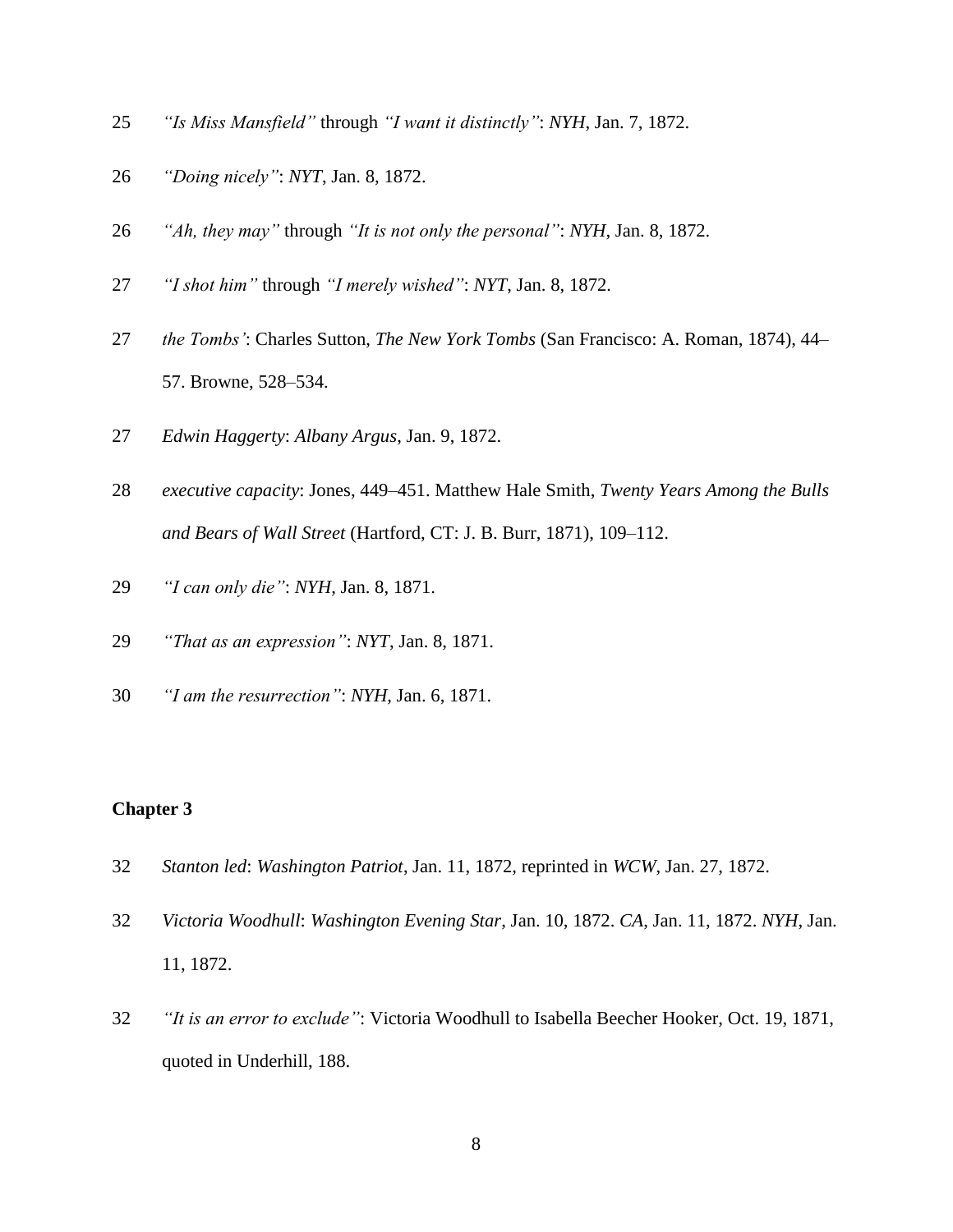25 *"Is Miss Mansfield"* through *"I want it distinctly"*: *NYH*, Jan. 7, 1872.

26 *"Doing nicely"*: *NYT*, Jan. 8, 1872.

26 *"Ah, they may"* through *"It is not only the personal"*: *NYH*, Jan. 8, 1872.

27 *"I shot him"* through *"I merely wished"*: *NYT*, Jan. 8, 1872.

27 *the Tombs'*: Charles Sutton, *The New York Tombs* (San Francisco: A. Roman, 1874), 44–57. Browne, 528–534.

27 *Edwin Haggerty*: *Albany Argus*, Jan. 9, 1872.

28 *executive capacity*: Jones, 449–451. Matthew Hale Smith, *Twenty Years Among the Bulls and Bears of Wall Street* (Hartford, CT: J. B. Burr, 1871), 109–112.

29 *"I can only die"*: *NYH*, Jan. 8, 1871.

29 *"That as an expression"*: *NYT*, Jan. 8, 1871.

30 *"I am the resurrection"*: *NYH*, Jan. 6, 1871.

**Chapter 3**

32 *Stanton led*: *Washington Patriot*, Jan. 11, 1872, reprinted in *WCW*, Jan. 27, 1872.

32 *Victoria Woodhull*: *Washington Evening Star*, Jan. 10, 1872. *CA*, Jan. 11, 1872. *NYH*, Jan. 11, 1872.

32 *"It is an error to exclude"*: Victoria Woodhull to Isabella Beecher Hooker, Oct. 19, 1871, quoted in Underhill, 188.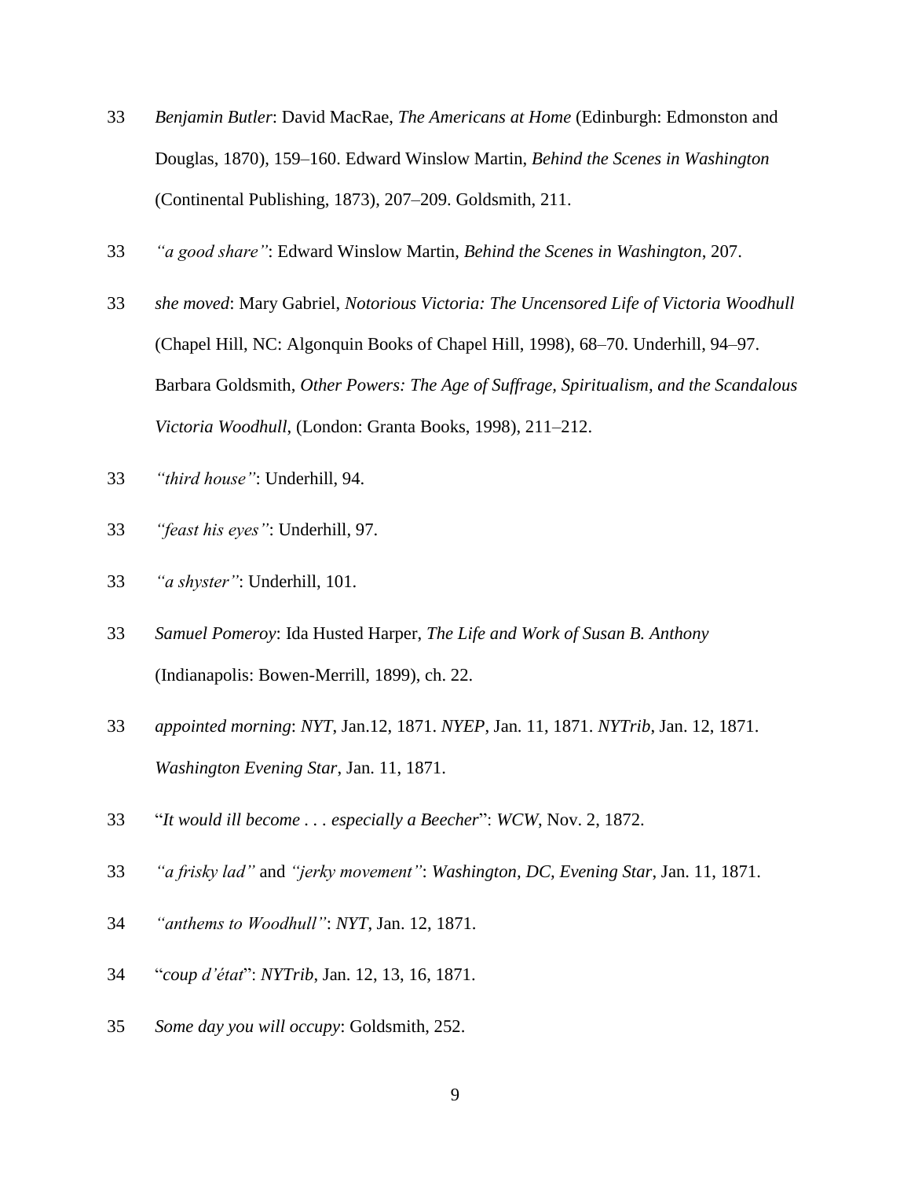33 *Benjamin Butler*: David MacRae, *The Americans at Home* (Edinburgh: Edmonston and Douglas, 1870), 159–160. Edward Winslow Martin, *Behind the Scenes in Washington* (Continental Publishing, 1873), 207–209. Goldsmith, 211.

33 *"a good share"*: Edward Winslow Martin, *Behind the Scenes in Washington*, 207.

33 *she moved*: Mary Gabriel, *Notorious Victoria: The Uncensored Life of Victoria Woodhull* (Chapel Hill, NC: Algonquin Books of Chapel Hill, 1998), 68–70. Underhill, 94–97. Barbara Goldsmith, *Other Powers: The Age of Suffrage, Spiritualism, and the Scandalous Victoria Woodhull*, (London: Granta Books, 1998), 211–212.

33 *"third house"*: Underhill, 94.

33 *"feast his eyes"*: Underhill, 97.

33 *"a shyster"*: Underhill, 101.

33 *Samuel Pomeroy*: Ida Husted Harper, *The Life and Work of Susan B. Anthony* (Indianapolis: Bowen-Merrill, 1899), ch. 22.

33 *appointed morning*: *NYT*, Jan.12, 1871. *NYEP*, Jan. 11, 1871. *NYTrib*, Jan. 12, 1871. *Washington Evening Star*, Jan. 11, 1871.

33 "*It would ill become . . . especially a Beecher*": *WCW*, Nov. 2, 1872.

33 *"a frisky lad"* and *"jerky movement"*: *Washington, DC, Evening Star*, Jan. 11, 1871.

34 *"anthems to Woodhull"*: *NYT*, Jan. 12, 1871.

34 "*coup d'état*": *NYTrib*, Jan. 12, 13, 16, 1871.

35 *Some day you will occupy*: Goldsmith, 252.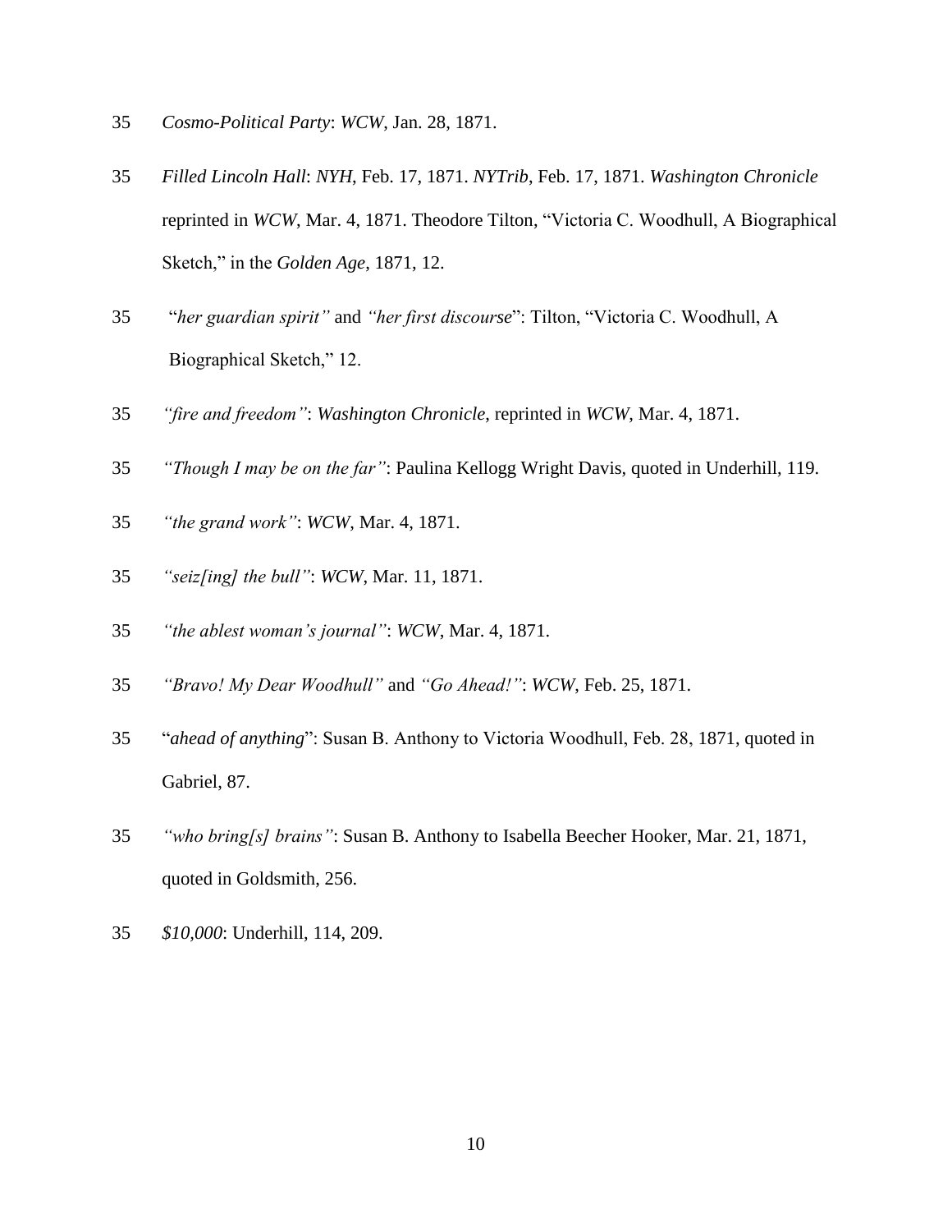35 *Cosmo-Political Party*: *WCW*, Jan. 28, 1871.

35 *Filled Lincoln Hall*: *NYH*, Feb. 17, 1871. *NYTrib*, Feb. 17, 1871. *Washington Chronicle* reprinted in *WCW*, Mar. 4, 1871. Theodore Tilton, "Victoria C. Woodhull, A Biographical Sketch," in the *Golden Age*, 1871, 12.

35 "*her guardian spirit"* and *"her first discourse*": Tilton, "Victoria C. Woodhull, A Biographical Sketch," 12.

35 *"fire and freedom"*: *Washington Chronicle*, reprinted in *WCW*, Mar. 4, 1871.

35 *"Though I may be on the far"*: Paulina Kellogg Wright Davis, quoted in Underhill, 119.

35 *"the grand work"*: *WCW*, Mar. 4, 1871.

35 *"seiz[ing] the bull"*: *WCW*, Mar. 11, 1871.

35 *"the ablest woman's journal"*: *WCW*, Mar. 4, 1871.

35 *"Bravo! My Dear Woodhull"* and *"Go Ahead!"*: *WCW*, Feb. 25, 1871.

35 "*ahead of anything*": Susan B. Anthony to Victoria Woodhull, Feb. 28, 1871, quoted in Gabriel, 87.

35 *"who bring[s] brains"*: Susan B. Anthony to Isabella Beecher Hooker, Mar. 21, 1871, quoted in Goldsmith, 256.

35 *$10,000*: Underhill, 114, 209.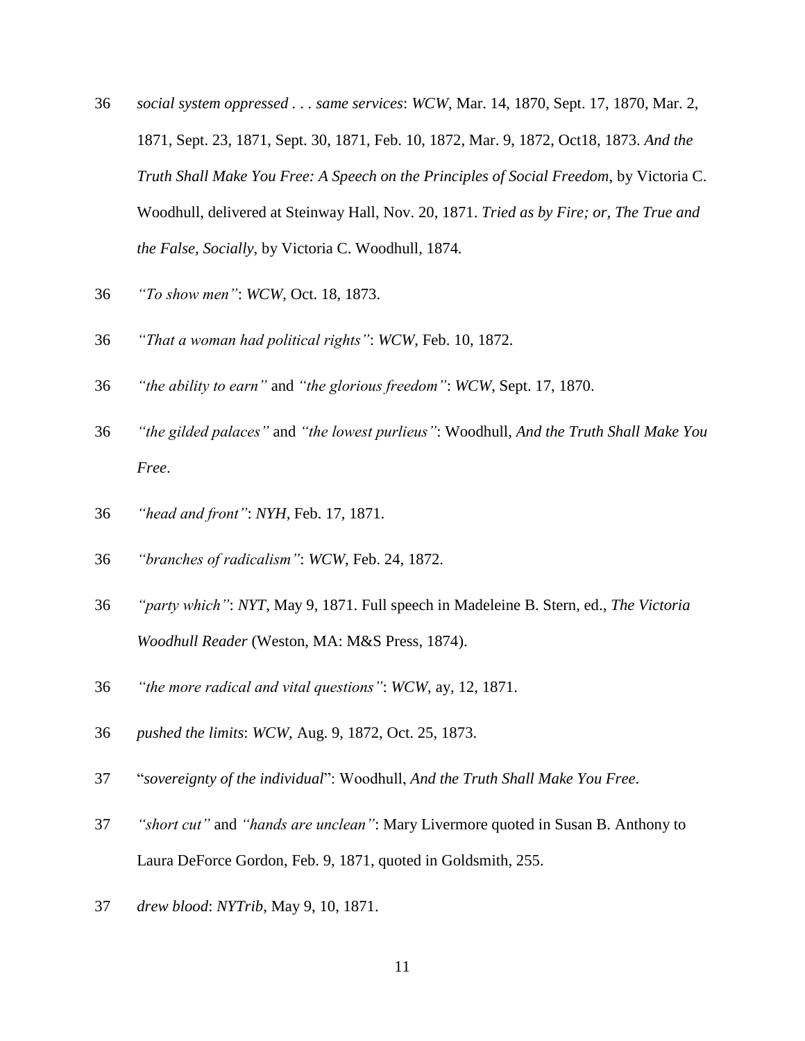36 *social system oppressed . . . same services*: *WCW*, Mar. 14, 1870, Sept. 17, 1870, Mar. 2, 1871, Sept. 23, 1871, Sept. 30, 1871, Feb. 10, 1872, Mar. 9, 1872, Oct18, 1873. *And the Truth Shall Make You Free: A Speech on the Principles of Social Freedom*, by Victoria C. Woodhull, delivered at Steinway Hall, Nov. 20, 1871. *Tried as by Fire; or, The True and the False, Socially*, by Victoria C. Woodhull, 1874.

36 *"To show men"*: *WCW*, Oct. 18, 1873.

36 *"That a woman had political rights"*: *WCW*, Feb. 10, 1872.

36 *"the ability to earn"* and *"the glorious freedom"*: *WCW*, Sept. 17, 1870.

36 *"the gilded palaces"* and *"the lowest purlieus"*: Woodhull, *And the Truth Shall Make You Free*.

36 *"head and front"*: *NYH*, Feb. 17, 1871.

36 *"branches of radicalism"*: *WCW*, Feb. 24, 1872.

36 *"party which"*: *NYT*, May 9, 1871. Full speech in Madeleine B. Stern, ed., *The Victoria Woodhull Reader* (Weston, MA: M&S Press, 1874).

36 *"the more radical and vital questions"*: *WCW*, ay, 12, 1871.

36 *pushed the limits*: *WCW*, Aug. 9, 1872, Oct. 25, 1873.

37 "*sovereignty of the individual*": Woodhull, *And the Truth Shall Make You Free*.

37 *"short cut"* and *"hands are unclean"*: Mary Livermore quoted in Susan B. Anthony to Laura DeForce Gordon, Feb. 9, 1871, quoted in Goldsmith, 255.

37 *drew blood*: *NYTrib*, May 9, 10, 1871.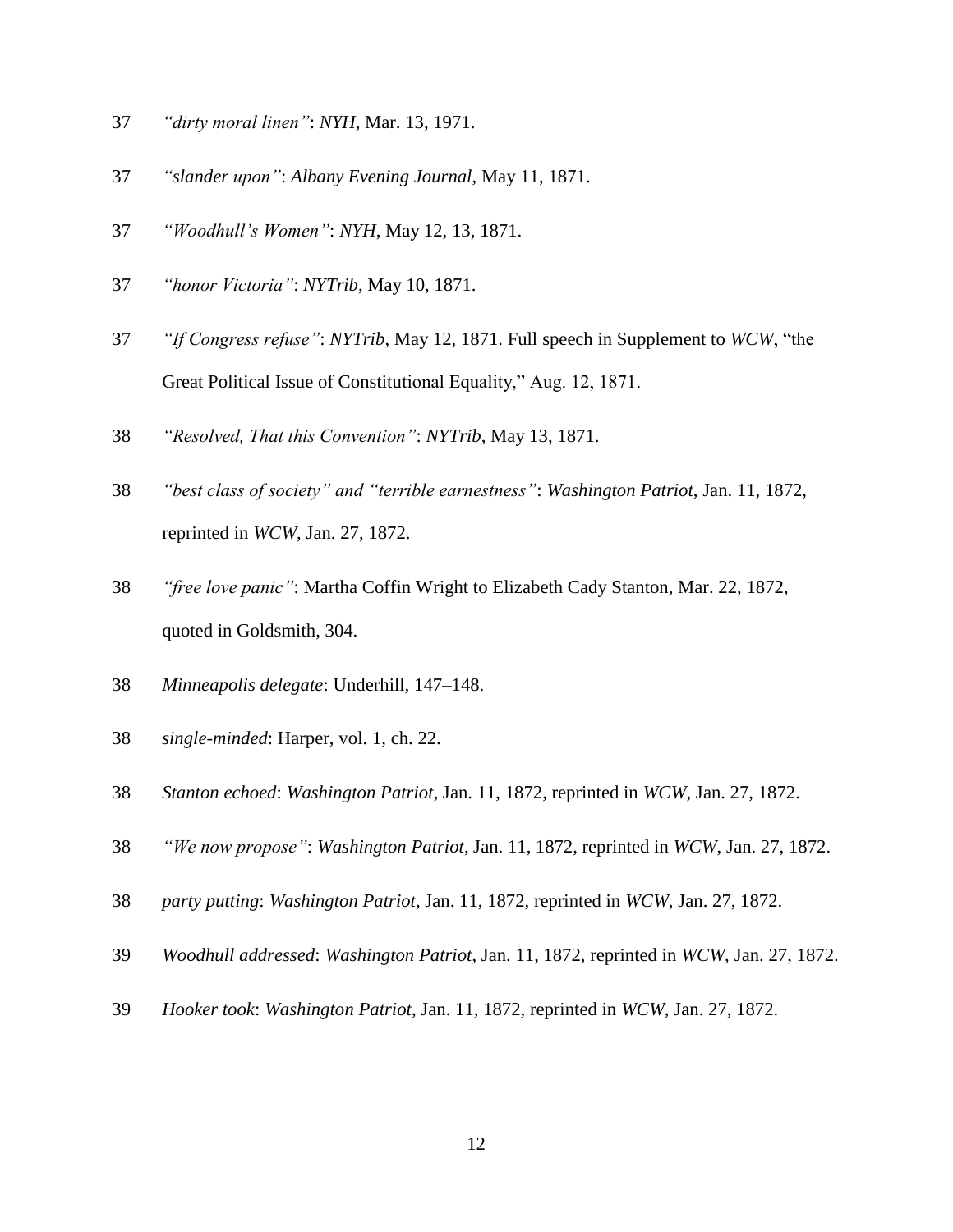37 *"dirty moral linen"*: *NYH*, Mar. 13, 1971.

37 *"slander upon"*: *Albany Evening Journal*, May 11, 1871.

37 *"Woodhull's Women"*: *NYH*, May 12, 13, 1871.

37 *"honor Victoria"*: *NYTrib*, May 10, 1871.

37 *"If Congress refuse"*: *NYTrib*, May 12, 1871. Full speech in Supplement to *WCW*, "the Great Political Issue of Constitutional Equality," Aug. 12, 1871.

38 *"Resolved, That this Convention"*: *NYTrib*, May 13, 1871.

38 *"best class of society" and "terrible earnestness"*: *Washington Patriot*, Jan. 11, 1872, reprinted in *WCW*, Jan. 27, 1872.

38 *"free love panic"*: Martha Coffin Wright to Elizabeth Cady Stanton, Mar. 22, 1872, quoted in Goldsmith, 304.

38 *Minneapolis delegate*: Underhill, 147–148.

38 *single-minded*: Harper, vol. 1, ch. 22.

38 *Stanton echoed*: *Washington Patriot*, Jan. 11, 1872, reprinted in *WCW*, Jan. 27, 1872.

38 *"We now propose"*: *Washington Patriot*, Jan. 11, 1872, reprinted in *WCW*, Jan. 27, 1872.

38 *party putting*: *Washington Patriot*, Jan. 11, 1872, reprinted in *WCW*, Jan. 27, 1872.

39 *Woodhull addressed*: *Washington Patriot*, Jan. 11, 1872, reprinted in *WCW*, Jan. 27, 1872.

39 *Hooker took*: *Washington Patriot*, Jan. 11, 1872, reprinted in *WCW*, Jan. 27, 1872.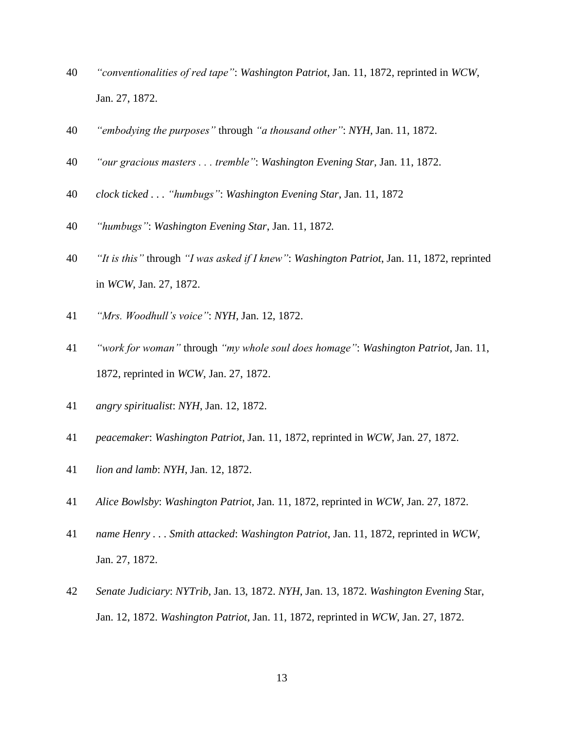40 *"conventionalities of red tape"*: *Washington Patriot*, Jan. 11, 1872, reprinted in *WCW*, Jan. 27, 1872.

40 *"embodying the purposes"* through *"a thousand other"*: *NYH*, Jan. 11, 1872.

40 *"our gracious masters . . . tremble"*: *Washington Evening Star*, Jan. 11, 1872.

40 *clock ticked* . . . *"humbugs"*: *Washington Evening Star*, Jan. 11, 1872

40 *"humbugs"*: *Washington Evening Star*, Jan. 11, 1872.

40 *"It is this"* through *"I was asked if I knew"*: *Washington Patriot*, Jan. 11, 1872, reprinted in *WCW*, Jan. 27, 1872.

41 *"Mrs. Woodhull's voice"*: *NYH*, Jan. 12, 1872.

41 *"work for woman"* through *"my whole soul does homage"*: *Washington Patriot*, Jan. 11, 1872, reprinted in *WCW*, Jan. 27, 1872.

41 *angry spiritualist*: *NYH*, Jan. 12, 1872.

41 *peacemaker*: *Washington Patriot*, Jan. 11, 1872, reprinted in *WCW*, Jan. 27, 1872.

41 *lion and lamb*: *NYH*, Jan. 12, 1872.

41 *Alice Bowlsby*: *Washington Patriot*, Jan. 11, 1872, reprinted in *WCW*, Jan. 27, 1872.

41 *name Henry . . . Smith attacked*: *Washington Patriot*, Jan. 11, 1872, reprinted in *WCW*, Jan. 27, 1872.

42 *Senate Judiciary*: *NYTrib*, Jan. 13, 1872. *NYH*, Jan. 13, 1872. *Washington Evening S*tar, Jan. 12, 1872. *Washington Patriot*, Jan. 11, 1872, reprinted in *WCW*, Jan. 27, 1872.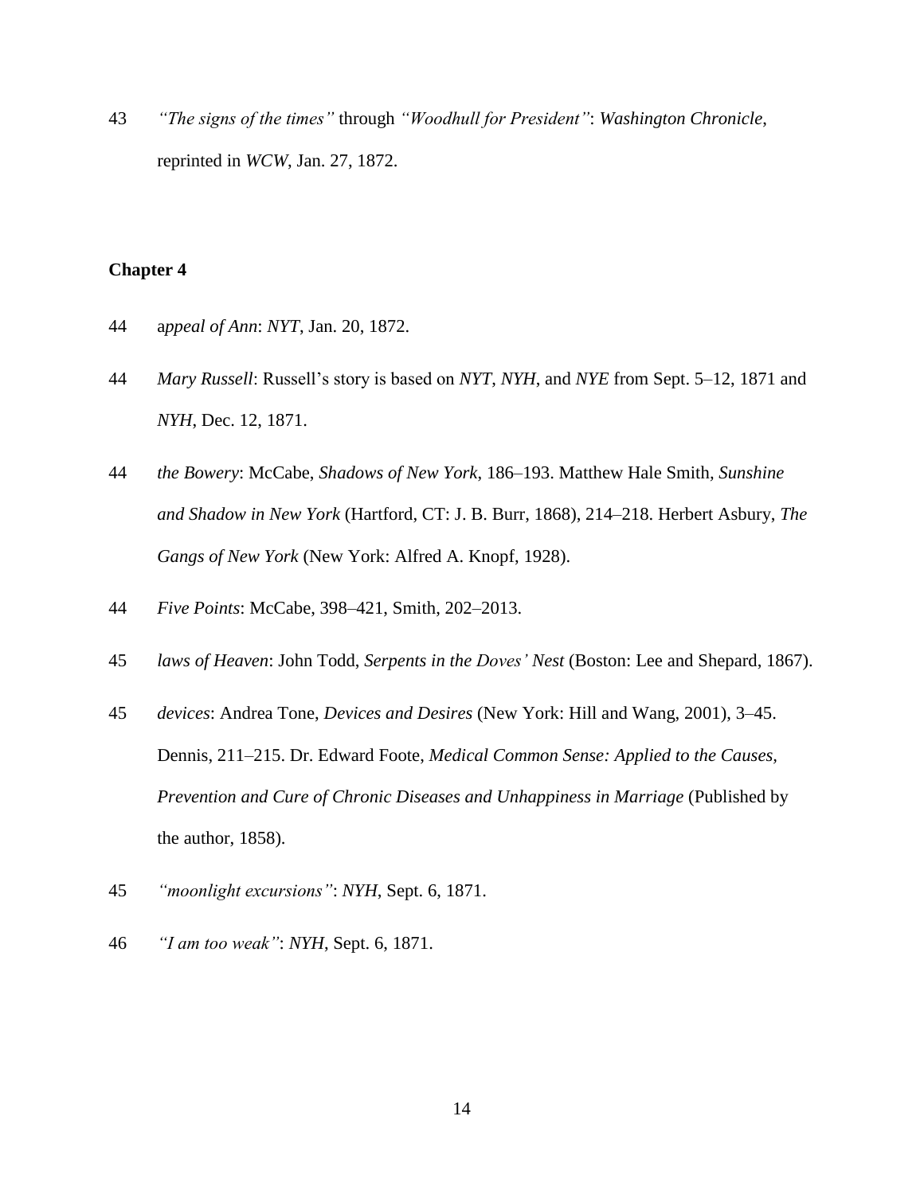43 *"The signs of the times"* through *"Woodhull for President"*: *Washington Chronicle*, reprinted in *WCW*, Jan. 27, 1872.

**Chapter 4**

44 a*ppeal of Ann*: *NYT*, Jan. 20, 1872.

44 *Mary Russell*: Russell's story is based on *NYT*, *NYH*, and *NYE* from Sept. 5–12, 1871 and *NYH*, Dec. 12, 1871.

44 *the Bowery*: McCabe, *Shadows of New York*, 186–193. Matthew Hale Smith, *Sunshine and Shadow in New York* (Hartford, CT: J. B. Burr, 1868), 214–218. Herbert Asbury, *The Gangs of New York* (New York: Alfred A. Knopf, 1928).

44 *Five Points*: McCabe, 398–421, Smith, 202–2013.

45 *laws of Heaven*: John Todd, *Serpents in the Doves' Nest* (Boston: Lee and Shepard, 1867).

45 *devices*: Andrea Tone, *Devices and Desires* (New York: Hill and Wang, 2001), 3–45. Dennis, 211–215. Dr. Edward Foote, *Medical Common Sense: Applied to the Causes, Prevention and Cure of Chronic Diseases and Unhappiness in Marriage* (Published by the author, 1858).

45 *"moonlight excursions"*: *NYH*, Sept. 6, 1871.

46 *"I am too weak"*: *NYH*, Sept. 6, 1871.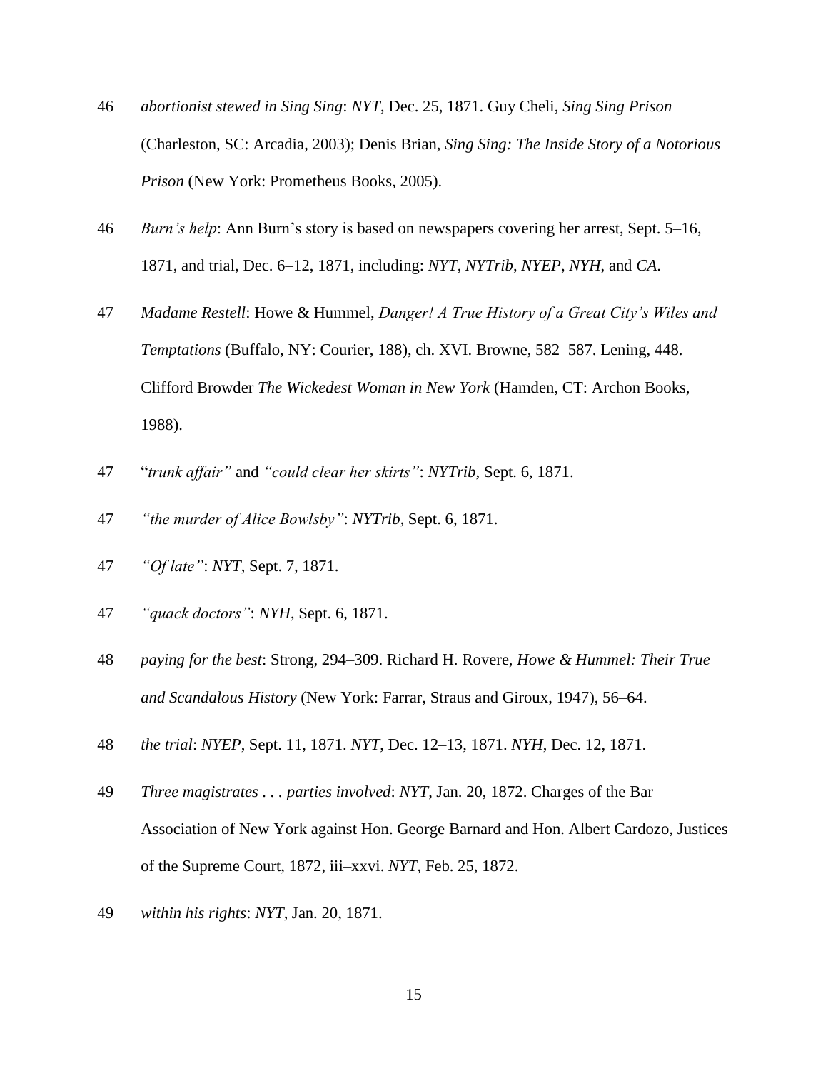46 *abortionist stewed in Sing Sing*: *NYT*, Dec. 25, 1871. Guy Cheli, *Sing Sing Prison* (Charleston, SC: Arcadia, 2003); Denis Brian, *Sing Sing: The Inside Story of a Notorious Prison* (New York: Prometheus Books, 2005).

46 *Burn's help*: Ann Burn's story is based on newspapers covering her arrest, Sept. 5–16, 1871, and trial, Dec. 6–12, 1871, including: *NYT*, *NYTrib*, *NYEP*, *NYH*, and *CA*.

47 *Madame Restell*: Howe & Hummel, *Danger! A True History of a Great City's Wiles and Temptations* (Buffalo, NY: Courier, 188), ch. XVI. Browne, 582–587. Lening, 448. Clifford Browder *The Wickedest Woman in New York* (Hamden, CT: Archon Books, 1988).

47 "*trunk affair"* and *"could clear her skirts"*: *NYTrib*, Sept. 6, 1871.

47 *"the murder of Alice Bowlsby"*: *NYTrib*, Sept. 6, 1871.

47 *"Of late"*: *NYT*, Sept. 7, 1871.

47 *"quack doctors"*: *NYH*, Sept. 6, 1871.

48 *paying for the best*: Strong, 294–309. Richard H. Rovere, *Howe & Hummel: Their True and Scandalous History* (New York: Farrar, Straus and Giroux, 1947), 56–64.

48 *the trial*: *NYEP*, Sept. 11, 1871. *NYT*, Dec. 12–13, 1871. *NYH*, Dec. 12, 1871.

49 *Three magistrates . . . parties involved*: *NYT*, Jan. 20, 1872. Charges of the Bar Association of New York against Hon. George Barnard and Hon. Albert Cardozo, Justices of the Supreme Court, 1872, iii–xxvi. *NYT*, Feb. 25, 1872.

49 *within his rights*: *NYT*, Jan. 20, 1871.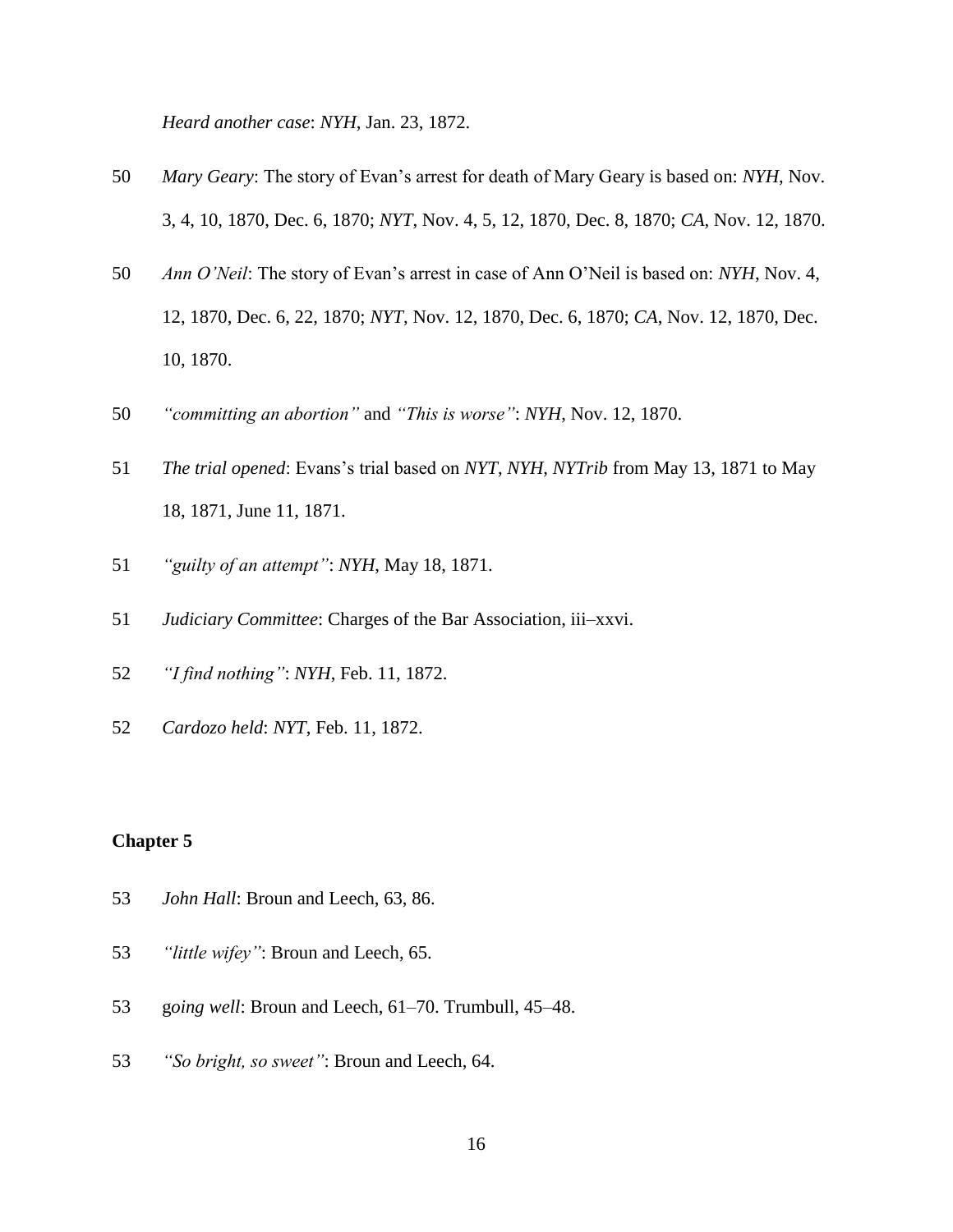*Heard another case*: *NYH*, Jan. 23, 1872.

50 *Mary Geary*: The story of Evan's arrest for death of Mary Geary is based on: *NYH*, Nov. 3, 4, 10, 1870, Dec. 6, 1870; *NYT*, Nov. 4, 5, 12, 1870, Dec. 8, 1870; *CA*, Nov. 12, 1870.

50 *Ann O'Neil*: The story of Evan's arrest in case of Ann O'Neil is based on: *NYH*, Nov. 4, 12, 1870, Dec. 6, 22, 1870; *NYT*, Nov. 12, 1870, Dec. 6, 1870; *CA*, Nov. 12, 1870, Dec. 10, 1870.

50 *"committing an abortion"* and *"This is worse"*: *NYH*, Nov. 12, 1870.

51 *The trial opened*: Evans's trial based on *NYT*, *NYH*, *NYTrib* from May 13, 1871 to May 18, 1871, June 11, 1871.

51 *"guilty of an attempt"*: *NYH*, May 18, 1871.

51 *Judiciary Committee*: Charges of the Bar Association, iii–xxvi.

52 *"I find nothing"*: *NYH*, Feb. 11, 1872.

52 *Cardozo held*: *NYT*, Feb. 11, 1872.

## Chapter 5

53 *John Hall*: Broun and Leech, 63, 86.

53 *"little wifey"*: Broun and Leech, 65.

53 g*oing well*: Broun and Leech, 61–70. Trumbull, 45–48.

53 *"So bright, so sweet"*: Broun and Leech, 64.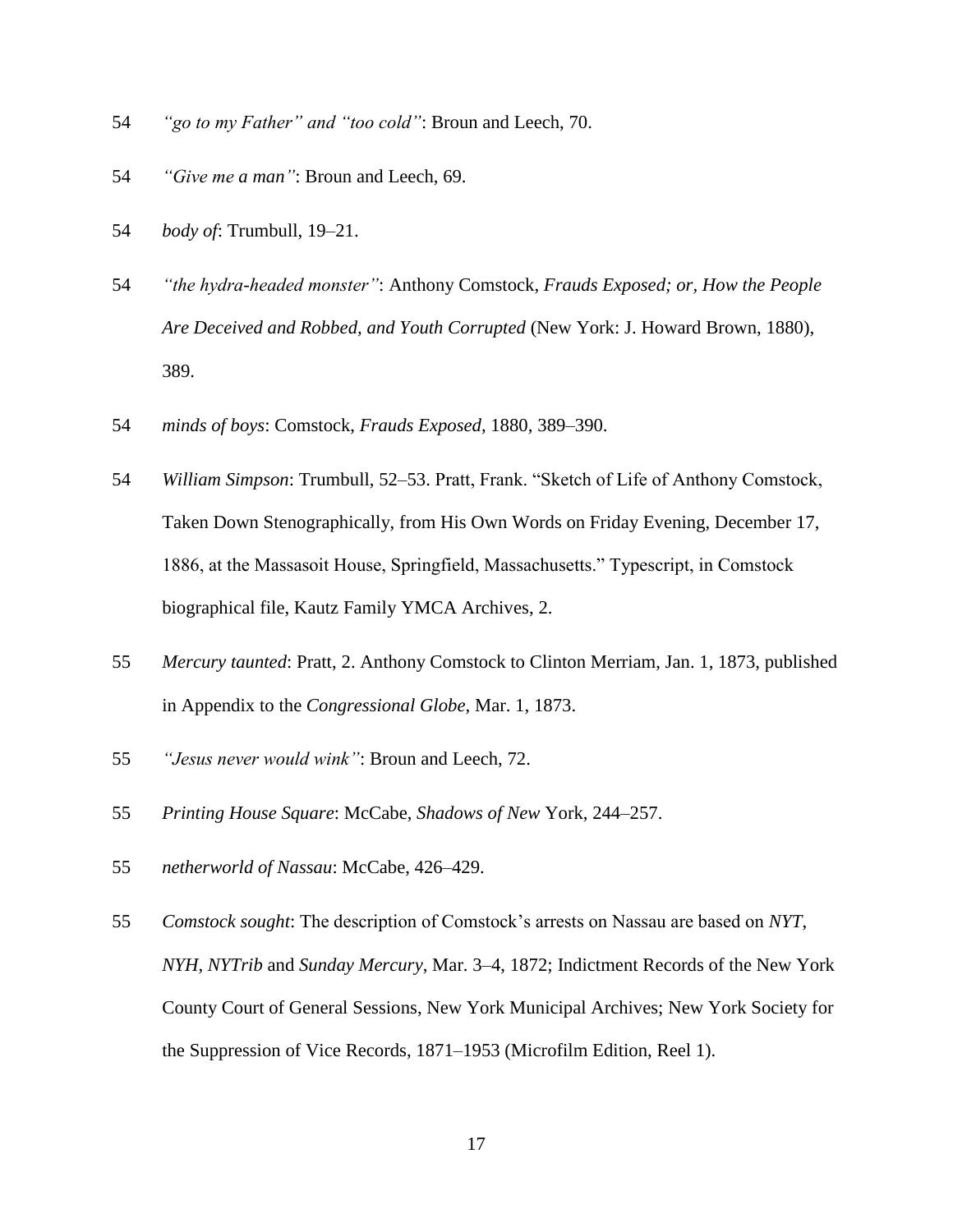54 *"go to my Father" and "too cold"*: Broun and Leech, 70.

54 *"Give me a man"*: Broun and Leech, 69.

54 *body of*: Trumbull, 19–21.

54 *"the hydra-headed monster"*: Anthony Comstock, *Frauds Exposed; or, How the People Are Deceived and Robbed, and Youth Corrupted* (New York: J. Howard Brown, 1880), 389.

54 *minds of boys*: Comstock, *Frauds Exposed*, 1880, 389–390.

54 *William Simpson*: Trumbull, 52–53. Pratt, Frank. "Sketch of Life of Anthony Comstock, Taken Down Stenographically, from His Own Words on Friday Evening, December 17, 1886, at the Massasoit House, Springfield, Massachusetts." Typescript, in Comstock biographical file, Kautz Family YMCA Archives, 2.

55 *Mercury taunted*: Pratt, 2. Anthony Comstock to Clinton Merriam, Jan. 1, 1873, published in Appendix to the *Congressional Globe*, Mar. 1, 1873.

55 *"Jesus never would wink"*: Broun and Leech, 72.

55 *Printing House Square*: McCabe, *Shadows of New* York, 244–257.

55 *netherworld of Nassau*: McCabe, 426–429.

55 *Comstock sought*: The description of Comstock's arrests on Nassau are based on *NYT*, *NYH*, *NYTrib* and *Sunday Mercury*, Mar. 3–4, 1872; Indictment Records of the New York County Court of General Sessions, New York Municipal Archives; New York Society for the Suppression of Vice Records, 1871–1953 (Microfilm Edition, Reel 1).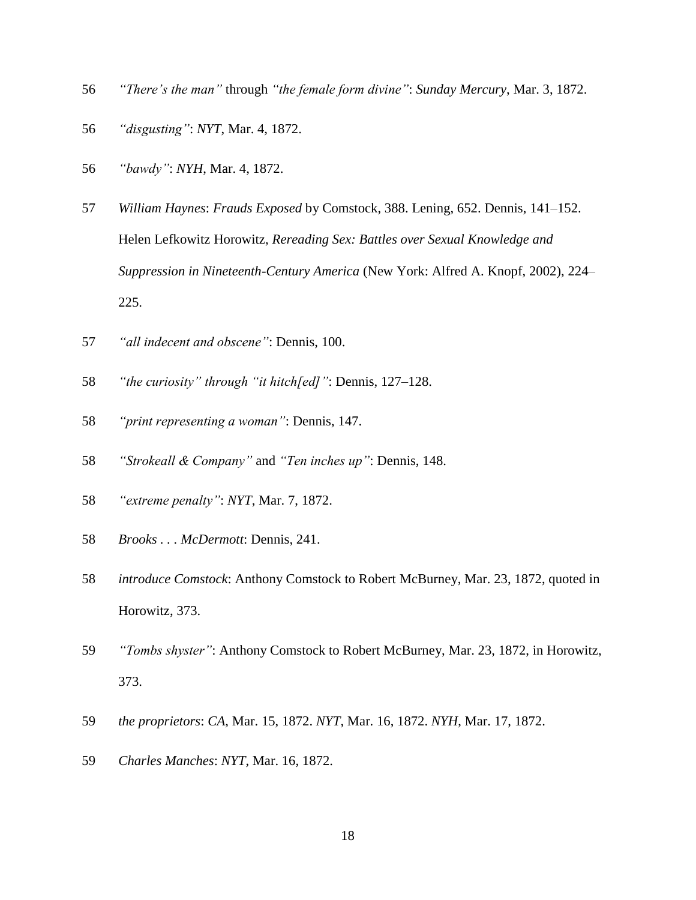56 *"There's the man"* through *"the female form divine"*: *Sunday Mercury*, Mar. 3, 1872.

56 *"disgusting"*: *NYT*, Mar. 4, 1872.

56 *"bawdy"*: *NYH*, Mar. 4, 1872.

57 *William Haynes*: *Frauds Exposed* by Comstock, 388. Lening, 652. Dennis, 141–152. Helen Lefkowitz Horowitz, *Rereading Sex: Battles over Sexual Knowledge and Suppression in Nineteenth-Century America* (New York: Alfred A. Knopf, 2002), 224–225.

57 *"all indecent and obscene"*: Dennis, 100.

58 *"the curiosity" through "it hitch[ed]"*: Dennis, 127–128.

58 *"print representing a woman"*: Dennis, 147.

58 *"Strokeall & Company"* and *"Ten inches up"*: Dennis, 148.

58 *"extreme penalty"*: *NYT*, Mar. 7, 1872.

58 *Brooks . . . McDermott*: Dennis, 241.

58 *introduce Comstock*: Anthony Comstock to Robert McBurney, Mar. 23, 1872, quoted in Horowitz, 373.

59 *"Tombs shyster"*: Anthony Comstock to Robert McBurney, Mar. 23, 1872, in Horowitz, 373.

59 *the proprietors*: *CA*, Mar. 15, 1872. *NYT*, Mar. 16, 1872. *NYH*, Mar. 17, 1872.

59 *Charles Manches*: *NYT*, Mar. 16, 1872.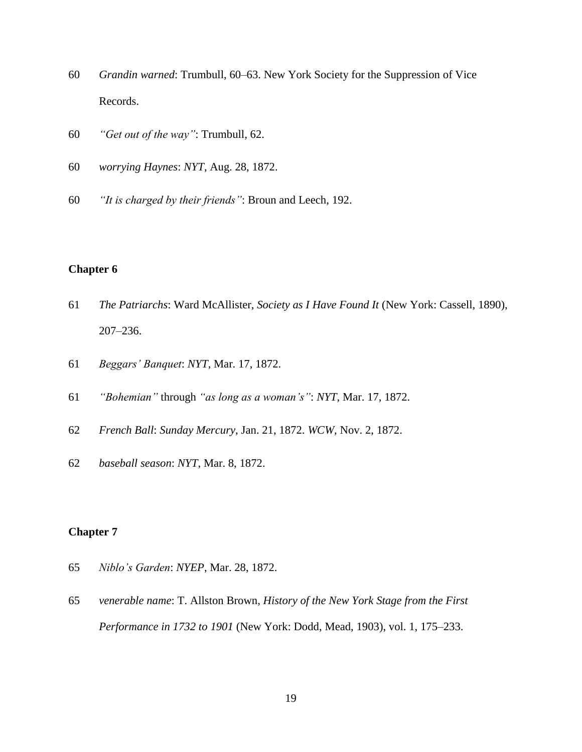60 *Grandin warned*: Trumbull, 60–63. New York Society for the Suppression of Vice Records.

60 *"Get out of the way"*: Trumbull, 62.

60 *worrying Haynes*: *NYT*, Aug. 28, 1872.

60 *"It is charged by their friends"*: Broun and Leech, 192.

**Chapter 6**

61 *The Patriarchs*: Ward McAllister, *Society as I Have Found It* (New York: Cassell, 1890), 207–236.

61 *Beggars' Banquet*: *NYT*, Mar. 17, 1872.

61 *"Bohemian"* through *"as long as a woman's"*: *NYT*, Mar. 17, 1872.

62 *French Ball*: *Sunday Mercury*, Jan. 21, 1872. *WCW*, Nov. 2, 1872.

62 *baseball season*: *NYT*, Mar. 8, 1872.

**Chapter 7**

65 *Niblo's Garden*: *NYEP*, Mar. 28, 1872.

65 *venerable name*: T. Allston Brown, *History of the New York Stage from the First Performance in 1732 to 1901* (New York: Dodd, Mead, 1903), vol. 1, 175–233.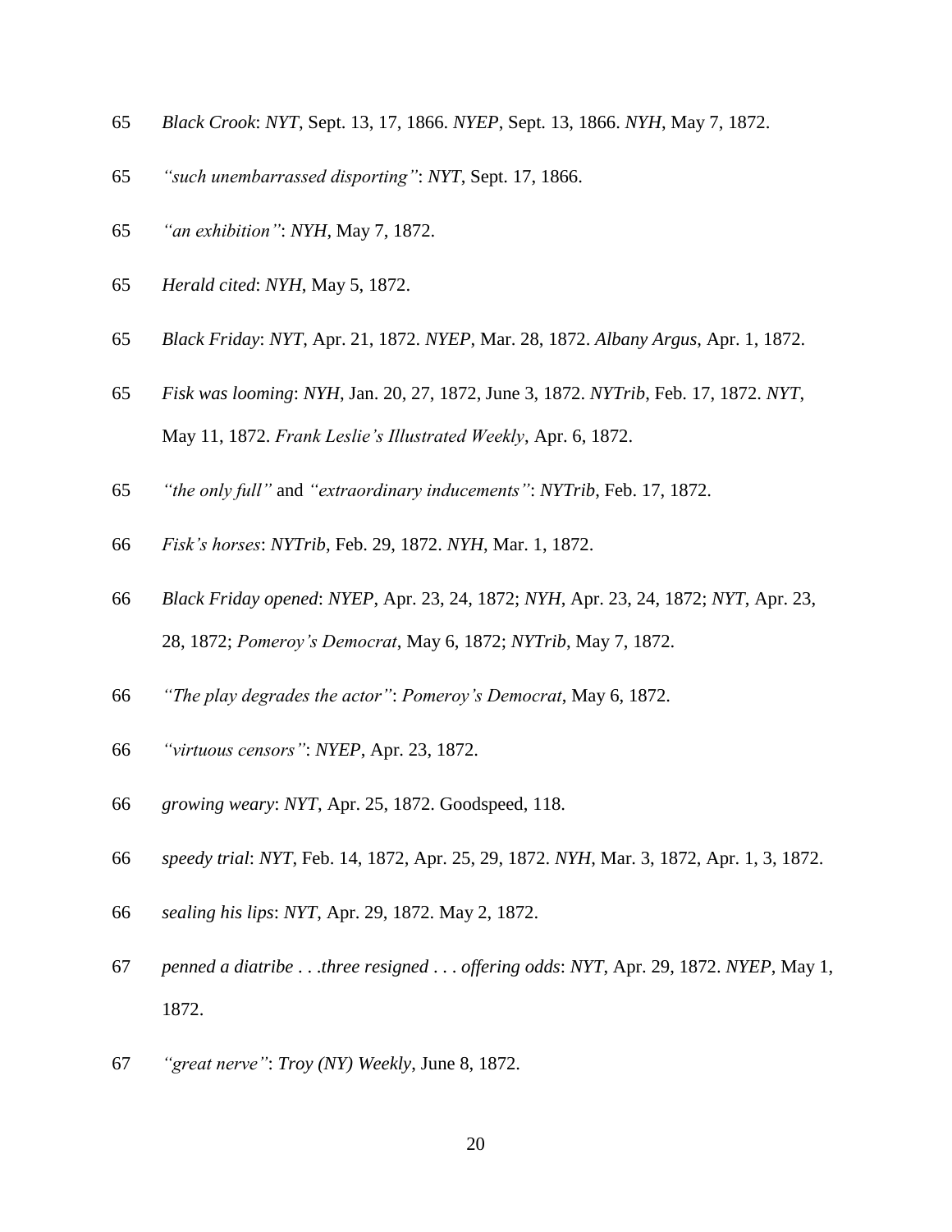65 *Black Crook*: *NYT*, Sept. 13, 17, 1866. *NYEP*, Sept. 13, 1866. *NYH*, May 7, 1872.

65 *"such unembarrassed disporting"*: *NYT*, Sept. 17, 1866.

65 *"an exhibition"*: *NYH*, May 7, 1872.

65 *Herald cited*: *NYH*, May 5, 1872.

65 *Black Friday*: *NYT*, Apr. 21, 1872. *NYEP*, Mar. 28, 1872. *Albany Argus*, Apr. 1, 1872.

65 *Fisk was looming*: *NYH*, Jan. 20, 27, 1872, June 3, 1872. *NYTrib*, Feb. 17, 1872. *NYT*, May 11, 1872. *Frank Leslie's Illustrated Weekly*, Apr. 6, 1872.

65 *"the only full"* and *"extraordinary inducements"*: *NYTrib*, Feb. 17, 1872.

66 *Fisk's horses*: *NYTrib*, Feb. 29, 1872. *NYH*, Mar. 1, 1872.

66 *Black Friday opened*: *NYEP*, Apr. 23, 24, 1872; *NYH*, Apr. 23, 24, 1872; *NYT*, Apr. 23, 28, 1872; *Pomeroy's Democrat*, May 6, 1872; *NYTrib*, May 7, 1872.

66 *"The play degrades the actor"*: *Pomeroy's Democrat*, May 6, 1872.

66 *"virtuous censors"*: *NYEP*, Apr. 23, 1872.

66 *growing weary*: *NYT*, Apr. 25, 1872. Goodspeed, 118.

66 *speedy trial*: *NYT*, Feb. 14, 1872, Apr. 25, 29, 1872. *NYH*, Mar. 3, 1872, Apr. 1, 3, 1872.

66 *sealing his lips*: *NYT*, Apr. 29, 1872. May 2, 1872.

67 *penned a diatribe . . .three resigned . . . offering odds*: *NYT*, Apr. 29, 1872. *NYEP*, May 1, 1872.

67 *"great nerve"*: *Troy (NY) Weekly*, June 8, 1872.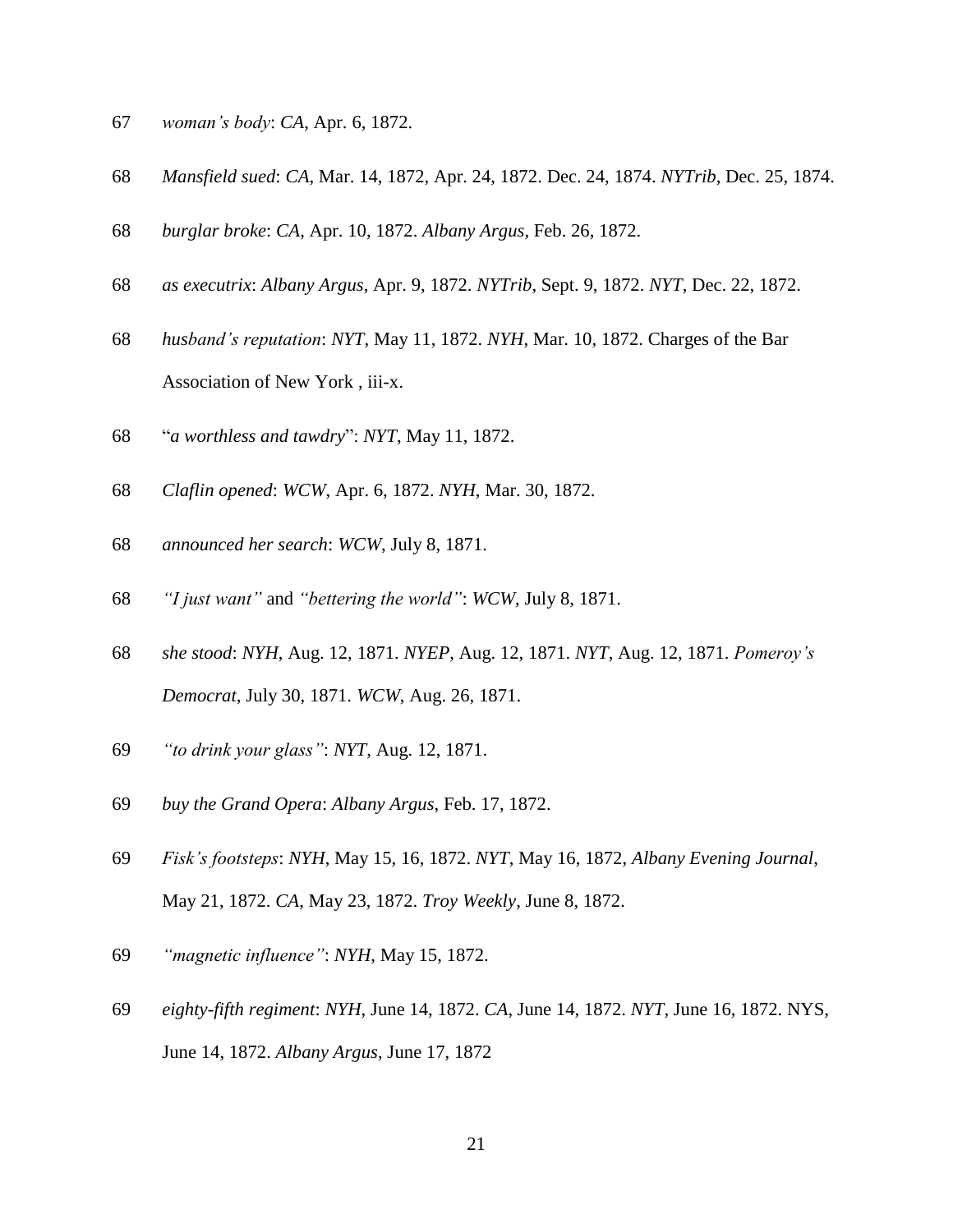67 *woman's body*: *CA*, Apr. 6, 1872.

68 *Mansfield sued*: *CA*, Mar. 14, 1872, Apr. 24, 1872. Dec. 24, 1874. *NYTrib*, Dec. 25, 1874.

68 *burglar broke*: *CA*, Apr. 10, 1872. *Albany Argus*, Feb. 26, 1872.

68 *as executrix*: *Albany Argus*, Apr. 9, 1872. *NYTrib*, Sept. 9, 1872. *NYT*, Dec. 22, 1872.

68 *husband's reputation*: *NYT*, May 11, 1872. *NYH*, Mar. 10, 1872. Charges of the Bar Association of New York , iii-x.

68 "*a worthless and tawdry*": *NYT*, May 11, 1872.

68 *Claflin opened*: *WCW*, Apr. 6, 1872. *NYH*, Mar. 30, 1872.

68 *announced her search*: *WCW*, July 8, 1871.

68 *"I just want"* and *"bettering the world"*: *WCW*, July 8, 1871.

68 *she stood*: *NYH*, Aug. 12, 1871. *NYEP*, Aug. 12, 1871. *NYT*, Aug. 12, 1871. *Pomeroy's Democrat*, July 30, 1871. *WCW*, Aug. 26, 1871.

69 *"to drink your glass"*: *NYT*, Aug. 12, 1871.

69 *buy the Grand Opera*: *Albany Argus*, Feb. 17, 1872.

69 *Fisk's footsteps*: *NYH*, May 15, 16, 1872. *NYT*, May 16, 1872, *Albany Evening Journal*, May 21, 1872. *CA*, May 23, 1872. *Troy Weekly*, June 8, 1872.

69 *"magnetic influence"*: *NYH*, May 15, 1872.

69 *eighty-fifth regiment*: *NYH*, June 14, 1872. *CA*, June 14, 1872. *NYT*, June 16, 1872. NYS, June 14, 1872. *Albany Argus*, June 17, 1872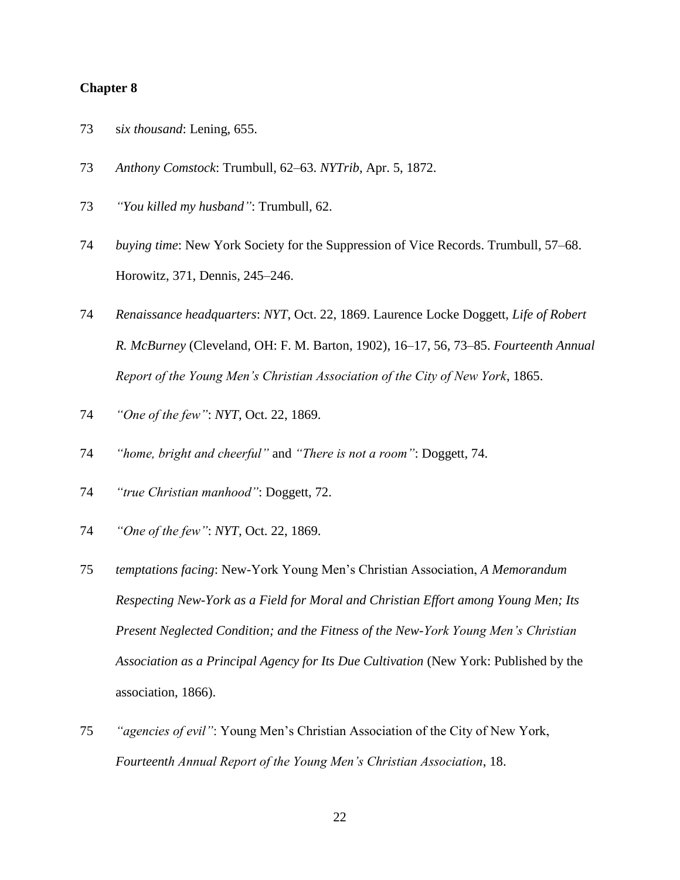**Chapter 8**

73 s*ix thousand*: Lening, 655.

73 *Anthony Comstock*: Trumbull, 62–63. *NYTrib*, Apr. 5, 1872.

73 *"You killed my husband"*: Trumbull, 62.

74 *buying time*: New York Society for the Suppression of Vice Records. Trumbull, 57–68. Horowitz, 371, Dennis, 245–246.

74 *Renaissance headquarters*: *NYT*, Oct. 22, 1869. Laurence Locke Doggett, *Life of Robert R. McBurney* (Cleveland, OH: F. M. Barton, 1902), 16–17, 56, 73–85. *Fourteenth Annual Report of the Young Men's Christian Association of the City of New York*, 1865.

74 *"One of the few"*: *NYT*, Oct. 22, 1869.

74 *"home, bright and cheerful"* and *"There is not a room"*: Doggett, 74.

74 *"true Christian manhood"*: Doggett, 72.

74 *"One of the few"*: *NYT*, Oct. 22, 1869.

75 *temptations facing*: New-York Young Men's Christian Association, *A Memorandum Respecting New-York as a Field for Moral and Christian Effort among Young Men; Its Present Neglected Condition; and the Fitness of the New-York Young Men's Christian Association as a Principal Agency for Its Due Cultivation* (New York: Published by the association, 1866).

75 *"agencies of evil"*: Young Men's Christian Association of the City of New York, *Fourteenth Annual Report of the Young Men's Christian Association*, 18.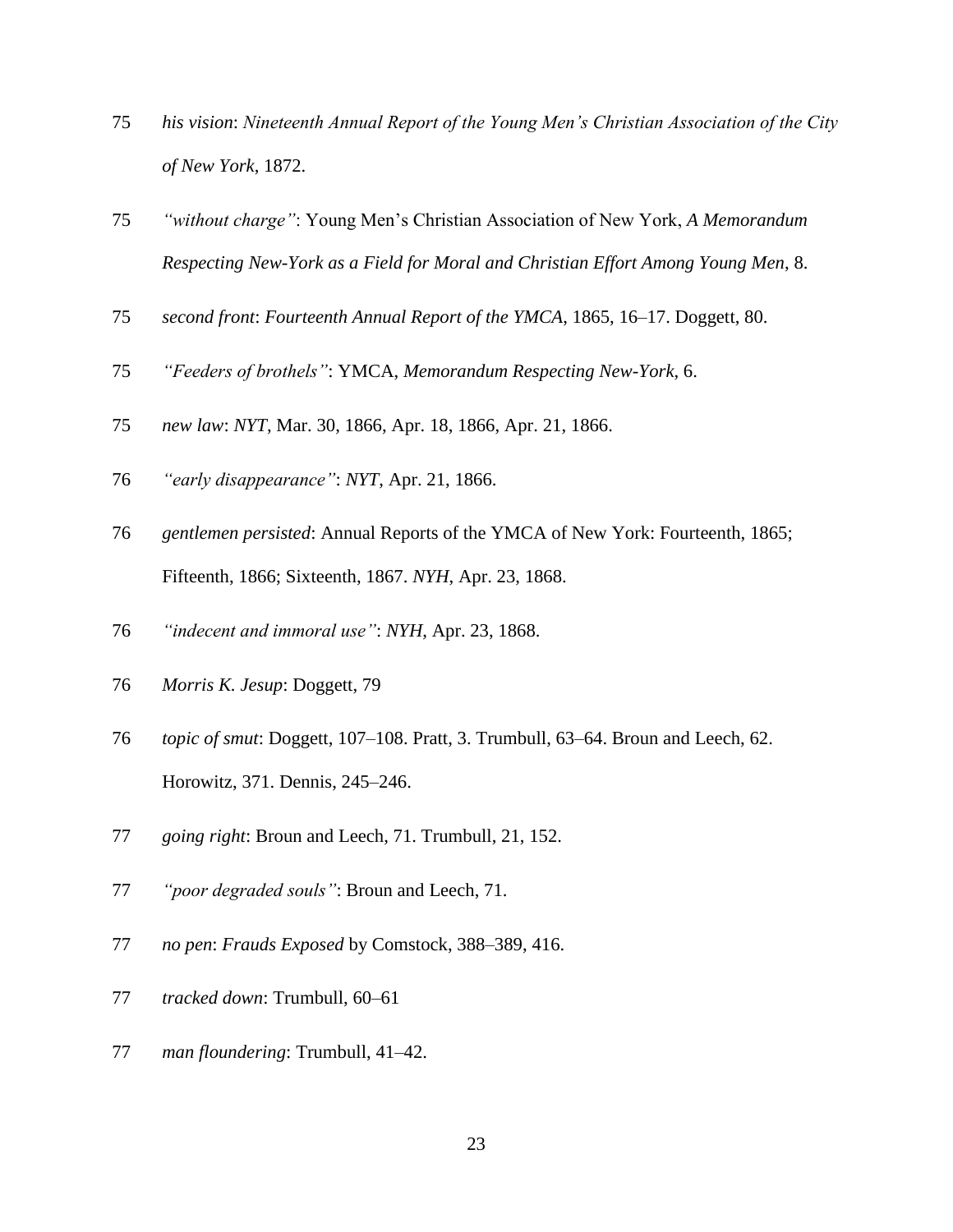75 *his vision*: *Nineteenth Annual Report of the Young Men's Christian Association of the City of New York*, 1872.

75 *"without charge"*: Young Men's Christian Association of New York, *A Memorandum Respecting New-York as a Field for Moral and Christian Effort Among Young Men*, 8.

75 *second front*: *Fourteenth Annual Report of the YMCA*, 1865, 16–17. Doggett, 80.

75 *"Feeders of brothels"*: YMCA, *Memorandum Respecting New-York*, 6.

75 *new law*: *NYT*, Mar. 30, 1866, Apr. 18, 1866, Apr. 21, 1866.

76 *"early disappearance"*: *NYT*, Apr. 21, 1866.

76 *gentlemen persisted*: Annual Reports of the YMCA of New York: Fourteenth, 1865; Fifteenth, 1866; Sixteenth, 1867. *NYH*, Apr. 23, 1868.

76 *"indecent and immoral use"*: *NYH*, Apr. 23, 1868.

76 *Morris K. Jesup*: Doggett, 79

76 *topic of smut*: Doggett, 107–108. Pratt, 3. Trumbull, 63–64. Broun and Leech, 62. Horowitz, 371. Dennis, 245–246.

77 *going right*: Broun and Leech, 71. Trumbull, 21, 152.

77 *"poor degraded souls"*: Broun and Leech, 71.

77 *no pen*: *Frauds Exposed* by Comstock, 388–389, 416.

77 *tracked down*: Trumbull, 60–61

77 *man floundering*: Trumbull, 41–42.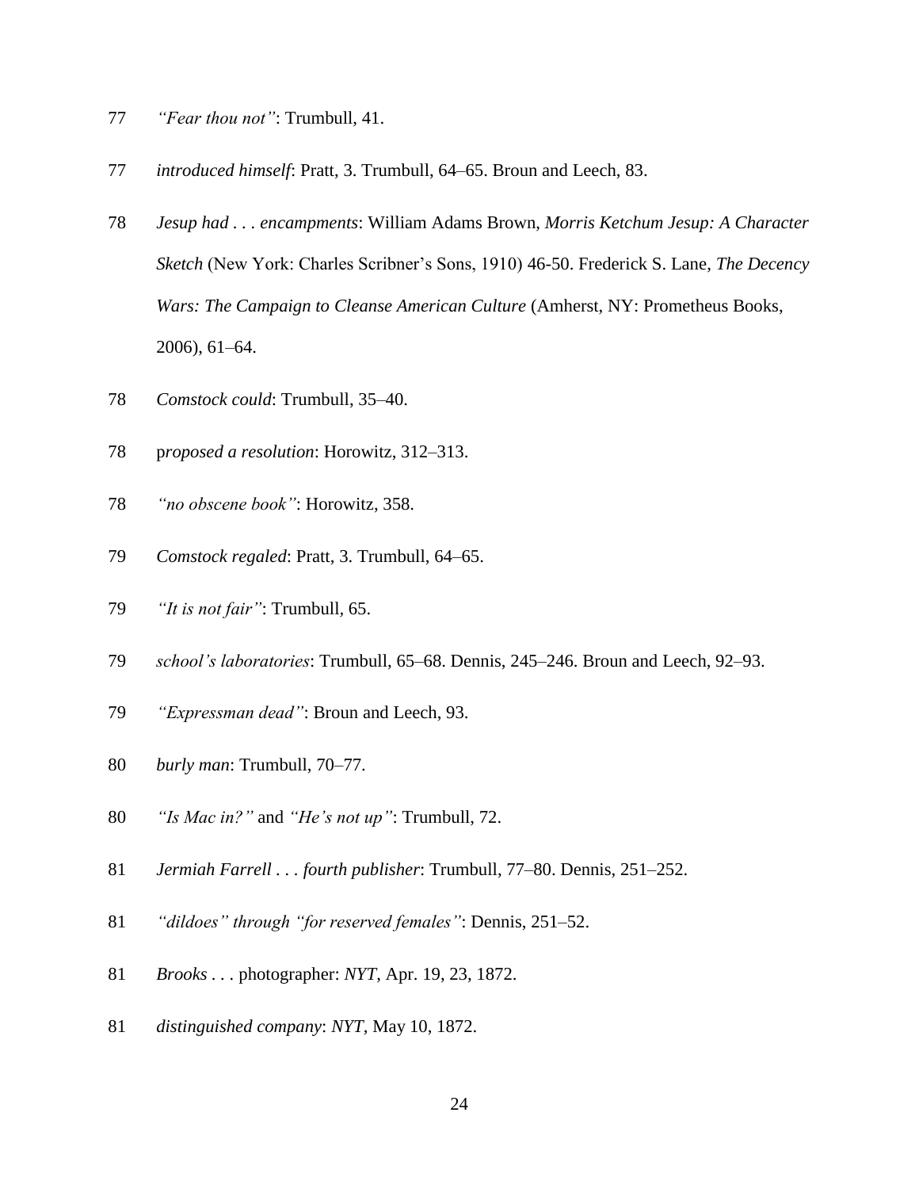77 *"Fear thou not"*: Trumbull, 41.

77 *introduced himself*: Pratt, 3. Trumbull, 64–65. Broun and Leech, 83.

78 *Jesup had . . . encampments*: William Adams Brown, *Morris Ketchum Jesup: A Character Sketch* (New York: Charles Scribner's Sons, 1910) 46-50. Frederick S. Lane, *The Decency Wars: The Campaign to Cleanse American Culture* (Amherst, NY: Prometheus Books, 2006), 61–64.

78 *Comstock could*: Trumbull, 35–40.

78 p*roposed a resolution*: Horowitz, 312–313.

78 *"no obscene book"*: Horowitz, 358.

79 *Comstock regaled*: Pratt, 3. Trumbull, 64–65.

79 *"It is not fair"*: Trumbull, 65.

79 *school's laboratories*: Trumbull, 65–68. Dennis, 245–246. Broun and Leech, 92–93.

79 *"Expressman dead"*: Broun and Leech, 93.

80 *burly man*: Trumbull, 70–77.

80 *"Is Mac in?"* and *"He's not up"*: Trumbull, 72.

81 *Jermiah Farrell . . . fourth publisher*: Trumbull, 77–80. Dennis, 251–252.

81 *"dildoes" through "for reserved females"*: Dennis, 251–52.

81 *Brooks . . .* photographer: *NYT*, Apr. 19, 23, 1872.

81 *distinguished company*: *NYT*, May 10, 1872.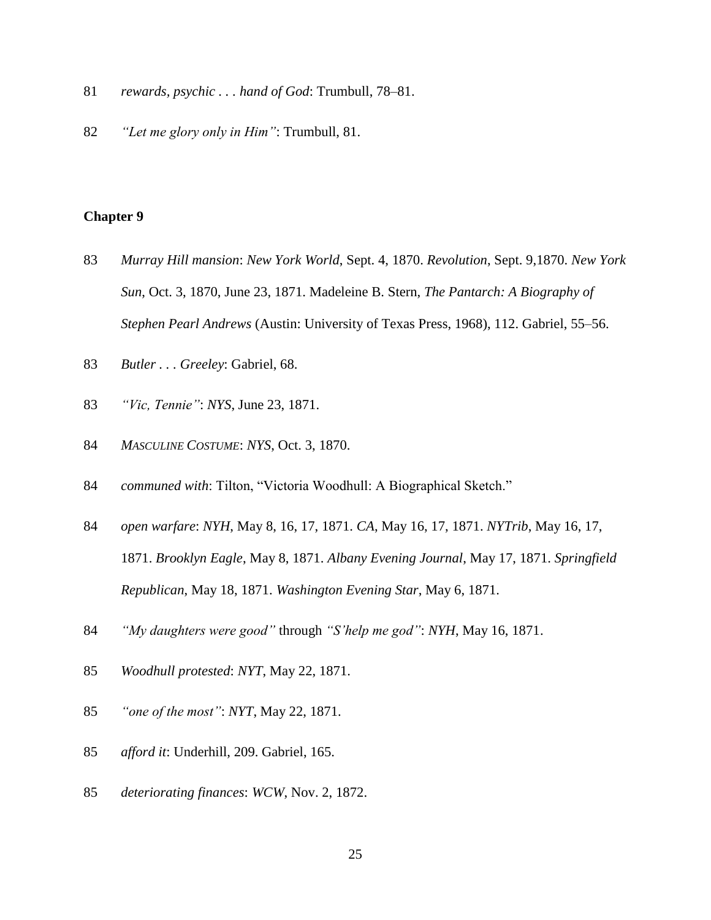81 *rewards, psychic . . . hand of God*: Trumbull, 78–81.

82 *"Let me glory only in Him"*: Trumbull, 81.

**Chapter 9**

83 *Murray Hill mansion*: *New York World*, Sept. 4, 1870. *Revolution*, Sept. 9,1870. *New York Sun*, Oct. 3, 1870, June 23, 1871. Madeleine B. Stern, *The Pantarch: A Biography of Stephen Pearl Andrews* (Austin: University of Texas Press, 1968), 112. Gabriel, 55–56.

83 *Butler . . . Greeley*: Gabriel, 68.

83 *"Vic, Tennie"*: *NYS*, June 23, 1871.

84 *MASCULINE COSTUME*: *NYS*, Oct. 3, 1870.

84 *communed with*: Tilton, "Victoria Woodhull: A Biographical Sketch."

84 *open warfare*: *NYH*, May 8, 16, 17, 1871. *CA*, May 16, 17, 1871. *NYTrib*, May 16, 17, 1871. *Brooklyn Eagle*, May 8, 1871. *Albany Evening Journal*, May 17, 1871. *Springfield Republican*, May 18, 1871. *Washington Evening Star*, May 6, 1871.

84 *"My daughters were good"* through *"S'help me god"*: *NYH*, May 16, 1871.

85 *Woodhull protested*: *NYT*, May 22, 1871.

85 *"one of the most"*: *NYT*, May 22, 1871.

85 *afford it*: Underhill, 209. Gabriel, 165.

85 *deteriorating finances*: *WCW*, Nov. 2, 1872.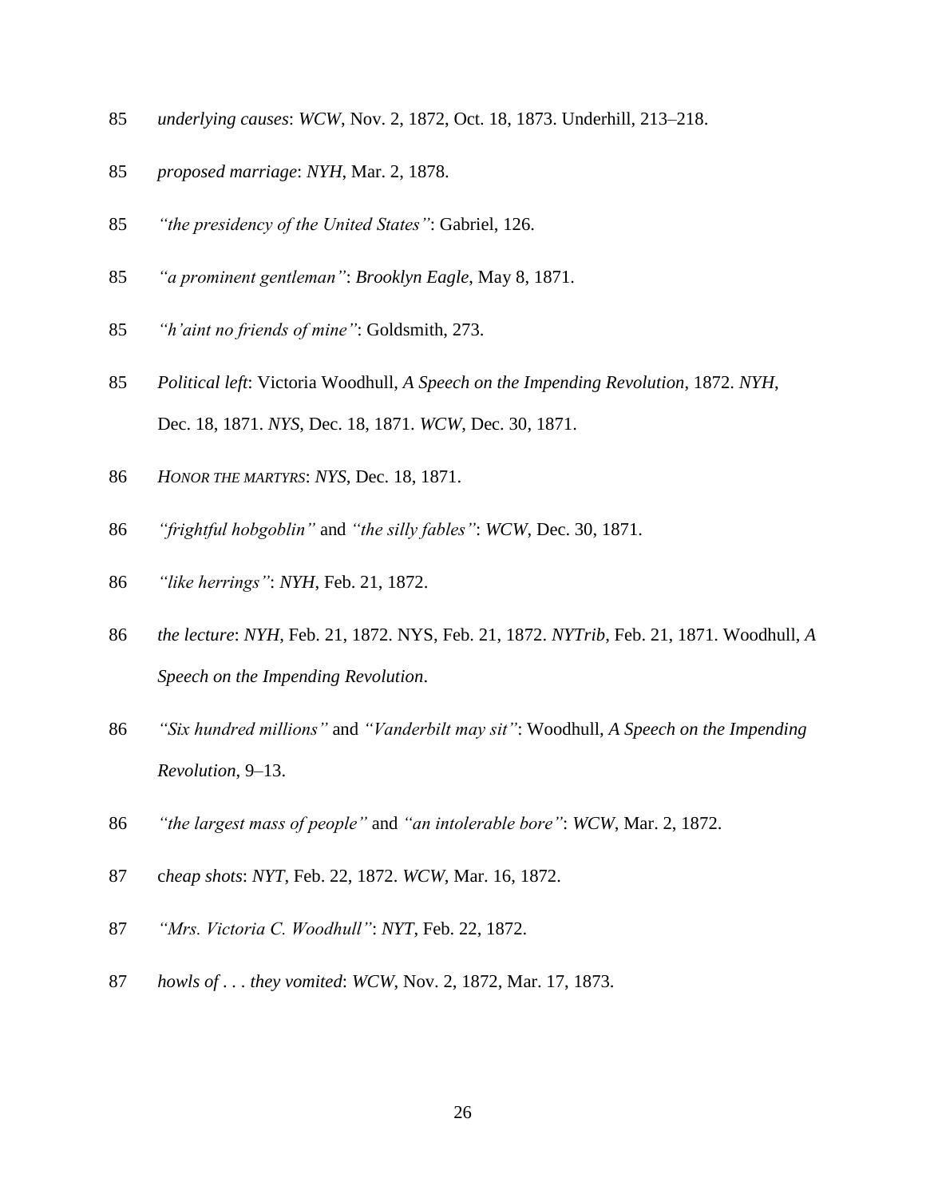85 *underlying causes*: *WCW*, Nov. 2, 1872, Oct. 18, 1873. Underhill, 213–218.

85 *proposed marriage*: *NYH*, Mar. 2, 1878.

85 *"the presidency of the United States"*: Gabriel, 126.

85 *"a prominent gentleman"*: *Brooklyn Eagle*, May 8, 1871.

85 *"h'aint no friends of mine"*: Goldsmith, 273.

85 *Political left*: Victoria Woodhull, *A Speech on the Impending Revolution*, 1872. *NYH*, Dec. 18, 1871. *NYS*, Dec. 18, 1871. *WCW*, Dec. 30, 1871.

86 *HONOR THE MARTYRS*: *NYS*, Dec. 18, 1871.

86 *"frightful hobgoblin"* and *"the silly fables"*: *WCW*, Dec. 30, 1871.

86 *"like herrings"*: *NYH*, Feb. 21, 1872.

86 *the lecture*: *NYH*, Feb. 21, 1872. NYS, Feb. 21, 1872. *NYTrib*, Feb. 21, 1871. Woodhull, *A Speech on the Impending Revolution*.

86 *"Six hundred millions"* and *"Vanderbilt may sit"*: Woodhull, *A Speech on the Impending Revolution*, 9–13.

86 *"the largest mass of people"* and *"an intolerable bore"*: *WCW*, Mar. 2, 1872.

87 c*heap shots*: *NYT*, Feb. 22, 1872. *WCW*, Mar. 16, 1872.

87 *"Mrs. Victoria C. Woodhull"*: *NYT*, Feb. 22, 1872.

87 *howls of . . . they vomited*: *WCW*, Nov. 2, 1872, Mar. 17, 1873.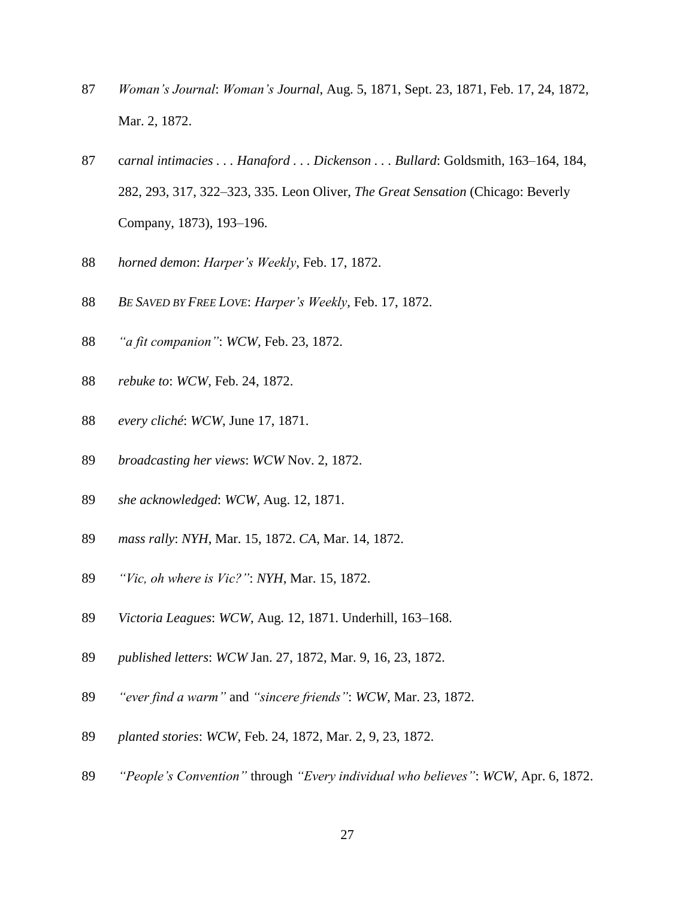87 *Woman's Journal*: *Woman's Journal*, Aug. 5, 1871, Sept. 23, 1871, Feb. 17, 24, 1872, Mar. 2, 1872.

87 c*arnal intimacies . . . Hanaford . . . Dickenson . . . Bullard*: Goldsmith, 163–164, 184, 282, 293, 317, 322–323, 335. Leon Oliver, *The Great Sensation* (Chicago: Beverly Company, 1873), 193–196.

88 *horned demon*: *Harper's Weekly*, Feb. 17, 1872.

88 *BE SAVED BY FREE LOVE*: *Harper's Weekly*, Feb. 17, 1872.

88 *"a fit companion"*: *WCW*, Feb. 23, 1872.

88 *rebuke to*: *WCW*, Feb. 24, 1872.

88 *every cliché*: *WCW*, June 17, 1871.

89 *broadcasting her views*: *WCW* Nov. 2, 1872.

89 *she acknowledged*: *WCW*, Aug. 12, 1871.

89 *mass rally*: *NYH*, Mar. 15, 1872. *CA*, Mar. 14, 1872.

89 *"Vic, oh where is Vic?"*: *NYH*, Mar. 15, 1872.

89 *Victoria Leagues*: *WCW*, Aug. 12, 1871. Underhill, 163–168.

89 *published letters*: *WCW* Jan. 27, 1872, Mar. 9, 16, 23, 1872.

89 *"ever find a warm"* and *"sincere friends"*: *WCW*, Mar. 23, 1872.

89 *planted stories*: *WCW*, Feb. 24, 1872, Mar. 2, 9, 23, 1872.

89 *"People's Convention"* through *"Every individual who believes"*: *WCW*, Apr. 6, 1872.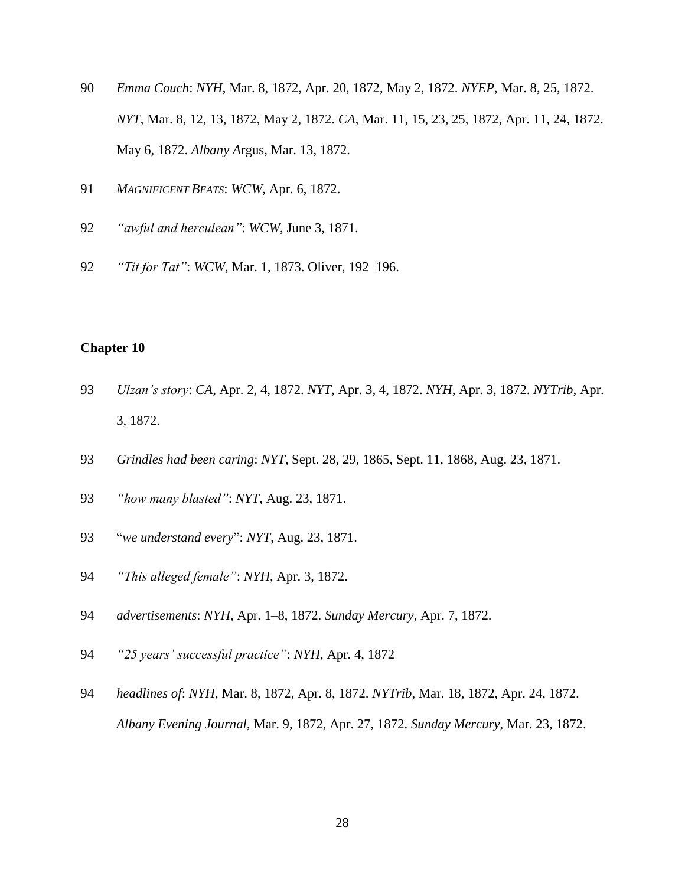90 *Emma Couch*: *NYH*, Mar. 8, 1872, Apr. 20, 1872, May 2, 1872. *NYEP*, Mar. 8, 25, 1872. *NYT*, Mar. 8, 12, 13, 1872, May 2, 1872. *CA*, Mar. 11, 15, 23, 25, 1872, Apr. 11, 24, 1872. May 6, 1872. *Albany A*rgus, Mar. 13, 1872.

91 *MAGNIFICENT BEATS*: *WCW*, Apr. 6, 1872.

92 *"awful and herculean"*: *WCW*, June 3, 1871.

92 *"Tit for Tat"*: *WCW*, Mar. 1, 1873. Oliver, 192–196.

**Chapter 10**

93 *Ulzan's story*: *CA*, Apr. 2, 4, 1872. *NYT*, Apr. 3, 4, 1872. *NYH*, Apr. 3, 1872. *NYTrib*, Apr. 3, 1872.

93 *Grindles had been caring*: *NYT*, Sept. 28, 29, 1865, Sept. 11, 1868, Aug. 23, 1871.

93 *"how many blasted"*: *NYT*, Aug. 23, 1871.

93 "*we understand every*": *NYT*, Aug. 23, 1871.

94 *"This alleged female"*: *NYH*, Apr. 3, 1872.

94 *advertisements*: *NYH*, Apr. 1–8, 1872. *Sunday Mercury*, Apr. 7, 1872.

94 *"25 years' successful practice"*: *NYH*, Apr. 4, 1872

94 *headlines of*: *NYH*, Mar. 8, 1872, Apr. 8, 1872. *NYTrib*, Mar. 18, 1872, Apr. 24, 1872. *Albany Evening Journal*, Mar. 9, 1872, Apr. 27, 1872. *Sunday Mercury*, Mar. 23, 1872.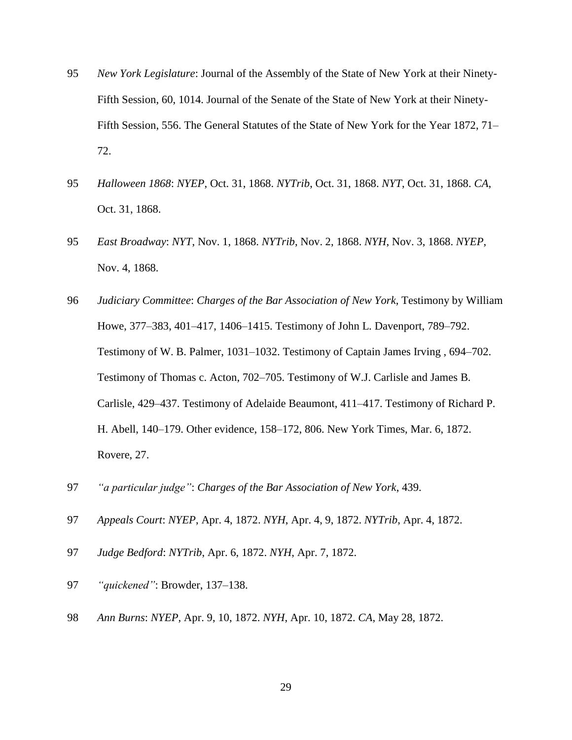95 *New York Legislature*: Journal of the Assembly of the State of New York at their Ninety-Fifth Session, 60, 1014. Journal of the Senate of the State of New York at their Ninety-Fifth Session, 556. The General Statutes of the State of New York for the Year 1872, 71–72.

95 *Halloween 1868*: *NYEP*, Oct. 31, 1868. *NYTrib*, Oct. 31, 1868. *NYT*, Oct. 31, 1868. *CA*, Oct. 31, 1868.

95 *East Broadway*: *NYT*, Nov. 1, 1868. *NYTrib*, Nov. 2, 1868. *NYH*, Nov. 3, 1868. *NYEP*, Nov. 4, 1868.

96 *Judiciary Committee*: *Charges of the Bar Association of New York*, Testimony by William Howe, 377–383, 401–417, 1406–1415. Testimony of John L. Davenport, 789–792. Testimony of W. B. Palmer, 1031–1032. Testimony of Captain James Irving , 694–702. Testimony of Thomas c. Acton, 702–705. Testimony of W.J. Carlisle and James B. Carlisle, 429–437. Testimony of Adelaide Beaumont, 411–417. Testimony of Richard P. H. Abell, 140–179. Other evidence, 158–172, 806. New York Times, Mar. 6, 1872. Rovere, 27.

97 *"a particular judge"*: *Charges of the Bar Association of New York*, 439.

97 *Appeals Court*: *NYEP*, Apr. 4, 1872. *NYH*, Apr. 4, 9, 1872. *NYTrib*, Apr. 4, 1872.

97 *Judge Bedford*: *NYTrib*, Apr. 6, 1872. *NYH*, Apr. 7, 1872.

97 *"quickened"*: Browder, 137–138.

98 *Ann Burns*: *NYEP*, Apr. 9, 10, 1872. *NYH*, Apr. 10, 1872. *CA*, May 28, 1872.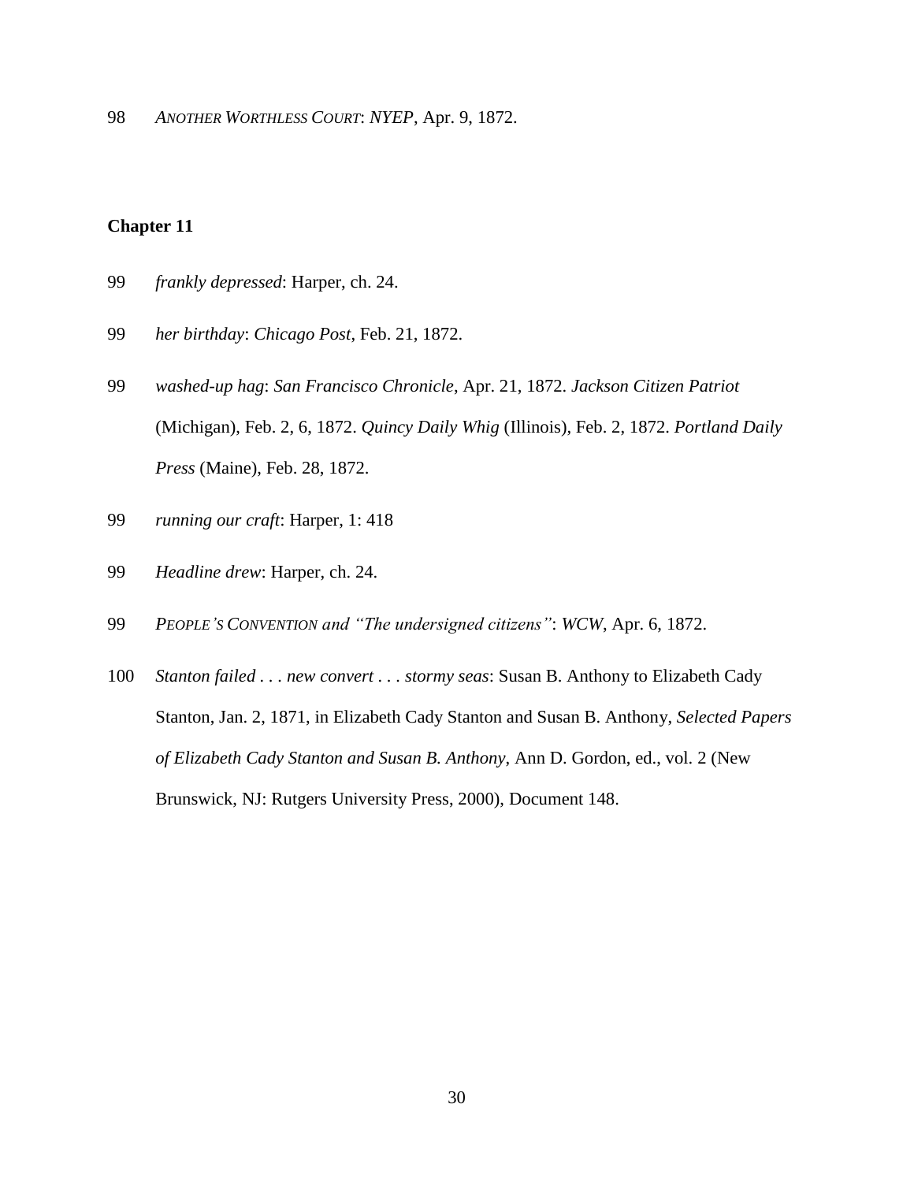98 *ANOTHER WORTHLESS COURT*: *NYEP*, Apr. 9, 1872.

**Chapter 11**

99 *frankly depressed*: Harper, ch. 24.

99 *her birthday*: *Chicago Post*, Feb. 21, 1872.

99 *washed-up hag*: *San Francisco Chronicle*, Apr. 21, 1872. *Jackson Citizen Patriot* (Michigan), Feb. 2, 6, 1872. *Quincy Daily Whig* (Illinois), Feb. 2, 1872. *Portland Daily Press* (Maine), Feb. 28, 1872.

99 *running our craft*: Harper, 1: 418

99 *Headline drew*: Harper, ch. 24.

99 *PEOPLE'S CONVENTION and "The undersigned citizens"*: *WCW*, Apr. 6, 1872.

100 *Stanton failed . . . new convert . . . stormy seas*: Susan B. Anthony to Elizabeth Cady Stanton, Jan. 2, 1871, in Elizabeth Cady Stanton and Susan B. Anthony, *Selected Papers of Elizabeth Cady Stanton and Susan B. Anthony*, Ann D. Gordon, ed., vol. 2 (New Brunswick, NJ: Rutgers University Press, 2000), Document 148.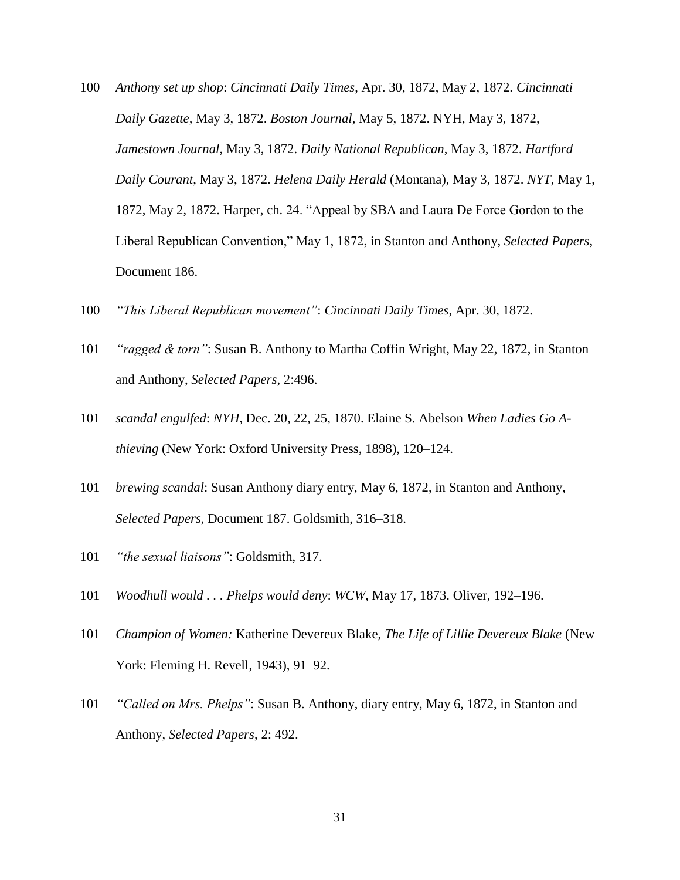100 *Anthony set up shop*: *Cincinnati Daily Times*, Apr. 30, 1872, May 2, 1872. *Cincinnati Daily Gazette*, May 3, 1872. *Boston Journal*, May 5, 1872. NYH, May 3, 1872, *Jamestown Journal*, May 3, 1872. *Daily National Republican*, May 3, 1872. *Hartford Daily Courant*, May 3, 1872. *Helena Daily Herald* (Montana), May 3, 1872. *NYT*, May 1, 1872, May 2, 1872. Harper, ch. 24. "Appeal by SBA and Laura De Force Gordon to the Liberal Republican Convention," May 1, 1872, in Stanton and Anthony, *Selected Papers*, Document 186.

100 *"This Liberal Republican movement"*: *Cincinnati Daily Times*, Apr. 30, 1872.

101 *"ragged & torn"*: Susan B. Anthony to Martha Coffin Wright, May 22, 1872, in Stanton and Anthony, *Selected Papers*, 2:496.

101 *scandal engulfed*: *NYH*, Dec. 20, 22, 25, 1870. Elaine S. Abelson *When Ladies Go A-thieving* (New York: Oxford University Press, 1898), 120–124.

101 *brewing scandal*: Susan Anthony diary entry, May 6, 1872, in Stanton and Anthony, *Selected Papers*, Document 187. Goldsmith, 316–318.

101 *"the sexual liaisons"*: Goldsmith, 317.

101 *Woodhull would . . . Phelps would deny*: *WCW*, May 17, 1873. Oliver, 192–196.

101 *Champion of Women:* Katherine Devereux Blake, *The Life of Lillie Devereux Blake* (New York: Fleming H. Revell, 1943), 91–92.

101 *"Called on Mrs. Phelps"*: Susan B. Anthony, diary entry, May 6, 1872, in Stanton and Anthony, *Selected Papers*, 2: 492.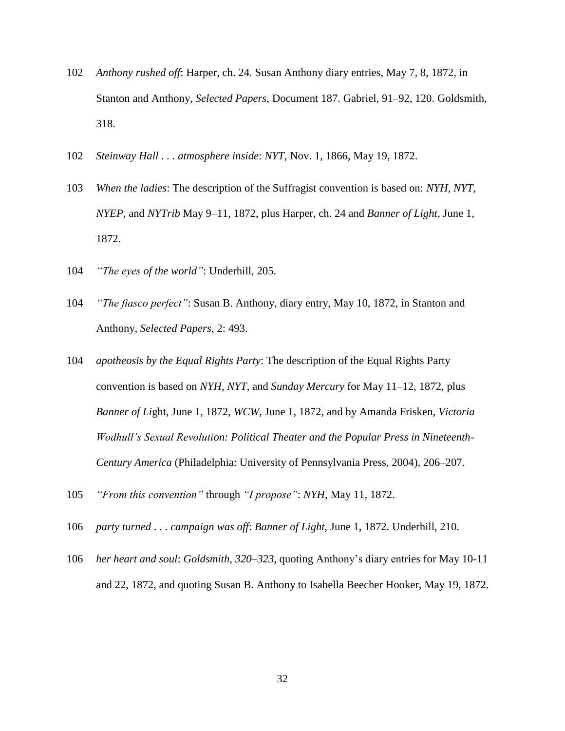102 *Anthony rushed off*: Harper, ch. 24. Susan Anthony diary entries, May 7, 8, 1872, in Stanton and Anthony, *Selected Papers*, Document 187. Gabriel, 91–92, 120. Goldsmith, 318.

102 *Steinway Hall . . . atmosphere inside*: *NYT*, Nov. 1, 1866, May 19, 1872.

103 *When the ladies*: The description of the Suffragist convention is based on: *NYH*, *NYT*, *NYEP*, and *NYTrib* May 9–11, 1872, plus Harper, ch. 24 and *Banner of Light*, June 1, 1872.

104 *"The eyes of the world"*: Underhill, 205.

104 *"The fiasco perfect"*: Susan B. Anthony, diary entry, May 10, 1872, in Stanton and Anthony, *Selected Papers*, 2: 493.

104 *apotheosis by the Equal Rights Party*: The description of the Equal Rights Party convention is based on *NYH*, *NYT*, and *Sunday Mercury* for May 11–12, 1872, plus *Banner of Li*ght, June 1, 1872, *WCW*, June 1, 1872, and by Amanda Frisken, *Victoria Wodhull's Sexual Revolution: Political Theater and the Popular Press in Nineteenth-Century America* (Philadelphia: University of Pennsylvania Press, 2004), 206–207.

105 *"From this convention"* through *"I propose"*: *NYH*, May 11, 1872.

106 *party turned . . . campaign was off*: *Banner of Light*, June 1, 1872. Underhill, 210.

106 *her heart and soul*: *Goldsmith, 320–323,* quoting Anthony's diary entries for May 10-11 and 22, 1872, and quoting Susan B. Anthony to Isabella Beecher Hooker, May 19, 1872.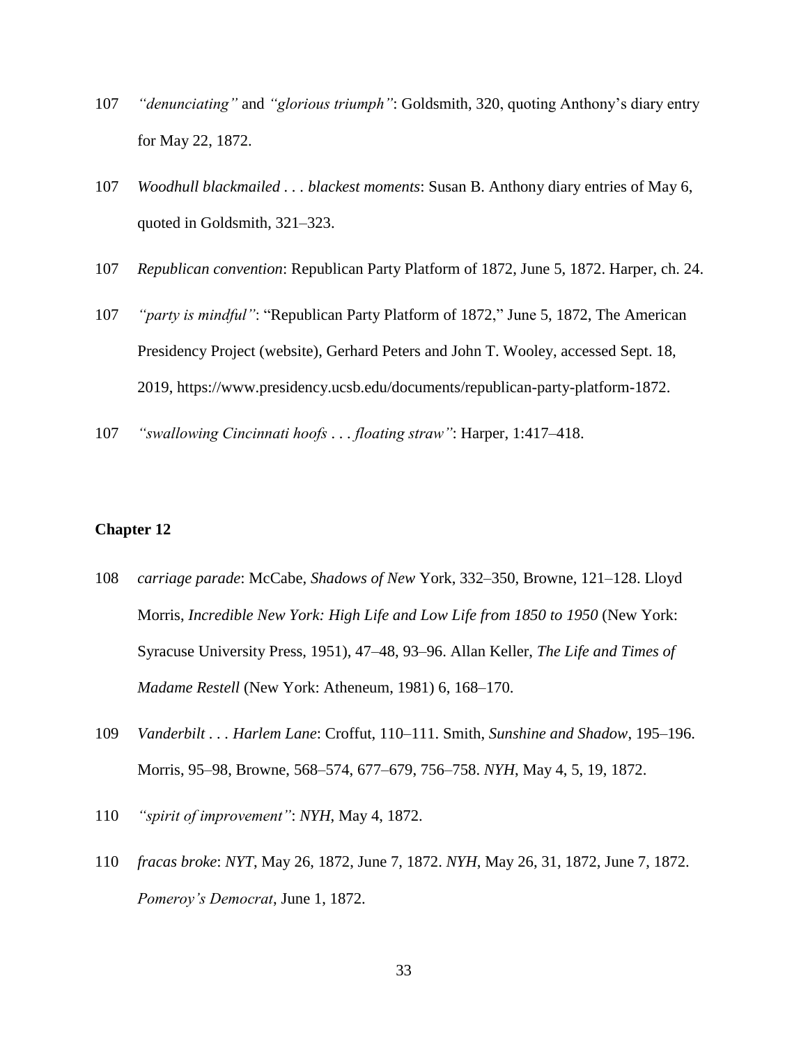107 *"denunciating"* and *"glorious triumph"*: Goldsmith, 320, quoting Anthony's diary entry for May 22, 1872.

107 *Woodhull blackmailed . . . blackest moments*: Susan B. Anthony diary entries of May 6, quoted in Goldsmith, 321–323.

107 *Republican convention*: Republican Party Platform of 1872, June 5, 1872. Harper, ch. 24.

107 *"party is mindful"*: "Republican Party Platform of 1872," June 5, 1872, The American Presidency Project (website), Gerhard Peters and John T. Wooley, accessed Sept. 18, 2019, https://www.presidency.ucsb.edu/documents/republican-party-platform-1872.

107 *"swallowing Cincinnati hoofs . . . floating straw"*: Harper, 1:417–418.

## Chapter 12

108 *carriage parade*: McCabe, *Shadows of New* York, 332–350, Browne, 121–128. Lloyd Morris, *Incredible New York: High Life and Low Life from 1850 to 1950* (New York: Syracuse University Press, 1951), 47–48, 93–96. Allan Keller, *The Life and Times of Madame Restell* (New York: Atheneum, 1981) 6, 168–170.

109 *Vanderbilt . . . Harlem Lane*: Croffut, 110–111. Smith, *Sunshine and Shadow*, 195–196. Morris, 95–98, Browne, 568–574, 677–679, 756–758. *NYH*, May 4, 5, 19, 1872.

110 *"spirit of improvement"*: *NYH*, May 4, 1872.

110 *fracas broke*: *NYT*, May 26, 1872, June 7, 1872. *NYH*, May 26, 31, 1872, June 7, 1872. *Pomeroy's Democrat*, June 1, 1872.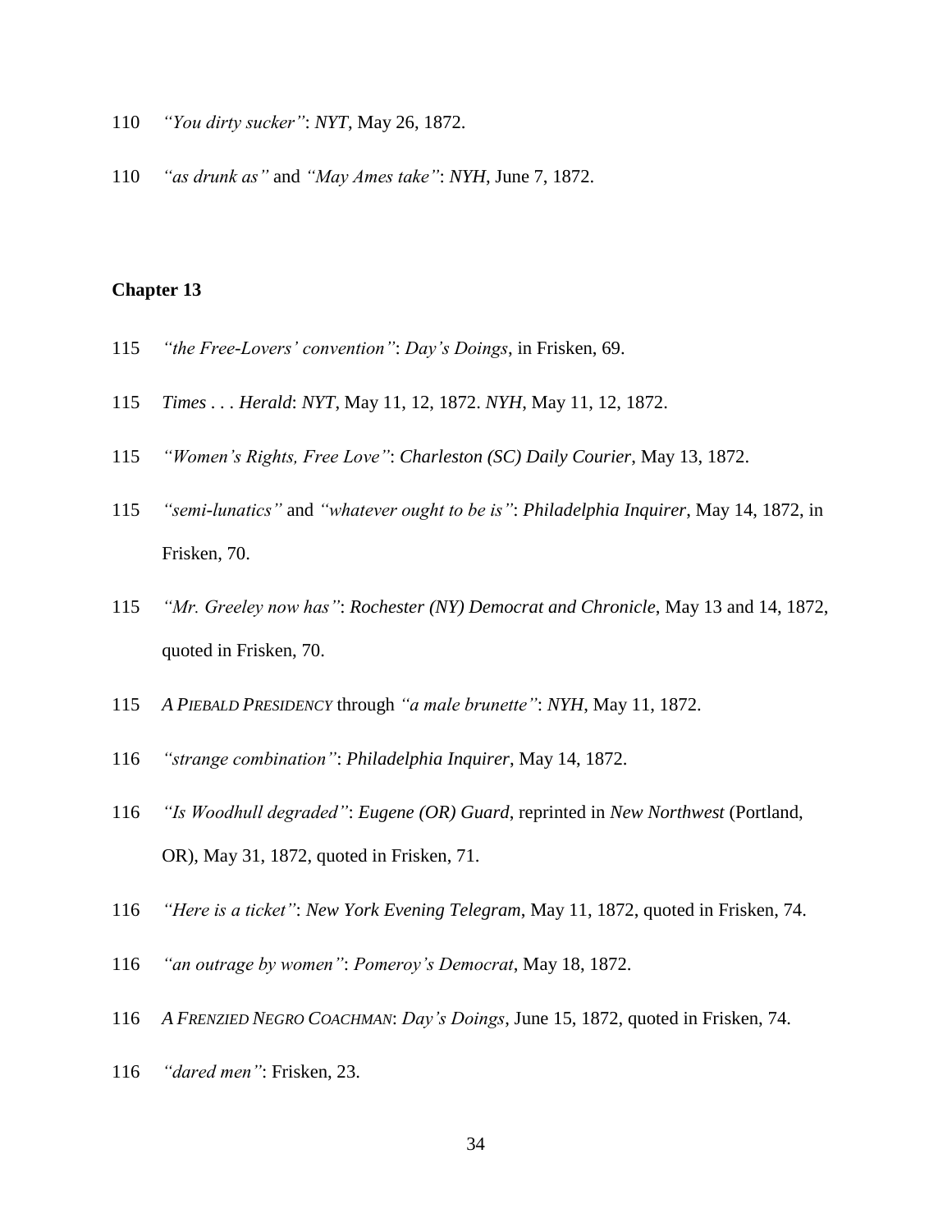110 *"You dirty sucker"*: *NYT*, May 26, 1872.

110 *"as drunk as"* and *"May Ames take"*: *NYH*, June 7, 1872.

**Chapter 13**

115 *"the Free-Lovers' convention"*: *Day's Doings*, in Frisken, 69.

115 *Times . . . Herald*: *NYT*, May 11, 12, 1872. *NYH*, May 11, 12, 1872.

115 *"Women's Rights, Free Love"*: *Charleston (SC) Daily Courier*, May 13, 1872.

115 *"semi-lunatics"* and *"whatever ought to be is"*: *Philadelphia Inquirer*, May 14, 1872, in Frisken, 70.

115 *"Mr. Greeley now has"*: *Rochester (NY) Democrat and Chronicle*, May 13 and 14, 1872, quoted in Frisken, 70.

115 *A PIEBALD PRESIDENCY* through *"a male brunette"*: *NYH*, May 11, 1872.

116 *"strange combination"*: *Philadelphia Inquirer*, May 14, 1872.

116 *"Is Woodhull degraded"*: *Eugene (OR) Guard*, reprinted in *New Northwest* (Portland, OR), May 31, 1872, quoted in Frisken, 71.

116 *"Here is a ticket"*: *New York Evening Telegram*, May 11, 1872, quoted in Frisken, 74.

116 *"an outrage by women"*: *Pomeroy's Democrat*, May 18, 1872.

116 *A FRENZIED NEGRO COACHMAN*: *Day's Doings*, June 15, 1872, quoted in Frisken, 74.

116 *"dared men"*: Frisken, 23.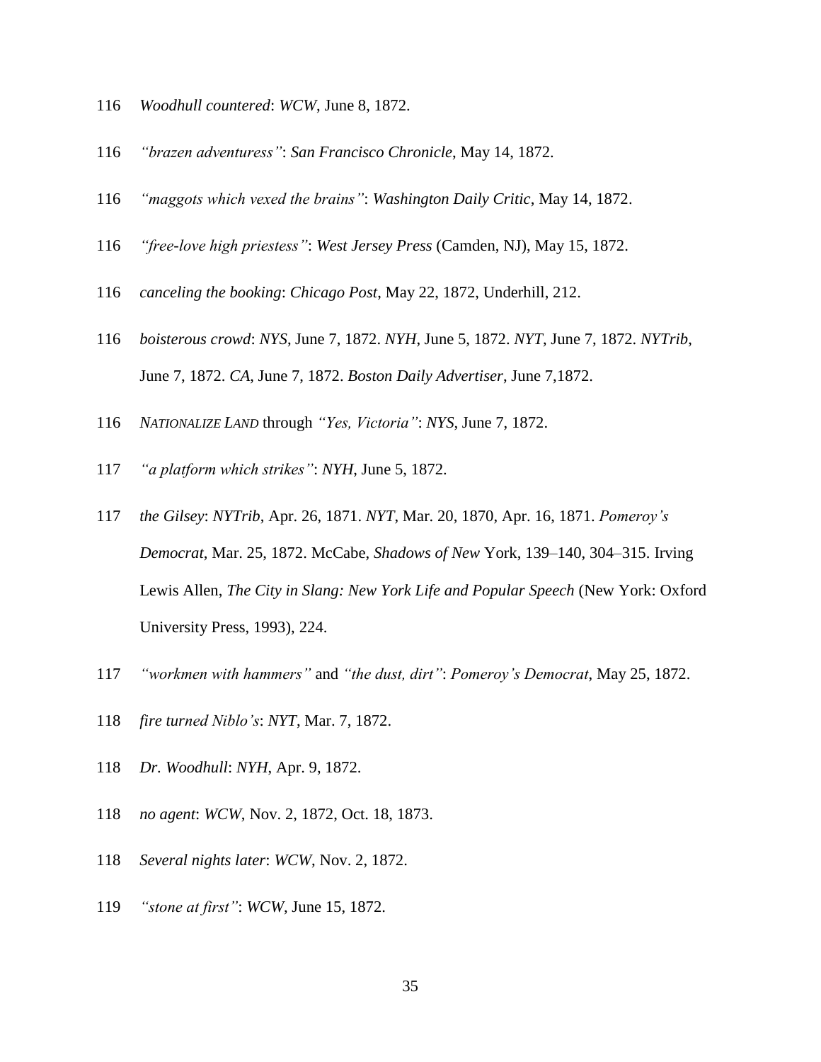116 *Woodhull countered*: *WCW*, June 8, 1872.

116 *"brazen adventuress"*: *San Francisco Chronicle*, May 14, 1872.

116 *"maggots which vexed the brains"*: *Washington Daily Critic*, May 14, 1872.

116 *"free-love high priestess"*: *West Jersey Press* (Camden, NJ), May 15, 1872.

116 *canceling the booking*: *Chicago Post*, May 22, 1872, Underhill, 212.

116 *boisterous crowd*: *NYS*, June 7, 1872. *NYH*, June 5, 1872. *NYT*, June 7, 1872. *NYTrib*, June 7, 1872. *CA*, June 7, 1872. *Boston Daily Advertiser*, June 7,1872.

116 *NATIONALIZE LAND* through *"Yes, Victoria"*: *NYS*, June 7, 1872.

117 *"a platform which strikes"*: *NYH*, June 5, 1872.

117 *the Gilsey*: *NYTrib*, Apr. 26, 1871. *NYT*, Mar. 20, 1870, Apr. 16, 1871. *Pomeroy's Democrat*, Mar. 25, 1872. McCabe, *Shadows of New* York, 139–140, 304–315. Irving Lewis Allen, *The City in Slang: New York Life and Popular Speech* (New York: Oxford University Press, 1993), 224.

117 *"workmen with hammers"* and *"the dust, dirt"*: *Pomeroy's Democrat*, May 25, 1872.

118 *fire turned Niblo's*: *NYT*, Mar. 7, 1872.

118 *Dr. Woodhull*: *NYH*, Apr. 9, 1872.

118 *no agent*: *WCW*, Nov. 2, 1872, Oct. 18, 1873.

118 *Several nights later*: *WCW*, Nov. 2, 1872.

119 *"stone at first"*: *WCW*, June 15, 1872.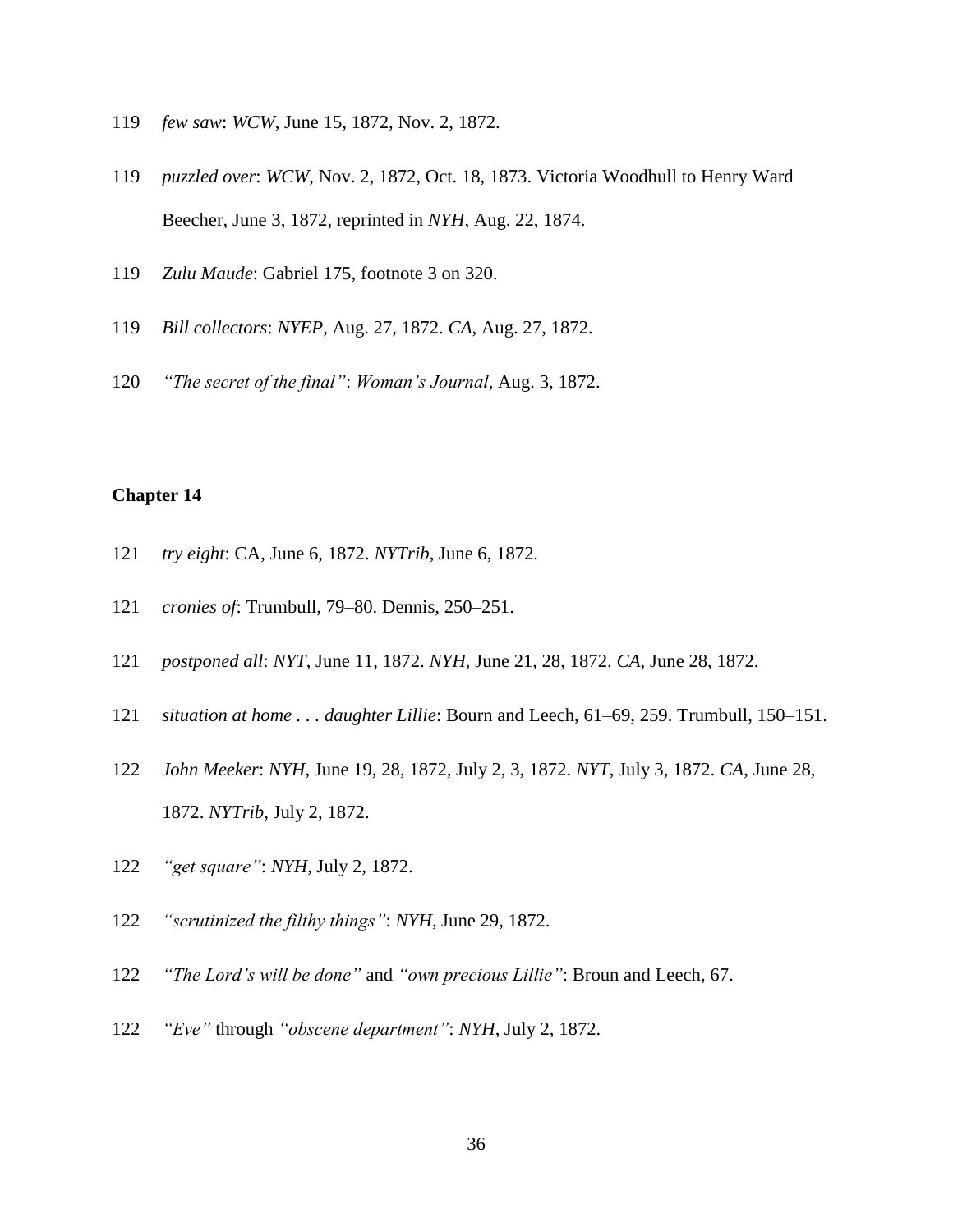119 *few saw*: *WCW*, June 15, 1872, Nov. 2, 1872.

119 *puzzled over*: *WCW*, Nov. 2, 1872, Oct. 18, 1873. Victoria Woodhull to Henry Ward Beecher, June 3, 1872, reprinted in *NYH*, Aug. 22, 1874.

119 *Zulu Maude*: Gabriel 175, footnote 3 on 320.

119 *Bill collectors*: *NYEP*, Aug. 27, 1872. *CA*, Aug. 27, 1872.

120 *"The secret of the final"*: *Woman's Journal*, Aug. 3, 1872.

### Chapter 14

121 *try eight*: CA, June 6, 1872. *NYTrib*, June 6, 1872.

121 *cronies of*: Trumbull, 79–80. Dennis, 250–251.

121 *postponed all*: *NYT*, June 11, 1872. *NYH*, June 21, 28, 1872. *CA*, June 28, 1872.

121 *situation at home . . . daughter Lillie*: Bourn and Leech, 61–69, 259. Trumbull, 150–151.

122 *John Meeker*: *NYH*, June 19, 28, 1872, July 2, 3, 1872. *NYT*, July 3, 1872. *CA*, June 28, 1872. *NYTrib*, July 2, 1872.

122 *"get square"*: *NYH*, July 2, 1872.

122 *"scrutinized the filthy things"*: *NYH*, June 29, 1872.

122 *"The Lord's will be done"* and *"own precious Lillie"*: Broun and Leech, 67.

122 *"Eve"* through *"obscene department"*: *NYH*, July 2, 1872.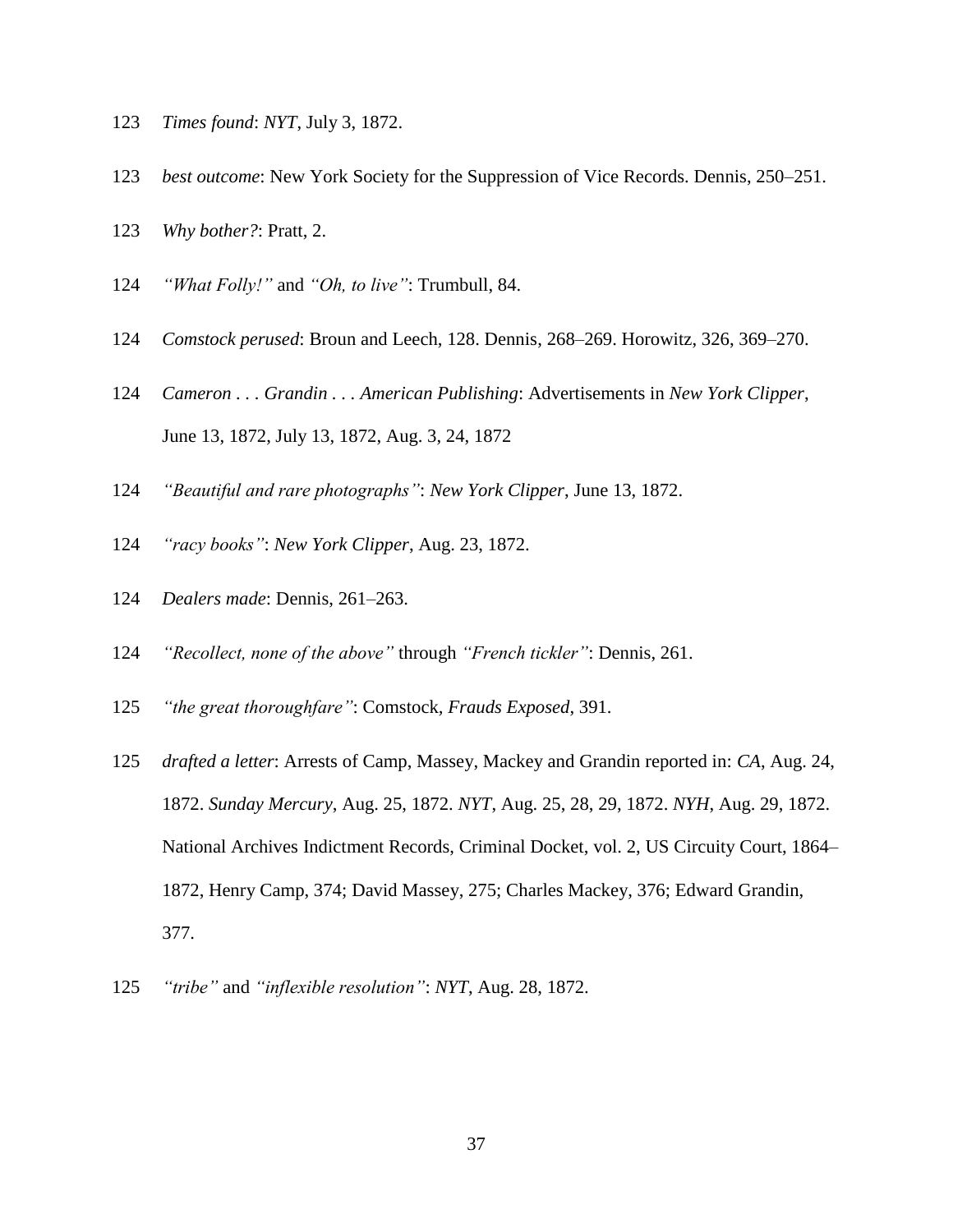123 *Times found*: *NYT*, July 3, 1872.

123 *best outcome*: New York Society for the Suppression of Vice Records. Dennis, 250–251.

123 *Why bother?*: Pratt, 2.

124 *"What Folly!"* and *"Oh, to live"*: Trumbull, 84.

124 *Comstock perused*: Broun and Leech, 128. Dennis, 268–269. Horowitz, 326, 369–270.

124 *Cameron . . . Grandin . . . American Publishing*: Advertisements in *New York Clipper*, June 13, 1872, July 13, 1872, Aug. 3, 24, 1872

124 *"Beautiful and rare photographs"*: *New York Clipper*, June 13, 1872.

124 *"racy books"*: *New York Clipper*, Aug. 23, 1872.

124 *Dealers made*: Dennis, 261–263.

124 *"Recollect, none of the above"* through *"French tickler"*: Dennis, 261.

125 *"the great thoroughfare"*: Comstock, *Frauds Exposed*, 391.

125 *drafted a letter*: Arrests of Camp, Massey, Mackey and Grandin reported in: *CA*, Aug. 24, 1872. *Sunday Mercury*, Aug. 25, 1872. *NYT*, Aug. 25, 28, 29, 1872. *NYH*, Aug. 29, 1872. National Archives Indictment Records, Criminal Docket, vol. 2, US Circuity Court, 1864–1872, Henry Camp, 374; David Massey, 275; Charles Mackey, 376; Edward Grandin, 377.

125 *"tribe"* and *"inflexible resolution"*: *NYT*, Aug. 28, 1872.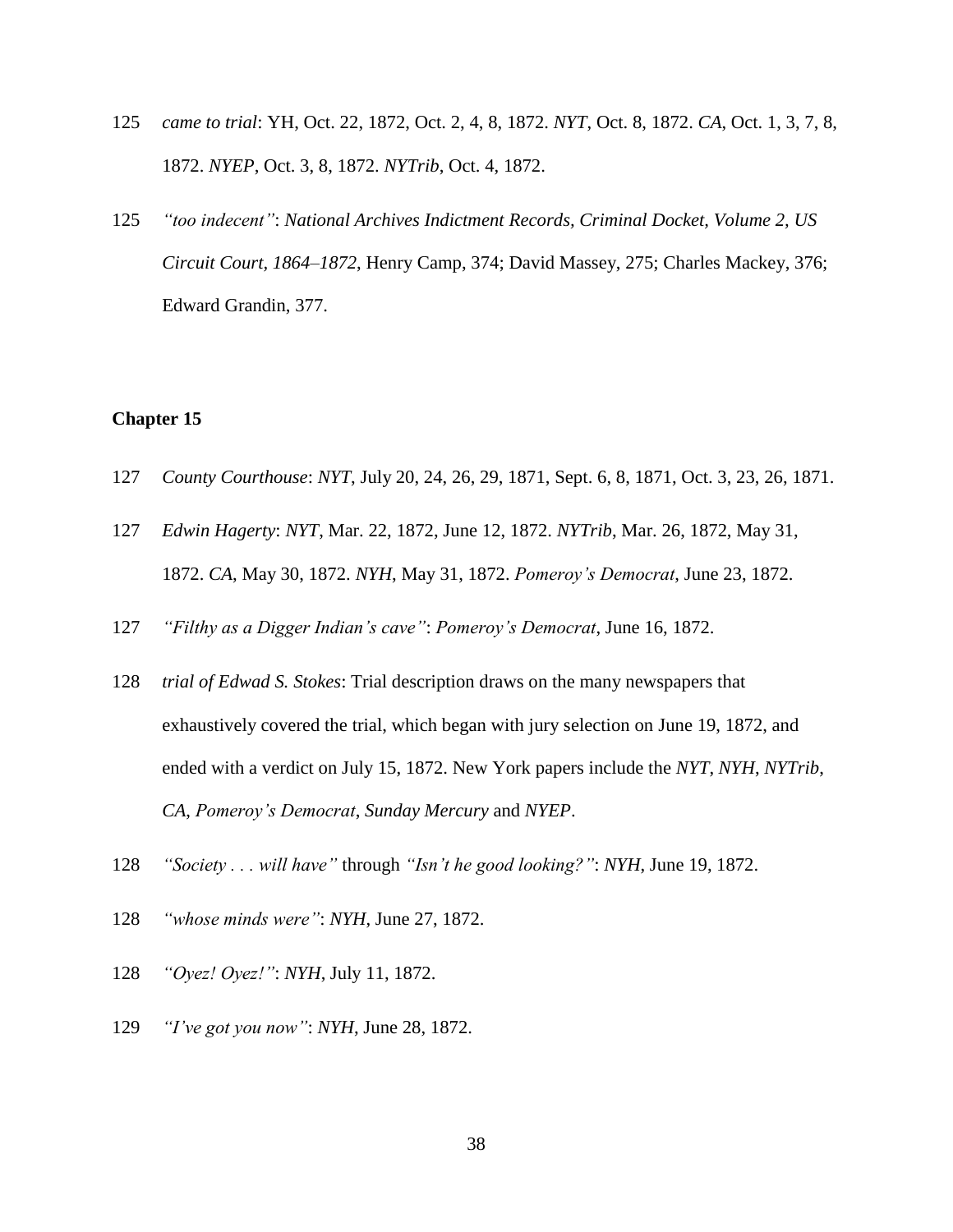125 *came to trial*: YH, Oct. 22, 1872, Oct. 2, 4, 8, 1872. *NYT*, Oct. 8, 1872. *CA*, Oct. 1, 3, 7, 8, 1872. *NYEP*, Oct. 3, 8, 1872. *NYTrib*, Oct. 4, 1872.

125 *"too indecent"*: *National Archives Indictment Records, Criminal Docket, Volume 2, US Circuit Court, 1864–1872*, Henry Camp, 374; David Massey, 275; Charles Mackey, 376; Edward Grandin, 377.

**Chapter 15**

127 *County Courthouse*: *NYT*, July 20, 24, 26, 29, 1871, Sept. 6, 8, 1871, Oct. 3, 23, 26, 1871.

127 *Edwin Hagerty*: *NYT*, Mar. 22, 1872, June 12, 1872. *NYTrib*, Mar. 26, 1872, May 31, 1872. *CA*, May 30, 1872. *NYH*, May 31, 1872. *Pomeroy's Democrat*, June 23, 1872.

127 *"Filthy as a Digger Indian's cave"*: *Pomeroy's Democrat*, June 16, 1872.

128 *trial of Edwad S. Stokes*: Trial description draws on the many newspapers that exhaustively covered the trial, which began with jury selection on June 19, 1872, and ended with a verdict on July 15, 1872. New York papers include the *NYT*, *NYH*, *NYTrib*, *CA*, *Pomeroy's Democrat*, *Sunday Mercury* and *NYEP*.

128 *"Society . . . will have"* through *"Isn't he good looking?"*: *NYH*, June 19, 1872.

128 *"whose minds were"*: *NYH*, June 27, 1872.

128 *"Oyez! Oyez!"*: *NYH*, July 11, 1872.

129 *"I've got you now"*: *NYH*, June 28, 1872.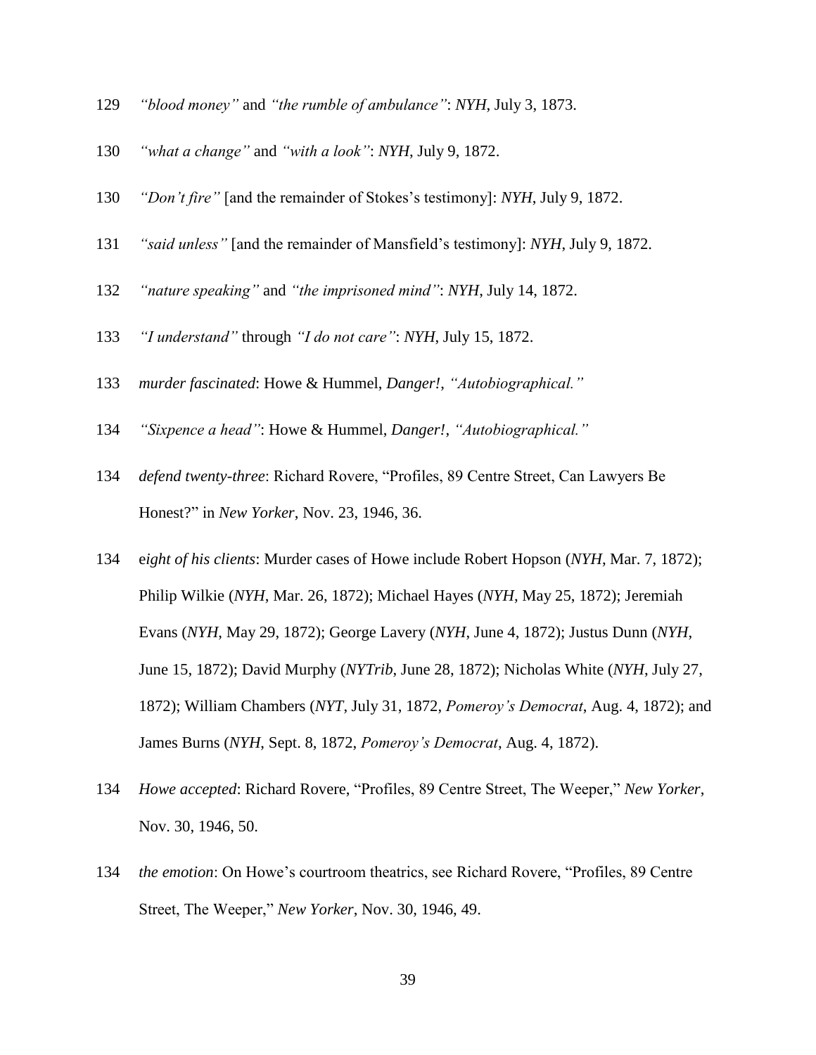129 *"blood money"* and *"the rumble of ambulance"*: *NYH*, July 3, 1873.

130 *"what a change"* and *"with a look"*: *NYH*, July 9, 1872.

130 *"Don't fire"* [and the remainder of Stokes's testimony]: *NYH*, July 9, 1872.

131 *"said unless"* [and the remainder of Mansfield's testimony]: *NYH*, July 9, 1872.

132 *"nature speaking"* and *"the imprisoned mind"*: *NYH*, July 14, 1872.

133 *"I understand"* through *"I do not care"*: *NYH*, July 15, 1872.

133 *murder fascinated*: Howe & Hummel, *Danger!*, *"Autobiographical."*

134 *"Sixpence a head"*: Howe & Hummel, *Danger!*, *"Autobiographical."*

134 *defend twenty-three*: Richard Rovere, "Profiles, 89 Centre Street, Can Lawyers Be Honest?" in *New Yorker*, Nov. 23, 1946, 36.

134 *eight of his clients*: Murder cases of Howe include Robert Hopson (*NYH*, Mar. 7, 1872); Philip Wilkie (*NYH*, Mar. 26, 1872); Michael Hayes (*NYH*, May 25, 1872); Jeremiah Evans (*NYH*, May 29, 1872); George Lavery (*NYH*, June 4, 1872); Justus Dunn (*NYH*, June 15, 1872); David Murphy (*NYTrib*, June 28, 1872); Nicholas White (*NYH*, July 27, 1872); William Chambers (*NYT*, July 31, 1872, *Pomeroy's Democrat*, Aug. 4, 1872); and James Burns (*NYH*, Sept. 8, 1872, *Pomeroy's Democrat*, Aug. 4, 1872).

134 *Howe accepted*: Richard Rovere, "Profiles, 89 Centre Street, The Weeper," *New Yorker*, Nov. 30, 1946, 50.

134 *the emotion*: On Howe's courtroom theatrics, see Richard Rovere, "Profiles, 89 Centre Street, The Weeper," *New Yorker*, Nov. 30, 1946, 49.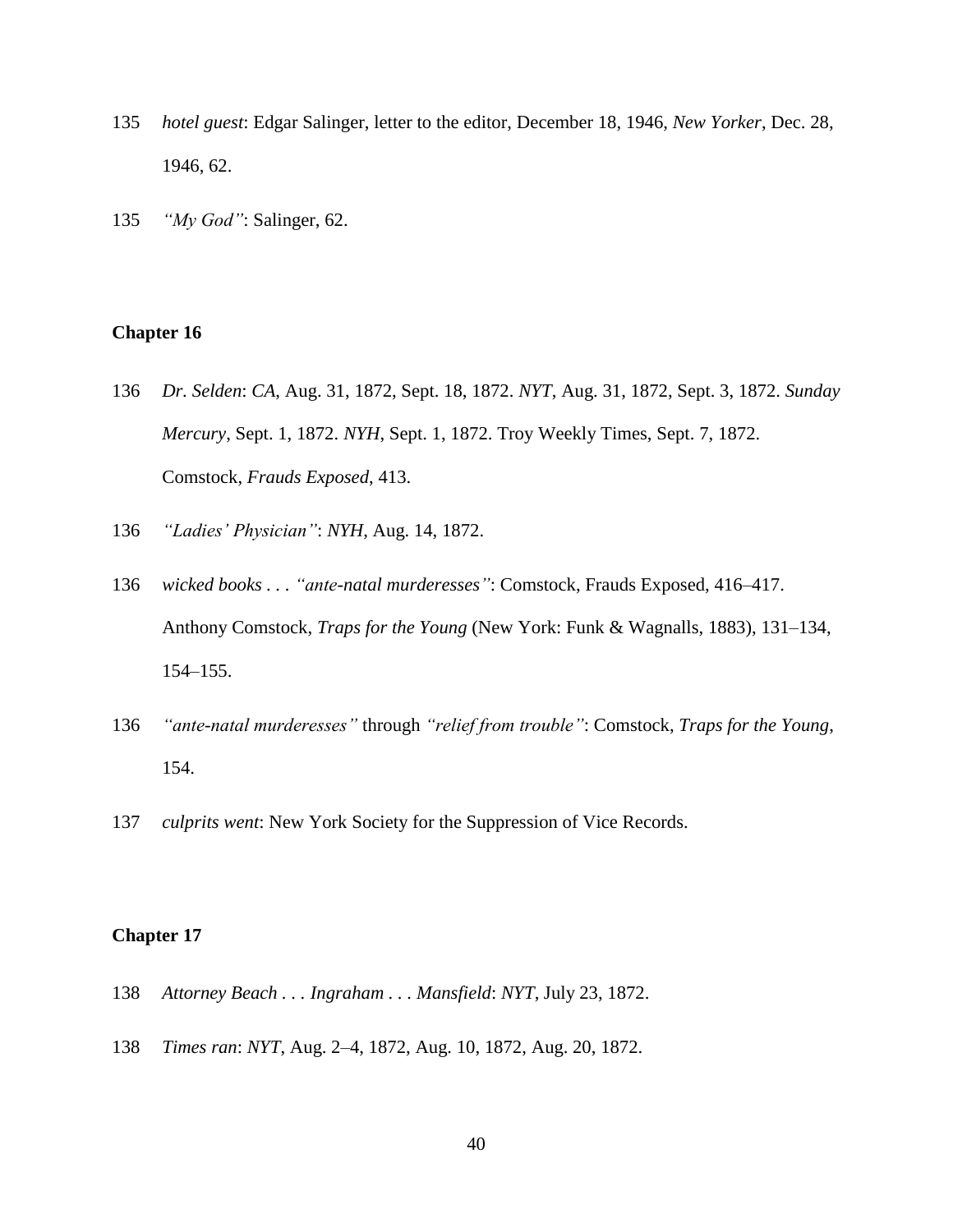135 *hotel guest*: Edgar Salinger, letter to the editor, December 18, 1946, *New Yorker*, Dec. 28, 1946, 62.

135 *"My God"*: Salinger, 62.

## Chapter 16

136 *Dr. Selden*: *CA*, Aug. 31, 1872, Sept. 18, 1872. *NYT*, Aug. 31, 1872, Sept. 3, 1872. *Sunday Mercury*, Sept. 1, 1872. *NYH*, Sept. 1, 1872. Troy Weekly Times, Sept. 7, 1872. Comstock, *Frauds Exposed*, 413.

136 *"Ladies' Physician"*: *NYH*, Aug. 14, 1872.

136 *wicked books . . . "ante-natal murderesses"*: Comstock, Frauds Exposed, 416–417. Anthony Comstock, *Traps for the Young* (New York: Funk & Wagnalls, 1883), 131–134, 154–155.

136 *"ante-natal murderesses"* through *"relief from trouble"*: Comstock, *Traps for the Young*, 154.

137 *culprits went*: New York Society for the Suppression of Vice Records.

## Chapter 17

138 *Attorney Beach . . . Ingraham . . . Mansfield*: *NYT*, July 23, 1872.

138 *Times ran*: *NYT*, Aug. 2–4, 1872, Aug. 10, 1872, Aug. 20, 1872.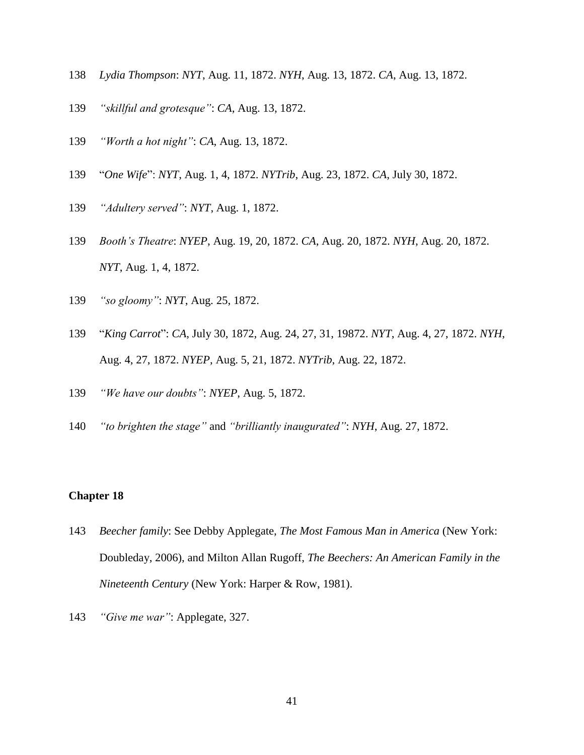138 *Lydia Thompson*: *NYT*, Aug. 11, 1872. *NYH*, Aug. 13, 1872. *CA*, Aug. 13, 1872.

139 *"skillful and grotesque"*: *CA*, Aug. 13, 1872.

139 *"Worth a hot night"*: *CA*, Aug. 13, 1872.

139 "*One Wife*": *NYT*, Aug. 1, 4, 1872. *NYTrib*, Aug. 23, 1872. *CA*, July 30, 1872.

139 *"Adultery served"*: *NYT*, Aug. 1, 1872.

139 *Booth's Theatre*: *NYEP*, Aug. 19, 20, 1872. *CA*, Aug. 20, 1872. *NYH*, Aug. 20, 1872. *NYT*, Aug. 1, 4, 1872.

139 *"so gloomy"*: *NYT*, Aug. 25, 1872.

139 "*King Carrot*": *CA*, July 30, 1872, Aug. 24, 27, 31, 19872. *NYT*, Aug. 4, 27, 1872. *NYH*, Aug. 4, 27, 1872. *NYEP*, Aug. 5, 21, 1872. *NYTrib*, Aug. 22, 1872.

139 *"We have our doubts"*: *NYEP*, Aug. 5, 1872.

140 *"to brighten the stage"* and *"brilliantly inaugurated"*: *NYH*, Aug. 27, 1872.

**Chapter 18**

143 *Beecher family*: See Debby Applegate, *The Most Famous Man in America* (New York: Doubleday, 2006), and Milton Allan Rugoff, *The Beechers: An American Family in the Nineteenth Century* (New York: Harper & Row, 1981).

143 *"Give me war"*: Applegate, 327.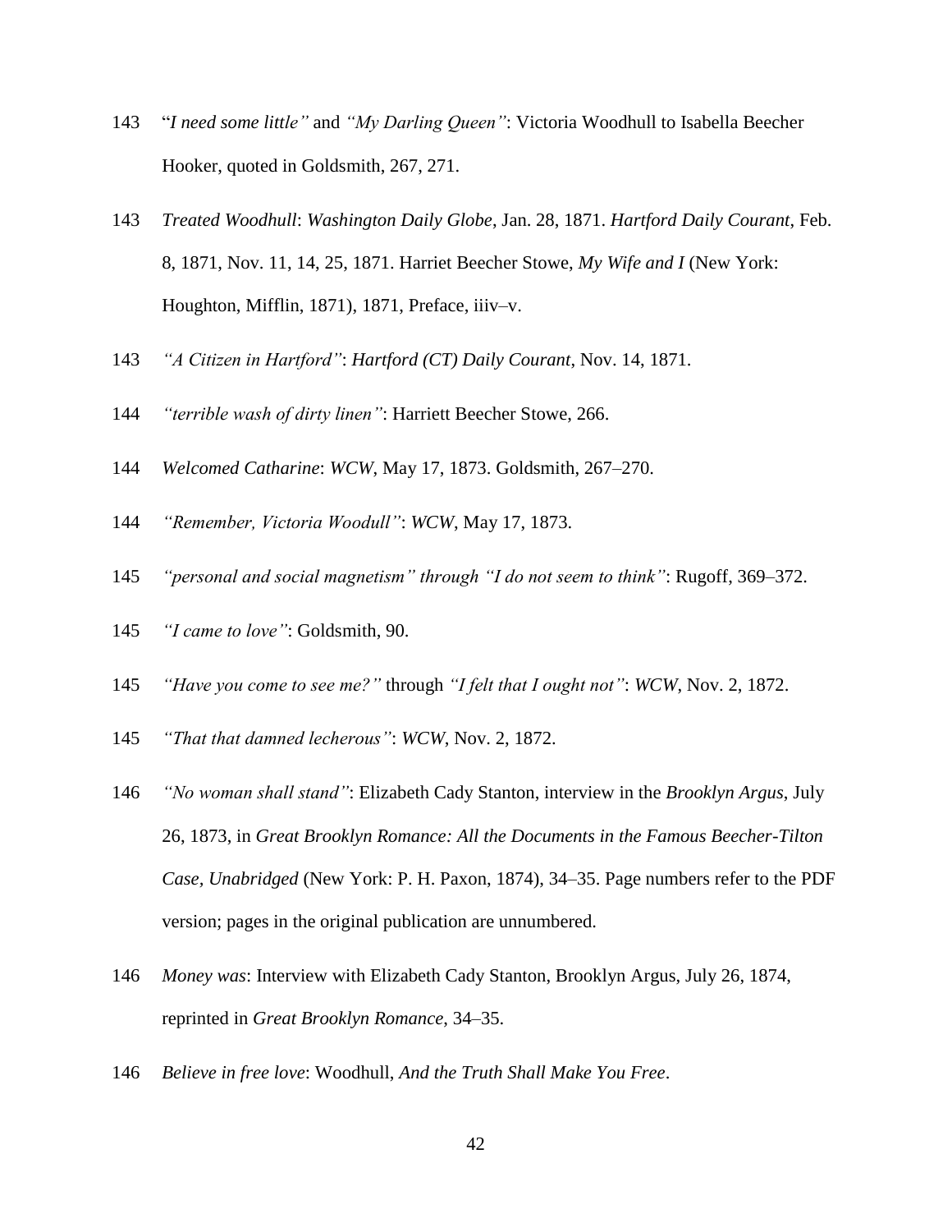143 "*I need some little"* and *"My Darling Queen"*: Victoria Woodhull to Isabella Beecher Hooker, quoted in Goldsmith, 267, 271.

143 *Treated Woodhull*: *Washington Daily Globe*, Jan. 28, 1871. *Hartford Daily Courant*, Feb. 8, 1871, Nov. 11, 14, 25, 1871. Harriet Beecher Stowe, *My Wife and I* (New York: Houghton, Mifflin, 1871), 1871, Preface, iiiv–v.

143 *"A Citizen in Hartford"*: *Hartford (CT) Daily Courant*, Nov. 14, 1871.

144 *"terrible wash of dirty linen"*: Harriett Beecher Stowe, 266.

144 *Welcomed Catharine*: *WCW*, May 17, 1873. Goldsmith, 267–270.

144 *"Remember, Victoria Woodull"*: *WCW*, May 17, 1873.

145 *"personal and social magnetism" through "I do not seem to think"*: Rugoff, 369–372.

145 *"I came to love"*: Goldsmith, 90.

145 *"Have you come to see me?"* through *"I felt that I ought not"*: *WCW*, Nov. 2, 1872.

145 *"That that damned lecherous"*: *WCW*, Nov. 2, 1872.

146 *"No woman shall stand"*: Elizabeth Cady Stanton, interview in the *Brooklyn Argus*, July 26, 1873, in *Great Brooklyn Romance: All the Documents in the Famous Beecher-Tilton Case, Unabridged* (New York: P. H. Paxon, 1874), 34–35. Page numbers refer to the PDF version; pages in the original publication are unnumbered.

146 *Money was*: Interview with Elizabeth Cady Stanton, Brooklyn Argus, July 26, 1874, reprinted in *Great Brooklyn Romance*, 34–35.

146 *Believe in free love*: Woodhull, *And the Truth Shall Make You Free*.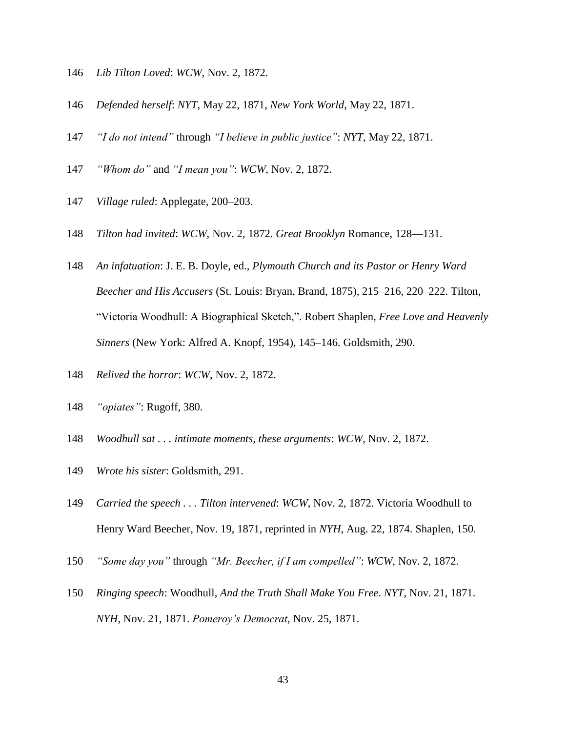146 *Lib Tilton Loved*: *WCW*, Nov. 2, 1872.

146 *Defended herself*: *NYT*, May 22, 1871, *New York World*, May 22, 1871.

147 *"I do not intend"* through *"I believe in public justice"*: *NYT*, May 22, 1871.

147 *"Whom do"* and *"I mean you"*: *WCW*, Nov. 2, 1872.

147 *Village ruled*: Applegate, 200–203.

148 *Tilton had invited*: *WCW*, Nov. 2, 1872. *Great Brooklyn* Romance, 128—131.

148 *An infatuation*: J. E. B. Doyle, ed., *Plymouth Church and its Pastor or Henry Ward Beecher and His Accusers* (St. Louis: Bryan, Brand, 1875), 215–216, 220–222. Tilton, "Victoria Woodhull: A Biographical Sketch,". Robert Shaplen, *Free Love and Heavenly Sinners* (New York: Alfred A. Knopf, 1954), 145–146. Goldsmith, 290.

148 *Relived the horror*: *WCW*, Nov. 2, 1872.

148 *"opiates"*: Rugoff, 380.

148 *Woodhull sat . . . intimate moments, these arguments*: *WCW*, Nov. 2, 1872.

149 *Wrote his sister*: Goldsmith, 291.

149 *Carried the speech . . . Tilton intervened*: *WCW*, Nov. 2, 1872. Victoria Woodhull to Henry Ward Beecher, Nov. 19, 1871, reprinted in *NYH*, Aug. 22, 1874. Shaplen, 150.

150 *"Some day you"* through *"Mr. Beecher, if I am compelled"*: *WCW*, Nov. 2, 1872.

150 *Ringing speech*: Woodhull, *And the Truth Shall Make You Free*. *NYT*, Nov. 21, 1871. *NYH*, Nov. 21, 1871. *Pomeroy's Democrat*, Nov. 25, 1871.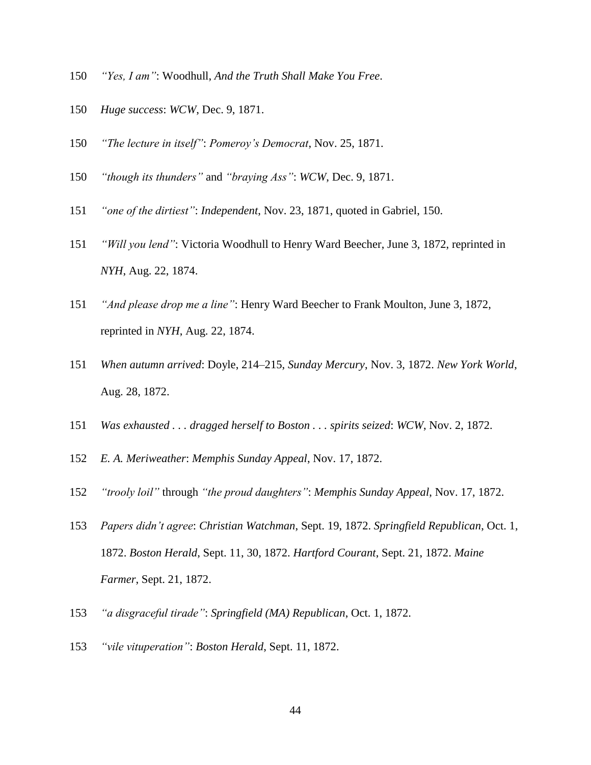150 *"Yes, I am"*: Woodhull, *And the Truth Shall Make You Free*.

150 *Huge success*: *WCW*, Dec. 9, 1871.

150 *"The lecture in itself"*: *Pomeroy's Democrat*, Nov. 25, 1871.

150 *"though its thunders"* and *"braying Ass"*: *WCW*, Dec. 9, 1871.

151 *"one of the dirtiest"*: *Independent*, Nov. 23, 1871, quoted in Gabriel, 150.

151 *"Will you lend"*: Victoria Woodhull to Henry Ward Beecher, June 3, 1872, reprinted in *NYH*, Aug. 22, 1874.

151 *"And please drop me a line"*: Henry Ward Beecher to Frank Moulton, June 3, 1872, reprinted in *NYH*, Aug. 22, 1874.

151 *When autumn arrived*: Doyle, 214–215, *Sunday Mercury*, Nov. 3, 1872. *New York World*, Aug. 28, 1872.

151 *Was exhausted . . . dragged herself to Boston . . . spirits seized*: *WCW*, Nov. 2, 1872.

152 *E. A. Meriweather*: *Memphis Sunday Appeal*, Nov. 17, 1872.

152 *"trooly loil"* through *"the proud daughters"*: *Memphis Sunday Appeal*, Nov. 17, 1872.

153 *Papers didn't agree*: *Christian Watchman*, Sept. 19, 1872. *Springfield Republican*, Oct. 1, 1872. *Boston Herald*, Sept. 11, 30, 1872. *Hartford Courant*, Sept. 21, 1872. *Maine Farmer*, Sept. 21, 1872.

153 *"a disgraceful tirade"*: *Springfield (MA) Republican*, Oct. 1, 1872.

153 *"vile vituperation"*: *Boston Herald*, Sept. 11, 1872.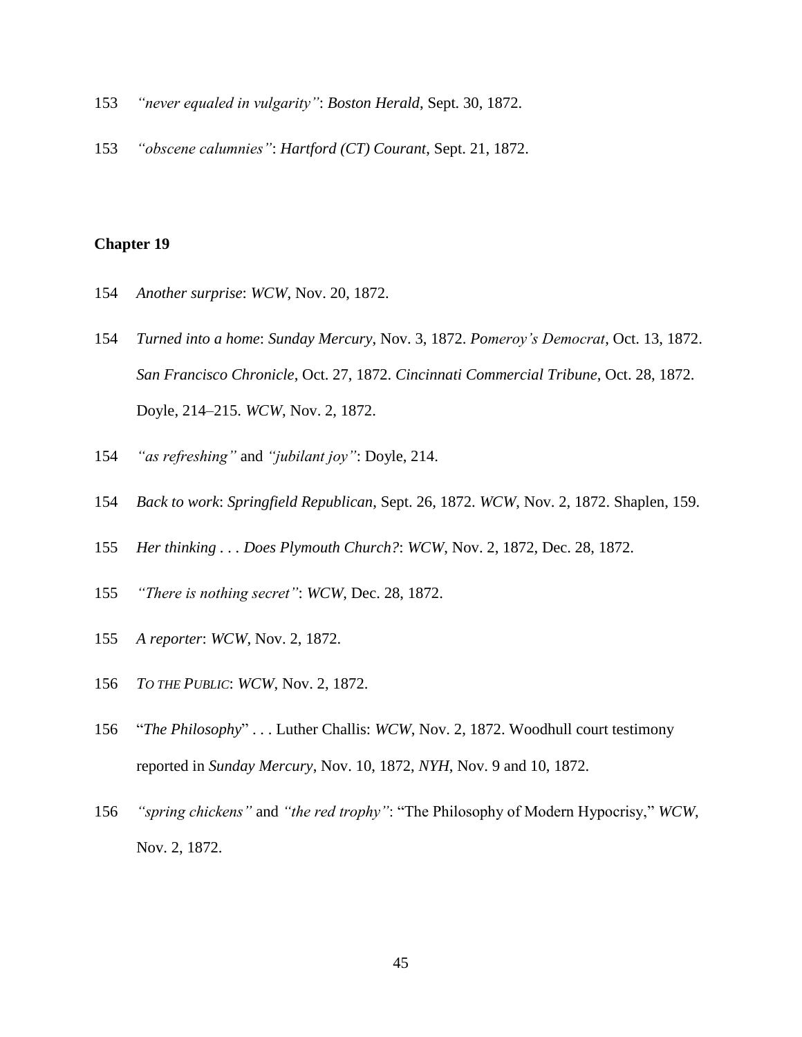153 *"never equaled in vulgarity"*: *Boston Herald*, Sept. 30, 1872.

153 *"obscene calumnies"*: *Hartford (CT) Courant*, Sept. 21, 1872.

**Chapter 19**

154 *Another surprise*: *WCW*, Nov. 20, 1872.

154 *Turned into a home*: *Sunday Mercury*, Nov. 3, 1872. *Pomeroy's Democrat*, Oct. 13, 1872. *San Francisco Chronicle*, Oct. 27, 1872. *Cincinnati Commercial Tribune*, Oct. 28, 1872. Doyle, 214–215. *WCW*, Nov. 2, 1872.

154 *"as refreshing"* and *"jubilant joy"*: Doyle, 214.

154 *Back to work*: *Springfield Republican*, Sept. 26, 1872. *WCW*, Nov. 2, 1872. Shaplen, 159.

155 *Her thinking . . . Does Plymouth Church?*: *WCW*, Nov. 2, 1872, Dec. 28, 1872.

155 *"There is nothing secret"*: *WCW*, Dec. 28, 1872.

155 *A reporter*: *WCW*, Nov. 2, 1872.

156 *TO THE PUBLIC*: *WCW*, Nov. 2, 1872.

156 "*The Philosophy*" . . . Luther Challis: *WCW*, Nov. 2, 1872. Woodhull court testimony reported in *Sunday Mercury*, Nov. 10, 1872, *NYH*, Nov. 9 and 10, 1872.

156 *"spring chickens"* and *"the red trophy"*: "The Philosophy of Modern Hypocrisy," *WCW*, Nov. 2, 1872.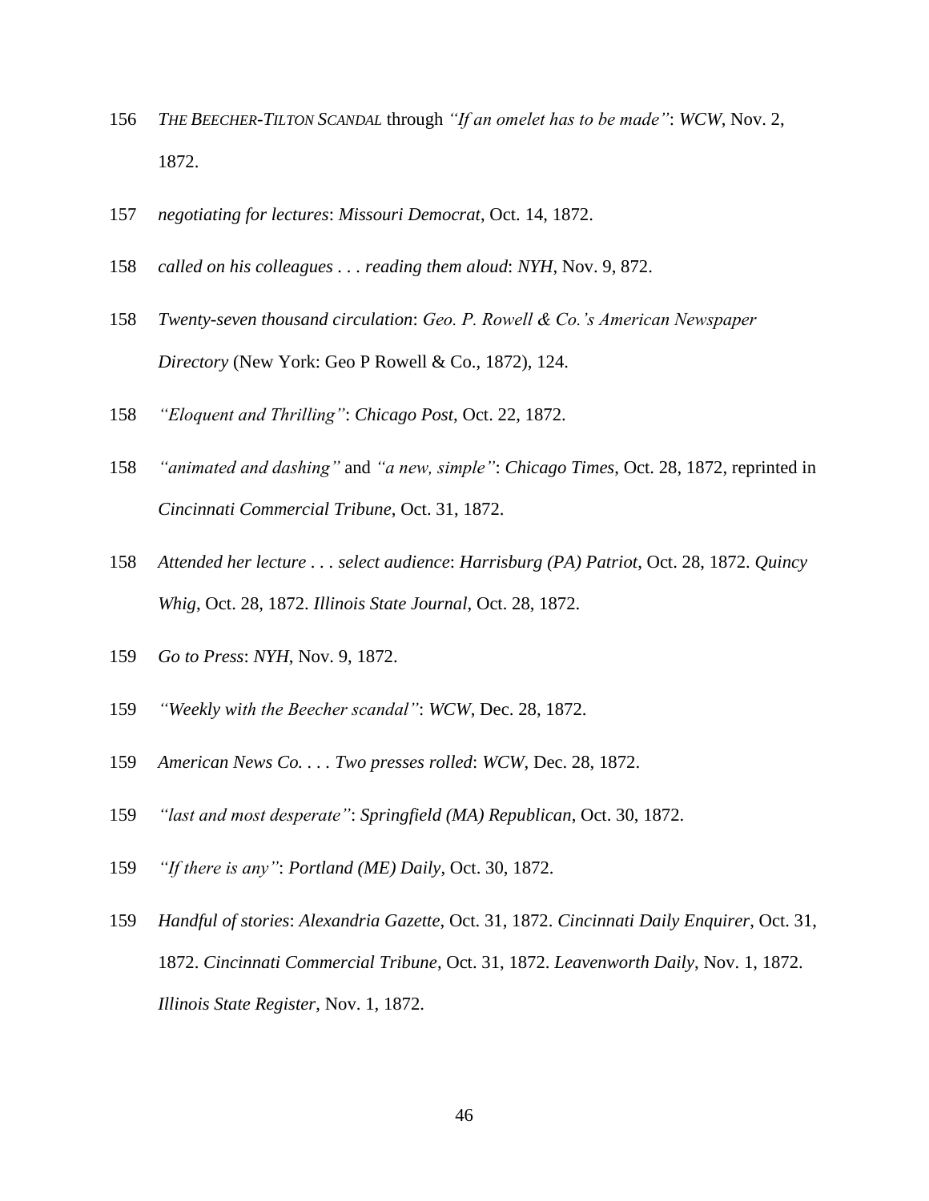156 *THE BEECHER-TILTON SCANDAL* through *"If an omelet has to be made"*: *WCW*, Nov. 2, 1872.

157 *negotiating for lectures*: *Missouri Democrat*, Oct. 14, 1872.

158 *called on his colleagues . . . reading them aloud*: *NYH*, Nov. 9, 872.

158 *Twenty-seven thousand circulation*: *Geo. P. Rowell & Co.'s American Newspaper Directory* (New York: Geo P Rowell & Co., 1872), 124.

158 *"Eloquent and Thrilling"*: *Chicago Post*, Oct. 22, 1872.

158 *"animated and dashing"* and *"a new, simple"*: *Chicago Times*, Oct. 28, 1872, reprinted in *Cincinnati Commercial Tribune*, Oct. 31, 1872.

158 *Attended her lecture . . . select audience*: *Harrisburg (PA) Patriot*, Oct. 28, 1872. *Quincy Whig*, Oct. 28, 1872. *Illinois State Journal*, Oct. 28, 1872.

159 *Go to Press*: *NYH*, Nov. 9, 1872.

159 *"Weekly with the Beecher scandal"*: *WCW*, Dec. 28, 1872.

159 *American News Co. . . . Two presses rolled*: *WCW*, Dec. 28, 1872.

159 *"last and most desperate"*: *Springfield (MA) Republican*, Oct. 30, 1872.

159 *"If there is any"*: *Portland (ME) Daily*, Oct. 30, 1872.

159 *Handful of stories*: *Alexandria Gazette*, Oct. 31, 1872. *Cincinnati Daily Enquirer*, Oct. 31, 1872. *Cincinnati Commercial Tribune*, Oct. 31, 1872. *Leavenworth Daily*, Nov. 1, 1872. *Illinois State Register*, Nov. 1, 1872.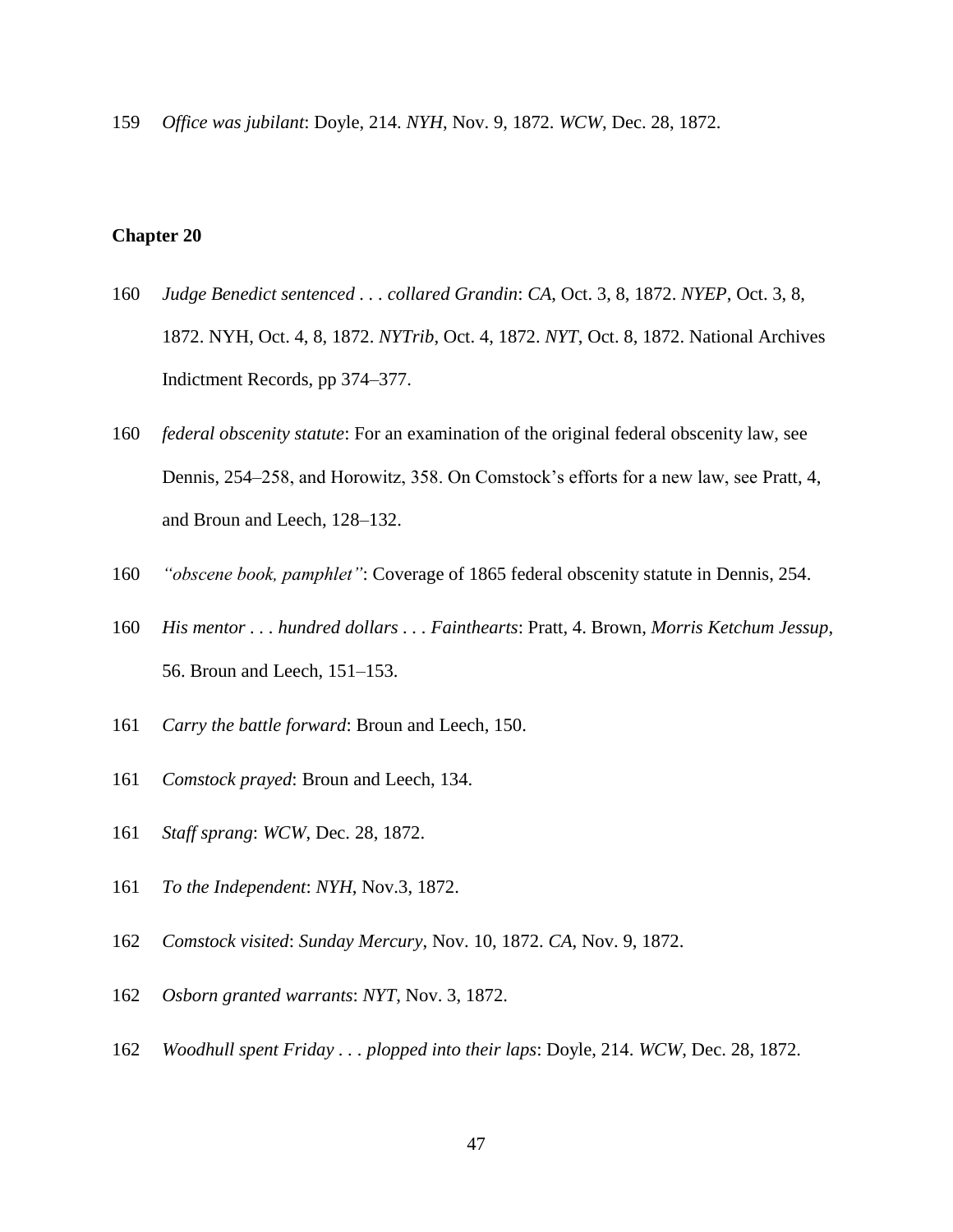159 *Office was jubilant*: Doyle, 214. *NYH*, Nov. 9, 1872. *WCW*, Dec. 28, 1872.

**Chapter 20**

160 *Judge Benedict sentenced . . . collared Grandin*: *CA*, Oct. 3, 8, 1872. *NYEP*, Oct. 3, 8, 1872. NYH, Oct. 4, 8, 1872. *NYTrib*, Oct. 4, 1872. *NYT*, Oct. 8, 1872. National Archives Indictment Records, pp 374–377.

160 *federal obscenity statute*: For an examination of the original federal obscenity law, see Dennis, 254–258, and Horowitz, 358. On Comstock's efforts for a new law, see Pratt, 4, and Broun and Leech, 128–132.

160 *"obscene book, pamphlet"*: Coverage of 1865 federal obscenity statute in Dennis, 254.

160 *His mentor . . . hundred dollars . . . Fainthearts*: Pratt, 4. Brown, *Morris Ketchum Jessup*, 56. Broun and Leech, 151–153.

161 *Carry the battle forward*: Broun and Leech, 150.

161 *Comstock prayed*: Broun and Leech, 134.

161 *Staff sprang*: *WCW*, Dec. 28, 1872.

161 *To the Independent*: *NYH*, Nov.3, 1872.

162 *Comstock visited*: *Sunday Mercury*, Nov. 10, 1872. *CA*, Nov. 9, 1872.

162 *Osborn granted warrants*: *NYT*, Nov. 3, 1872.

162 *Woodhull spent Friday . . . plopped into their laps*: Doyle, 214. *WCW*, Dec. 28, 1872.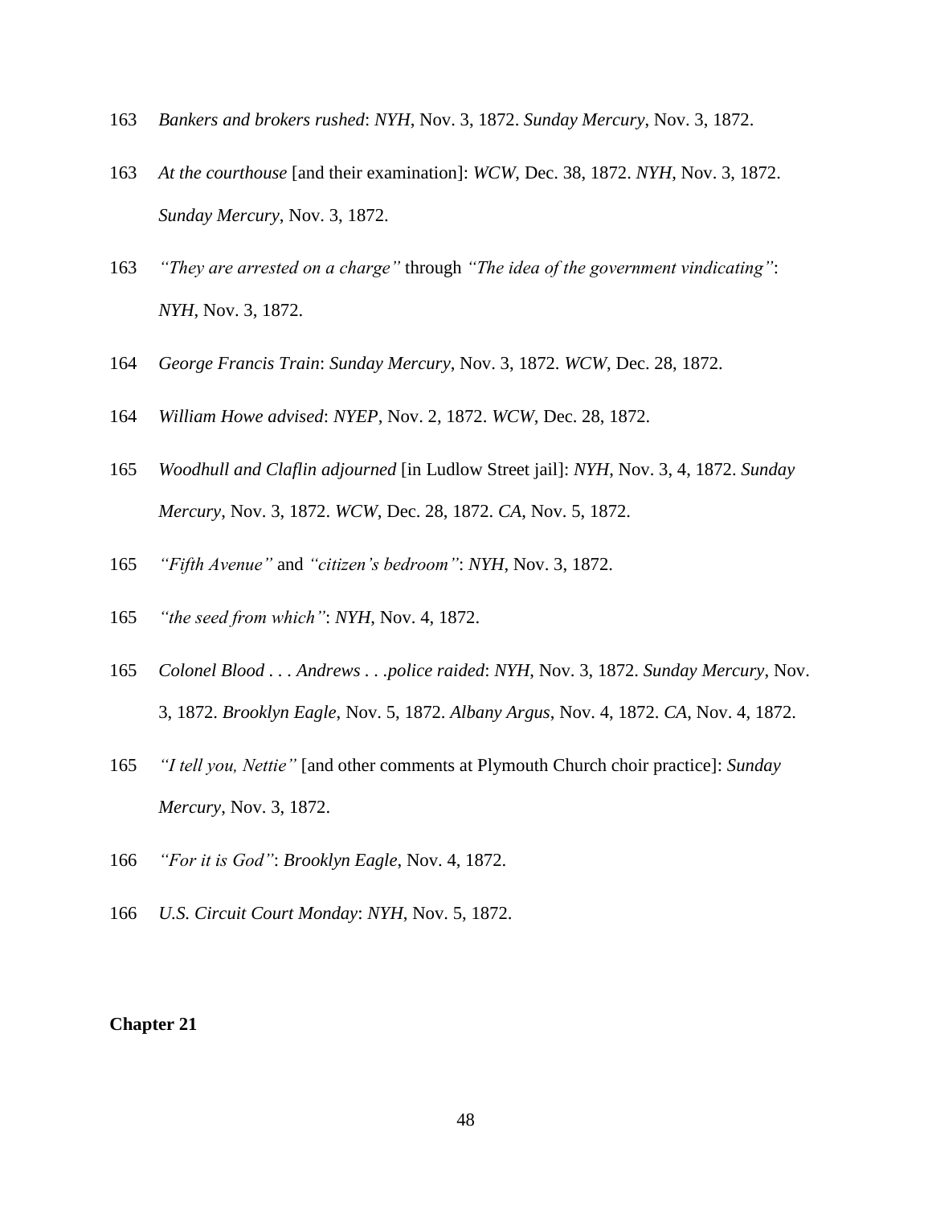163 *Bankers and brokers rushed*: *NYH*, Nov. 3, 1872. *Sunday Mercury*, Nov. 3, 1872.

163 *At the courthouse* [and their examination]: *WCW*, Dec. 38, 1872. *NYH*, Nov. 3, 1872. *Sunday Mercury*, Nov. 3, 1872.

163 *"They are arrested on a charge"* through *"The idea of the government vindicating"*: *NYH*, Nov. 3, 1872.

164 *George Francis Train*: *Sunday Mercury*, Nov. 3, 1872. *WCW*, Dec. 28, 1872.

164 *William Howe advised*: *NYEP*, Nov. 2, 1872. *WCW*, Dec. 28, 1872.

165 *Woodhull and Claflin adjourned* [in Ludlow Street jail]: *NYH*, Nov. 3, 4, 1872. *Sunday Mercury*, Nov. 3, 1872. *WCW*, Dec. 28, 1872. *CA*, Nov. 5, 1872.

165 *"Fifth Avenue"* and *"citizen's bedroom"*: *NYH*, Nov. 3, 1872.

165 *"the seed from which"*: *NYH*, Nov. 4, 1872.

165 *Colonel Blood . . . Andrews . . .police raided*: *NYH*, Nov. 3, 1872. *Sunday Mercury*, Nov. 3, 1872. *Brooklyn Eagle*, Nov. 5, 1872. *Albany Argus*, Nov. 4, 1872. *CA*, Nov. 4, 1872.

165 *"I tell you, Nettie"* [and other comments at Plymouth Church choir practice]: *Sunday Mercury*, Nov. 3, 1872.

166 *"For it is God"*: *Brooklyn Eagle*, Nov. 4, 1872.

166 *U.S. Circuit Court Monday*: *NYH*, Nov. 5, 1872.

**Chapter 21**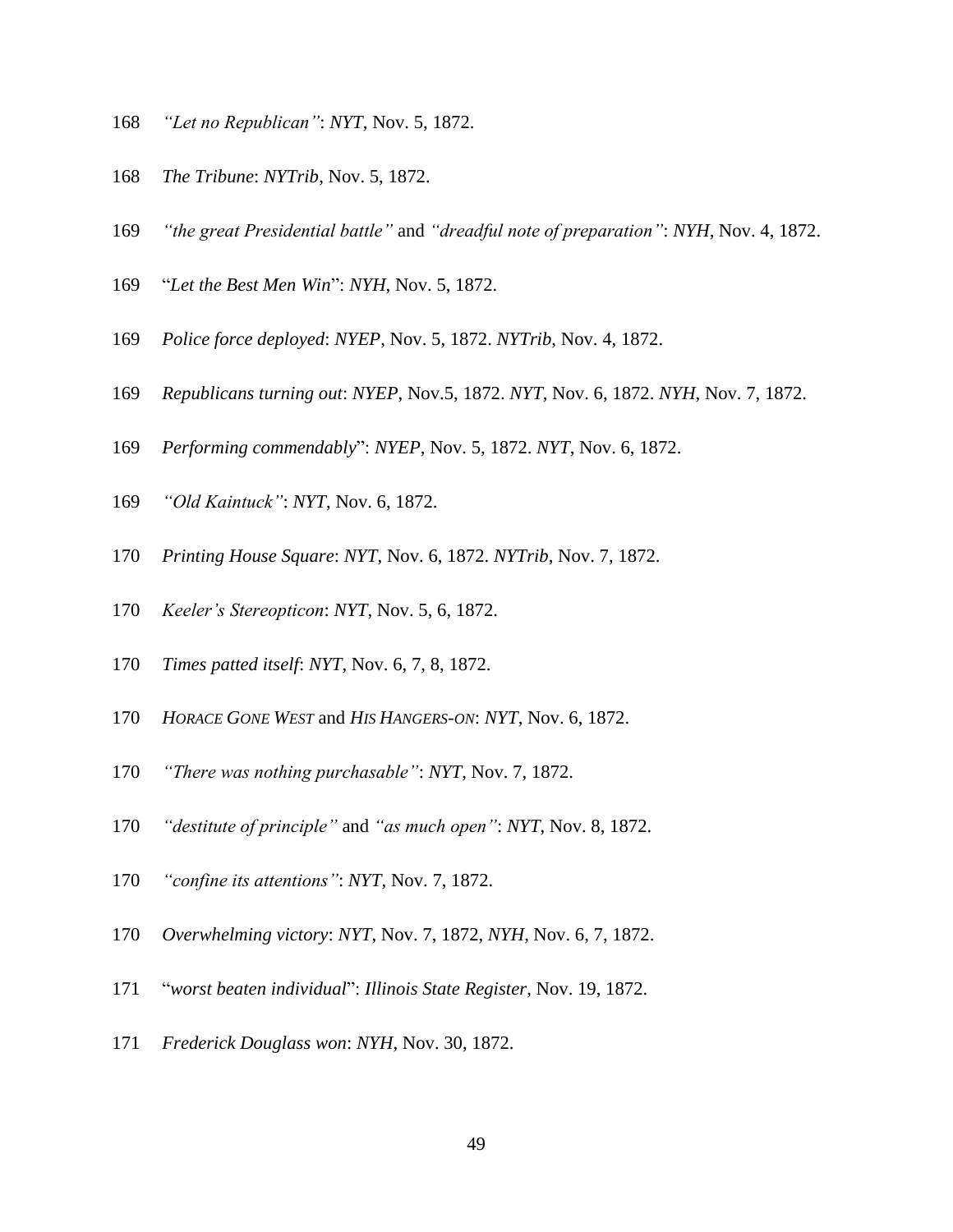168 *"Let no Republican"*: *NYT*, Nov. 5, 1872.

168 *The Tribune*: *NYTrib*, Nov. 5, 1872.

169 *"the great Presidential battle"* and *"dreadful note of preparation"*: *NYH*, Nov. 4, 1872.

169 "*Let the Best Men Win*": *NYH*, Nov. 5, 1872.

169 *Police force deployed*: *NYEP*, Nov. 5, 1872. *NYTrib*, Nov. 4, 1872.

169 *Republicans turning out*: *NYEP*, Nov.5, 1872. *NYT*, Nov. 6, 1872. *NYH*, Nov. 7, 1872.

169 *Performing commendably*": *NYEP*, Nov. 5, 1872. *NYT*, Nov. 6, 1872.

169 *"Old Kaintuck"*: *NYT*, Nov. 6, 1872.

170 *Printing House Square*: *NYT*, Nov. 6, 1872. *NYTrib*, Nov. 7, 1872.

170 *Keeler's Stereopticon*: *NYT*, Nov. 5, 6, 1872.

170 *Times patted itself*: *NYT*, Nov. 6, 7, 8, 1872.

170 *HORACE GONE WEST* and *HIS HANGERS-ON*: *NYT*, Nov. 6, 1872.

170 *"There was nothing purchasable"*: *NYT*, Nov. 7, 1872.

170 *"destitute of principle"* and *"as much open"*: *NYT*, Nov. 8, 1872.

170 *"confine its attentions"*: *NYT*, Nov. 7, 1872.

170 *Overwhelming victory*: *NYT*, Nov. 7, 1872, *NYH*, Nov. 6, 7, 1872.

171 "*worst beaten individual*": *Illinois State Register*, Nov. 19, 1872.

171 *Frederick Douglass won*: *NYH*, Nov. 30, 1872.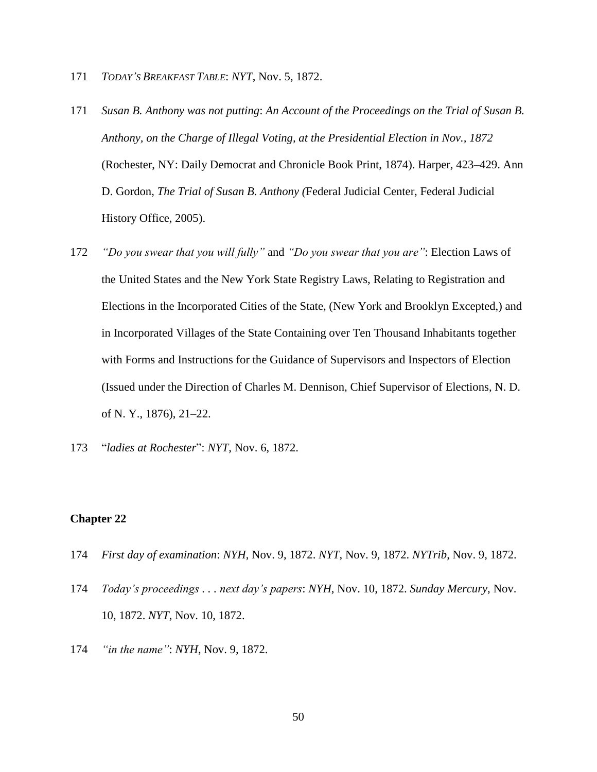171 *TODAY'S BREAKFAST TABLE*: *NYT*, Nov. 5, 1872.

171 *Susan B. Anthony was not putting*: *An Account of the Proceedings on the Trial of Susan B. Anthony, on the Charge of Illegal Voting, at the Presidential Election in Nov., 1872* (Rochester, NY: Daily Democrat and Chronicle Book Print, 1874). Harper, 423–429. Ann D. Gordon, *The Trial of Susan B. Anthony (*Federal Judicial Center, Federal Judicial History Office, 2005).

172 *"Do you swear that you will fully"* and *"Do you swear that you are"*: Election Laws of the United States and the New York State Registry Laws, Relating to Registration and Elections in the Incorporated Cities of the State, (New York and Brooklyn Excepted,) and in Incorporated Villages of the State Containing over Ten Thousand Inhabitants together with Forms and Instructions for the Guidance of Supervisors and Inspectors of Election (Issued under the Direction of Charles M. Dennison, Chief Supervisor of Elections, N. D. of N. Y., 1876), 21–22.

173 "*ladies at Rochester*": *NYT*, Nov. 6, 1872.

**Chapter 22**

174 *First day of examination*: *NYH*, Nov. 9, 1872. *NYT*, Nov. 9, 1872. *NYTrib*, Nov. 9, 1872.

174 *Today's proceedings . . . next day's papers*: *NYH*, Nov. 10, 1872. *Sunday Mercury*, Nov. 10, 1872. *NYT*, Nov. 10, 1872.

174 *"in the name"*: *NYH*, Nov. 9, 1872.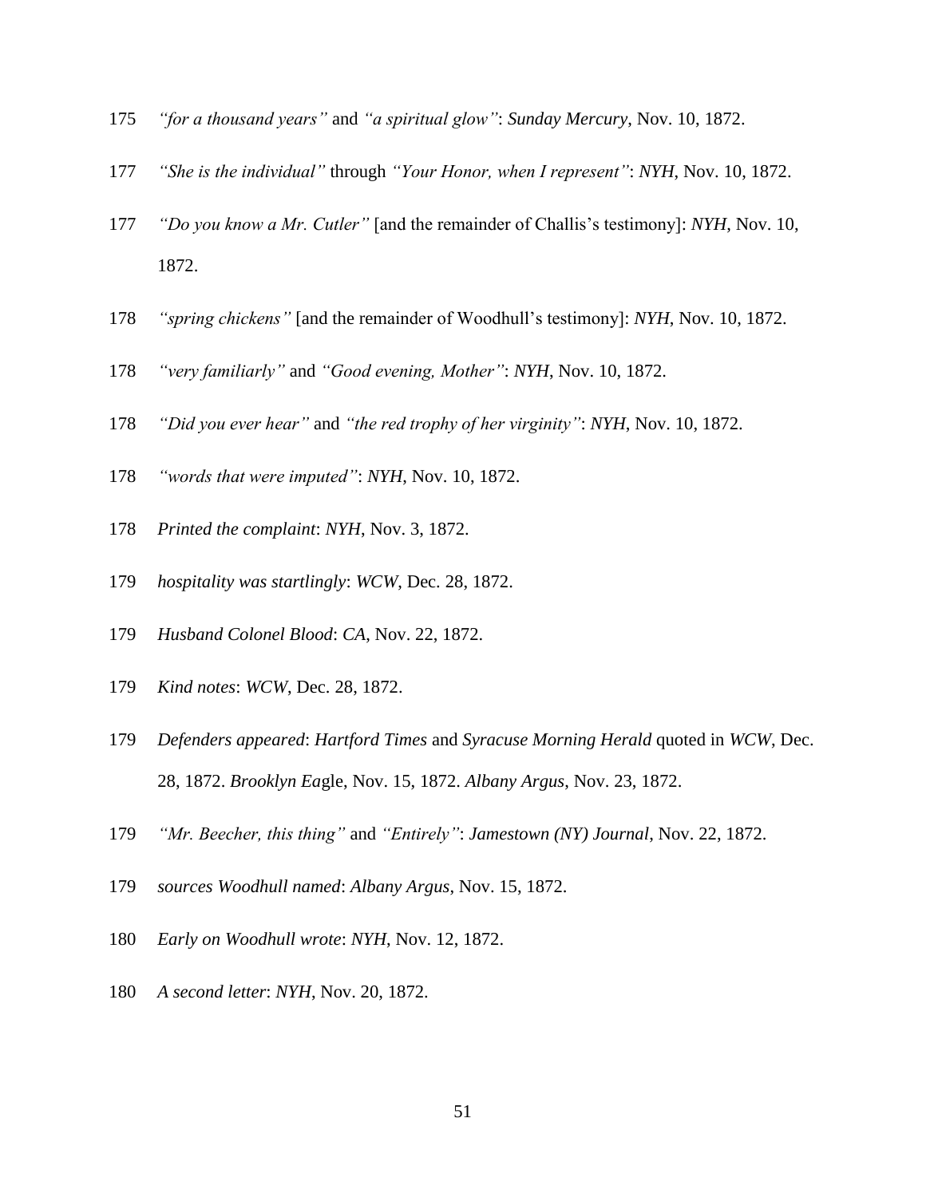175 *"for a thousand years"* and *"a spiritual glow"*: *Sunday Mercury*, Nov. 10, 1872.

177 *"She is the individual"* through *"Your Honor, when I represent"*: *NYH*, Nov. 10, 1872.

177 *"Do you know a Mr. Cutler"* [and the remainder of Challis's testimony]: *NYH*, Nov. 10, 1872.

178 *"spring chickens"* [and the remainder of Woodhull's testimony]: *NYH*, Nov. 10, 1872.

178 *"very familiarly"* and *"Good evening, Mother"*: *NYH*, Nov. 10, 1872.

178 *"Did you ever hear"* and *"the red trophy of her virginity"*: *NYH*, Nov. 10, 1872.

178 *"words that were imputed"*: *NYH*, Nov. 10, 1872.

178 *Printed the complaint*: *NYH*, Nov. 3, 1872.

179 *hospitality was startlingly*: *WCW*, Dec. 28, 1872.

179 *Husband Colonel Blood*: *CA*, Nov. 22, 1872.

179 *Kind notes*: *WCW*, Dec. 28, 1872.

179 *Defenders appeared*: *Hartford Times* and *Syracuse Morning Herald* quoted in *WCW*, Dec. 28, 1872. *Brooklyn Ea*gle, Nov. 15, 1872. *Albany Argus*, Nov. 23, 1872.

179 *"Mr. Beecher, this thing"* and *"Entirely"*: *Jamestown (NY) Journal*, Nov. 22, 1872.

179 *sources Woodhull named*: *Albany Argus*, Nov. 15, 1872.

180 *Early on Woodhull wrote*: *NYH*, Nov. 12, 1872.

180 *A second letter*: *NYH*, Nov. 20, 1872.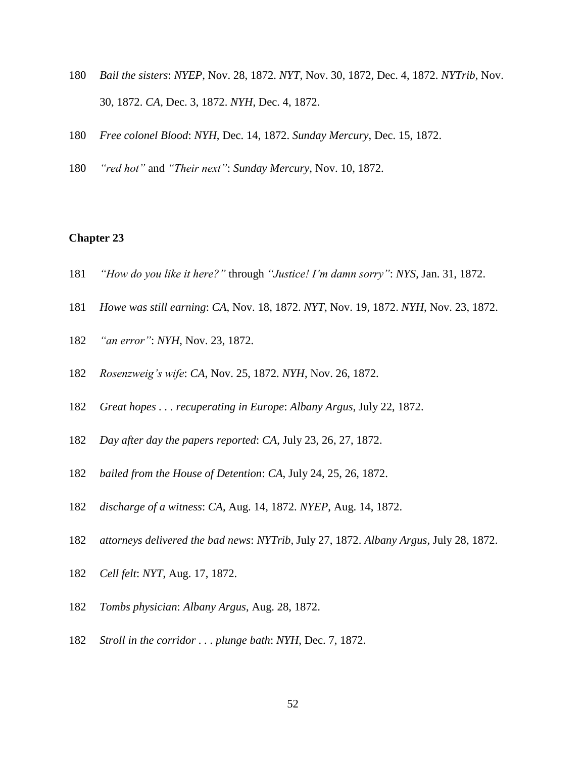180 *Bail the sisters*: *NYEP*, Nov. 28, 1872. *NYT*, Nov. 30, 1872, Dec. 4, 1872. *NYTrib*, Nov. 30, 1872. *CA*, Dec. 3, 1872. *NYH*, Dec. 4, 1872.

180 *Free colonel Blood*: *NYH*, Dec. 14, 1872. *Sunday Mercury*, Dec. 15, 1872.

180 *"red hot"* and *"Their next"*: *Sunday Mercury*, Nov. 10, 1872.

**Chapter 23**

181 *"How do you like it here?"* through *"Justice! I'm damn sorry"*: *NYS*, Jan. 31, 1872.

181 *Howe was still earning*: *CA*, Nov. 18, 1872. *NYT*, Nov. 19, 1872. *NYH*, Nov. 23, 1872.

182 *"an error"*: *NYH*, Nov. 23, 1872.

182 *Rosenzweig's wife*: *CA*, Nov. 25, 1872. *NYH*, Nov. 26, 1872.

182 *Great hopes . . . recuperating in Europe*: *Albany Argus*, July 22, 1872.

182 *Day after day the papers reported*: *CA*, July 23, 26, 27, 1872.

182 *bailed from the House of Detention*: *CA*, July 24, 25, 26, 1872.

182 *discharge of a witness*: *CA*, Aug. 14, 1872. *NYEP*, Aug. 14, 1872.

182 *attorneys delivered the bad news*: *NYTrib*, July 27, 1872. *Albany Argus*, July 28, 1872.

182 *Cell felt*: *NYT*, Aug. 17, 1872.

182 *Tombs physician*: *Albany Argus*, Aug. 28, 1872.

182 *Stroll in the corridor . . . plunge bath*: *NYH*, Dec. 7, 1872.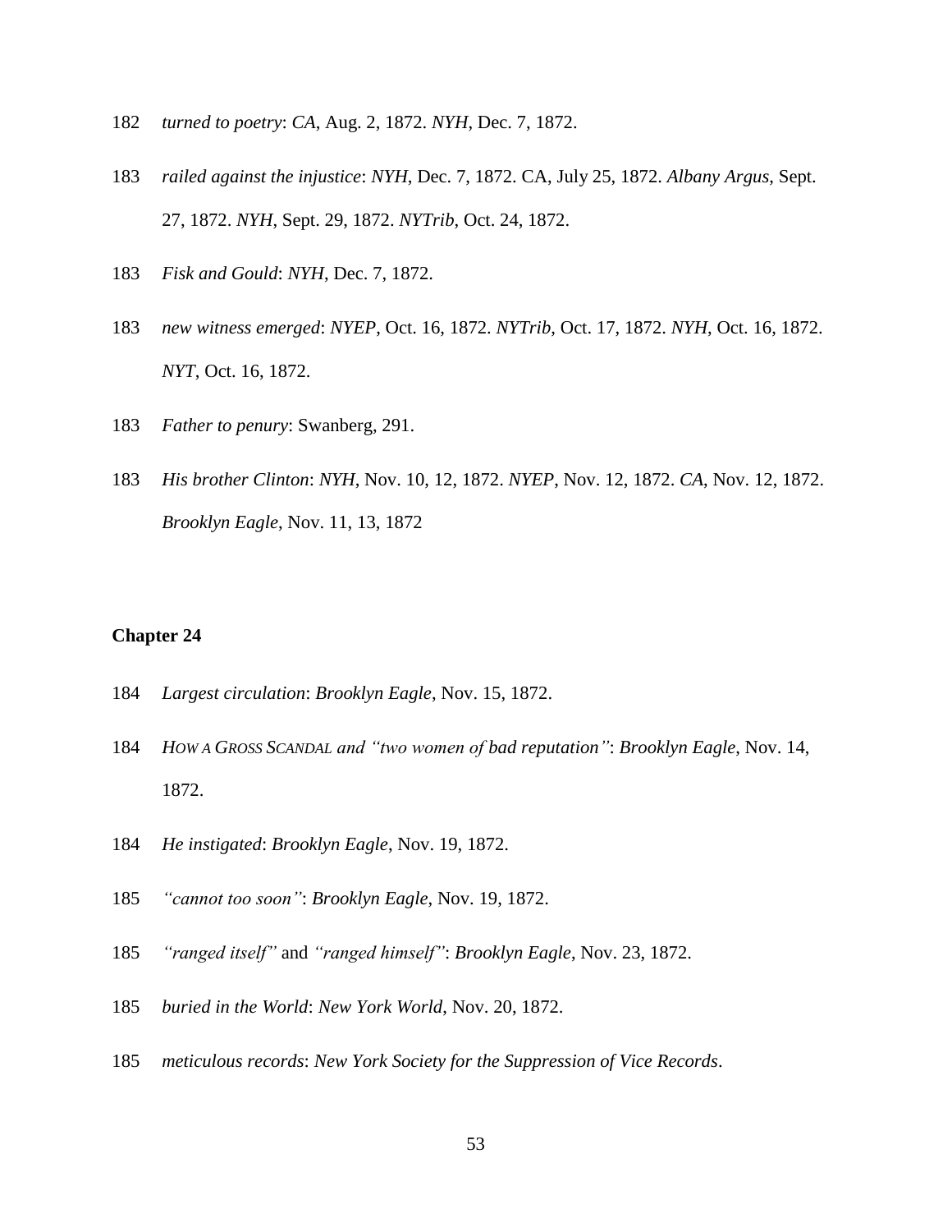182 *turned to poetry*: *CA*, Aug. 2, 1872. *NYH*, Dec. 7, 1872.

183 *railed against the injustice*: *NYH*, Dec. 7, 1872. CA, July 25, 1872. *Albany Argus*, Sept. 27, 1872. *NYH*, Sept. 29, 1872. *NYTrib*, Oct. 24, 1872.

183 *Fisk and Gould*: *NYH*, Dec. 7, 1872.

183 *new witness emerged*: *NYEP*, Oct. 16, 1872. *NYTrib*, Oct. 17, 1872. *NYH*, Oct. 16, 1872. *NYT*, Oct. 16, 1872.

183 *Father to penury*: Swanberg, 291.

183 *His brother Clinton*: *NYH*, Nov. 10, 12, 1872. *NYEP*, Nov. 12, 1872. *CA*, Nov. 12, 1872. *Brooklyn Eagle*, Nov. 11, 13, 1872

**Chapter 24**

184 *Largest circulation*: *Brooklyn Eagle*, Nov. 15, 1872.

184 *HOW A GROSS SCANDAL and "two women of bad reputation"*: *Brooklyn Eagle*, Nov. 14, 1872.

184 *He instigated*: *Brooklyn Eagle*, Nov. 19, 1872.

185 *"cannot too soon"*: *Brooklyn Eagle*, Nov. 19, 1872.

185 *"ranged itself"* and *"ranged himself"*: *Brooklyn Eagle*, Nov. 23, 1872.

185 *buried in the World*: *New York World*, Nov. 20, 1872.

185 *meticulous records*: *New York Society for the Suppression of Vice Records*.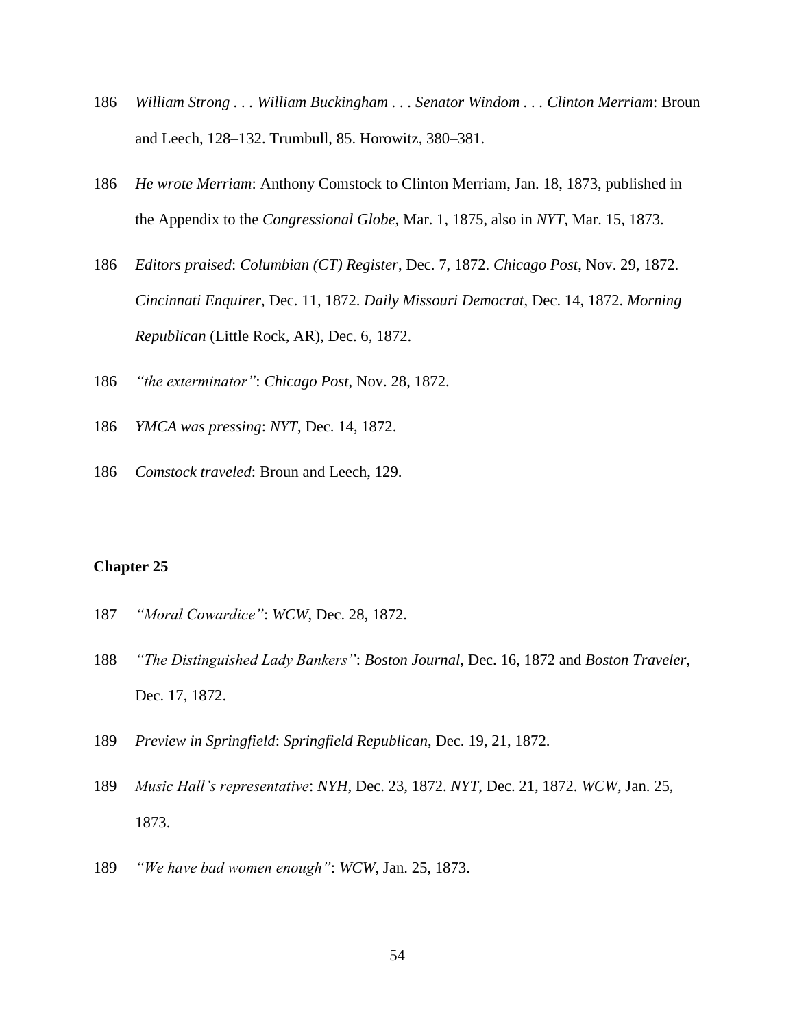186 *William Strong . . . William Buckingham . . . Senator Windom . . . Clinton Merriam*: Broun and Leech, 128–132. Trumbull, 85. Horowitz, 380–381.

186 *He wrote Merriam*: Anthony Comstock to Clinton Merriam, Jan. 18, 1873, published in the Appendix to the *Congressional Globe*, Mar. 1, 1875, also in *NYT*, Mar. 15, 1873.

186 *Editors praised*: *Columbian (CT) Register*, Dec. 7, 1872. *Chicago Post*, Nov. 29, 1872. *Cincinnati Enquirer*, Dec. 11, 1872. *Daily Missouri Democrat*, Dec. 14, 1872. *Morning Republican* (Little Rock, AR), Dec. 6, 1872.

186 *"the exterminator"*: *Chicago Post*, Nov. 28, 1872.

186 *YMCA was pressing*: *NYT*, Dec. 14, 1872.

186 *Comstock traveled*: Broun and Leech, 129.

**Chapter 25**

187 *"Moral Cowardice"*: *WCW*, Dec. 28, 1872.

188 *"The Distinguished Lady Bankers"*: *Boston Journal*, Dec. 16, 1872 and *Boston Traveler*, Dec. 17, 1872.

189 *Preview in Springfield*: *Springfield Republican*, Dec. 19, 21, 1872.

189 *Music Hall's representative*: *NYH*, Dec. 23, 1872. *NYT*, Dec. 21, 1872. *WCW*, Jan. 25, 1873.

189 *"We have bad women enough"*: *WCW*, Jan. 25, 1873.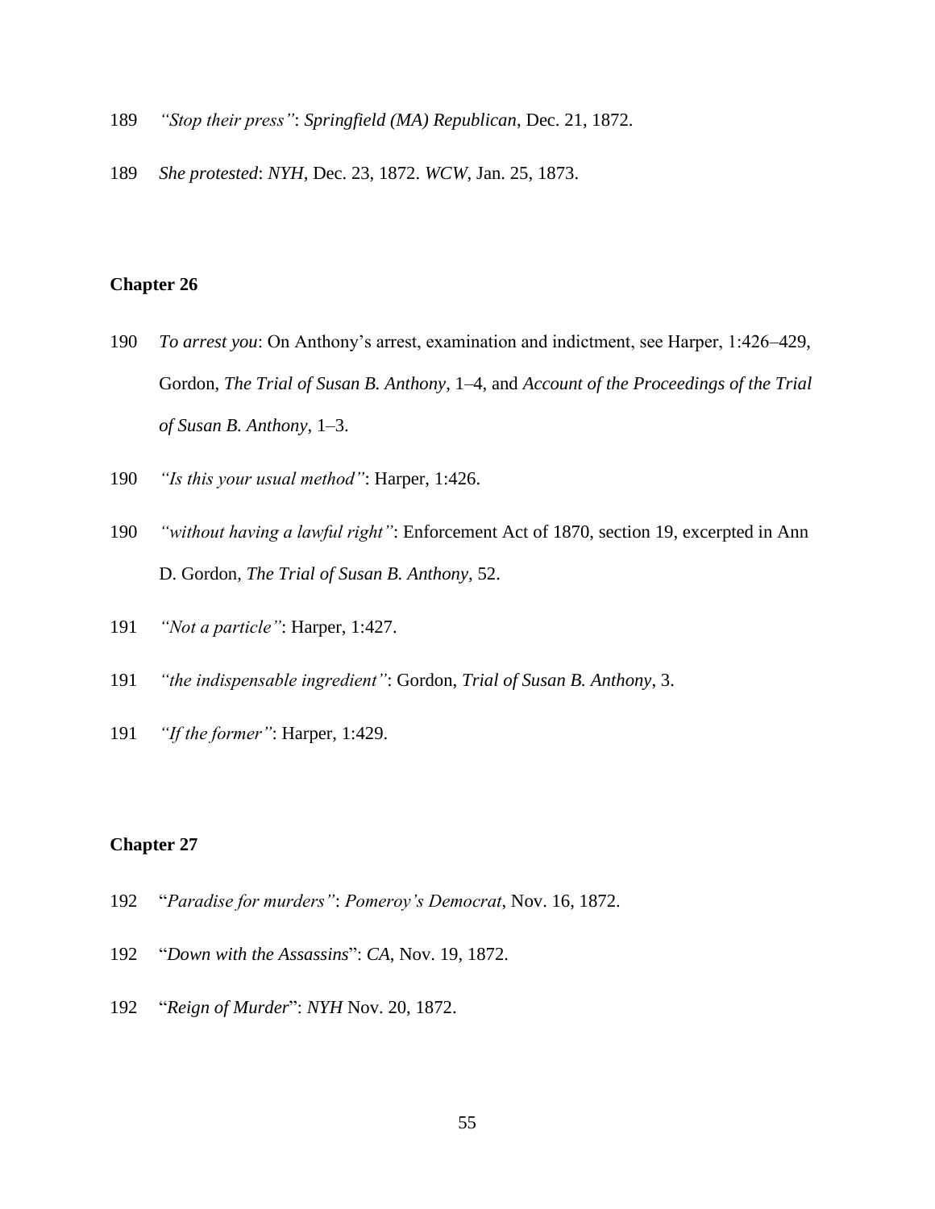189 *"Stop their press"*: *Springfield (MA) Republican*, Dec. 21, 1872.

189 *She protested*: *NYH*, Dec. 23, 1872. *WCW*, Jan. 25, 1873.

## Chapter 26

190 *To arrest you*: On Anthony's arrest, examination and indictment, see Harper, 1:426–429, Gordon, *The Trial of Susan B. Anthony*, 1–4, and *Account of the Proceedings of the Trial of Susan B. Anthony*, 1–3.

190 *"Is this your usual method"*: Harper, 1:426.

190 *"without having a lawful right"*: Enforcement Act of 1870, section 19, excerpted in Ann D. Gordon, *The Trial of Susan B. Anthony,* 52.

191 *"Not a particle"*: Harper, 1:427.

191 *"the indispensable ingredient"*: Gordon, *Trial of Susan B. Anthony*, 3.

191 *"If the former"*: Harper, 1:429.

## Chapter 27

192 "*Paradise for murders"*: *Pomeroy's Democrat*, Nov. 16, 1872.

192 "*Down with the Assassins*": *CA*, Nov. 19, 1872.

192 "*Reign of Murder*": *NYH* Nov. 20, 1872.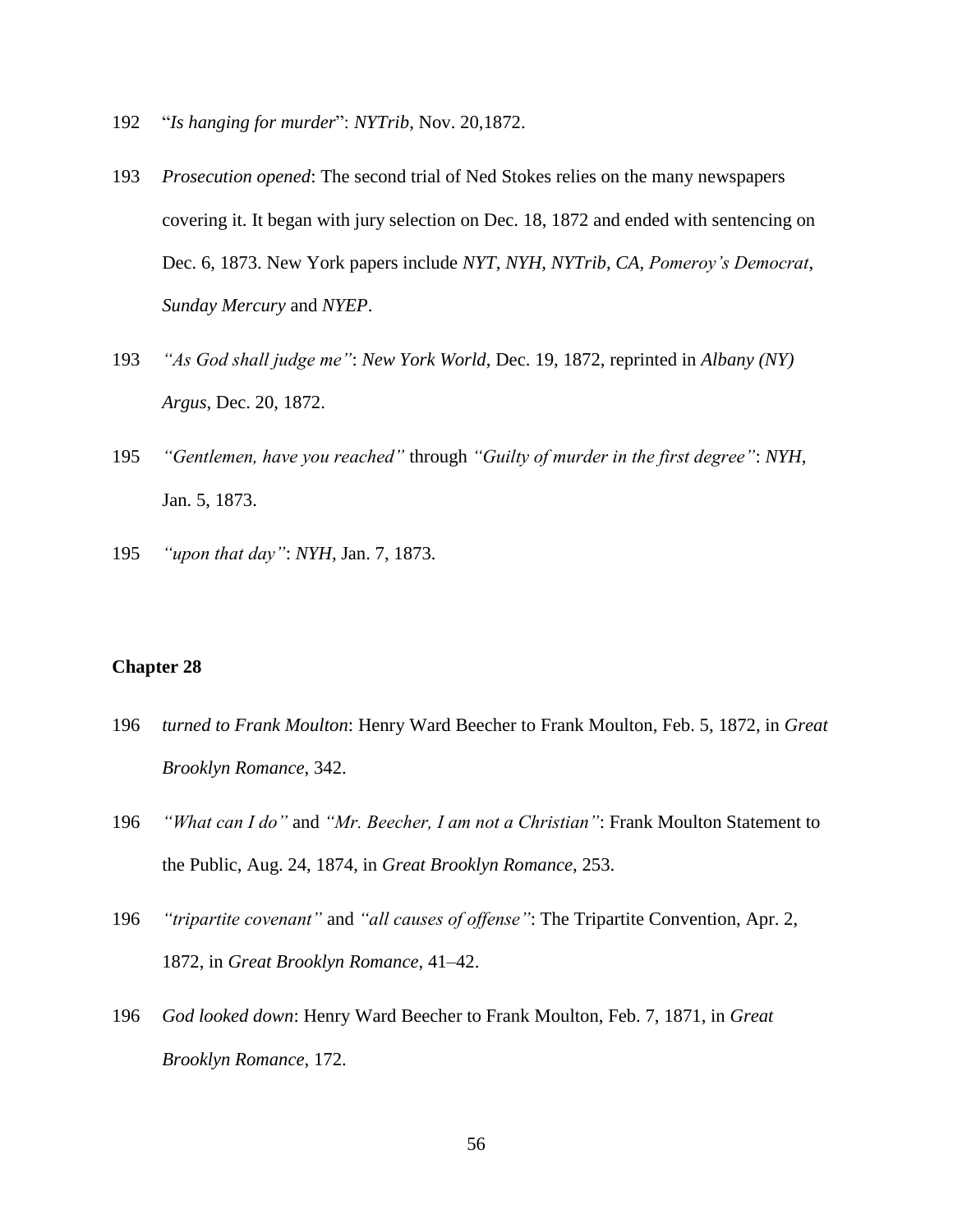192 "*Is hanging for murder*": *NYTrib*, Nov. 20,1872.

193 *Prosecution opened*: The second trial of Ned Stokes relies on the many newspapers covering it. It began with jury selection on Dec. 18, 1872 and ended with sentencing on Dec. 6, 1873. New York papers include *NYT*, *NYH*, *NYTrib*, *CA*, *Pomeroy's Democrat*, *Sunday Mercury* and *NYEP*.

193 *"As God shall judge me"*: *New York World*, Dec. 19, 1872, reprinted in *Albany (NY) Argus*, Dec. 20, 1872.

195 *"Gentlemen, have you reached"* through *"Guilty of murder in the first degree"*: *NYH*, Jan. 5, 1873.

195 *"upon that day"*: *NYH*, Jan. 7, 1873.

## Chapter 28

196 *turned to Frank Moulton*: Henry Ward Beecher to Frank Moulton, Feb. 5, 1872, in *Great Brooklyn Romance*, 342.

196 *"What can I do"* and *"Mr. Beecher, I am not a Christian"*: Frank Moulton Statement to the Public, Aug. 24, 1874, in *Great Brooklyn Romance*, 253.

196 *"tripartite covenant"* and *"all causes of offense"*: The Tripartite Convention, Apr. 2, 1872, in *Great Brooklyn Romance*, 41–42.

196 *God looked down*: Henry Ward Beecher to Frank Moulton, Feb. 7, 1871, in *Great Brooklyn Romance*, 172.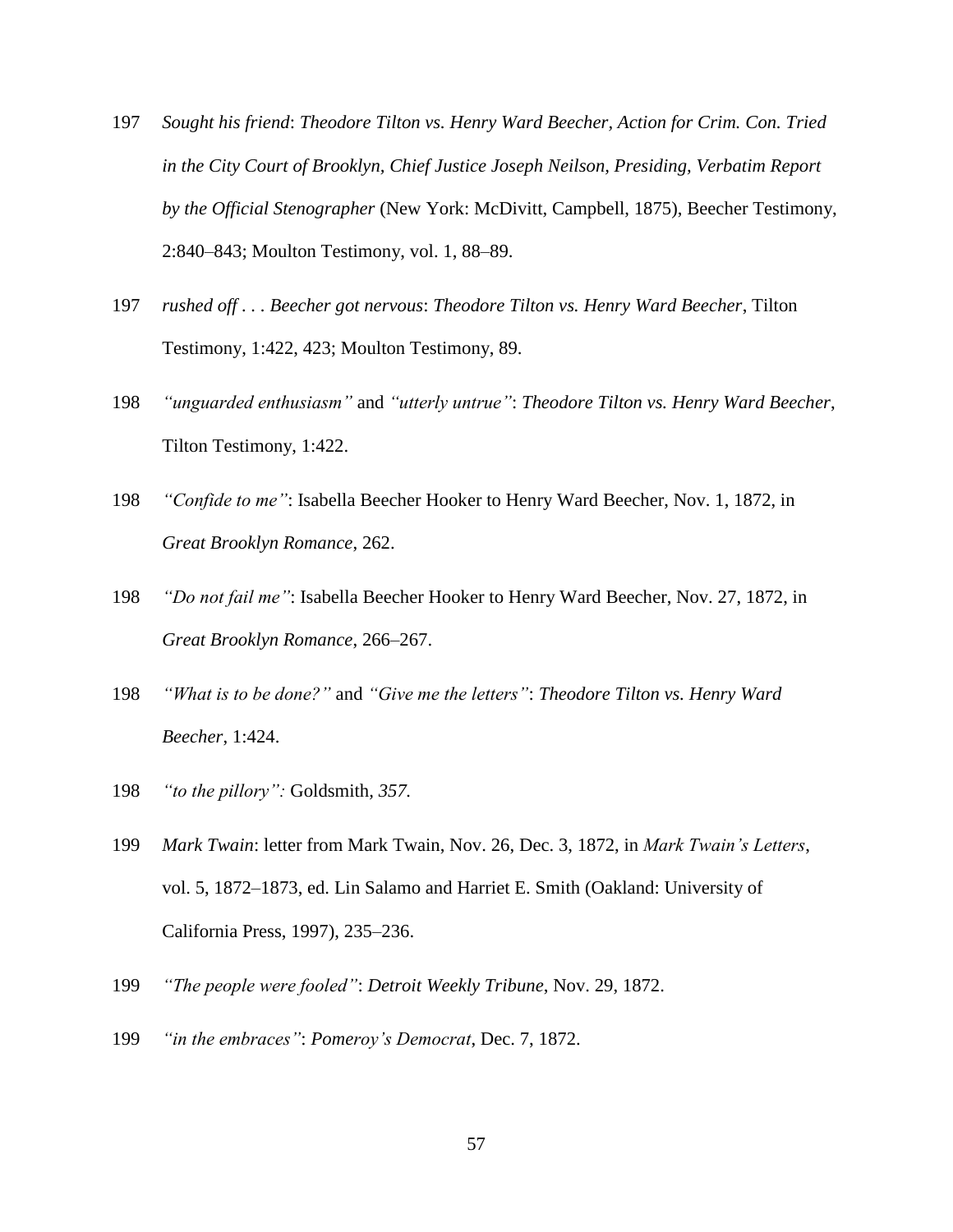197 *Sought his friend*: *Theodore Tilton vs. Henry Ward Beecher, Action for Crim. Con. Tried in the City Court of Brooklyn, Chief Justice Joseph Neilson, Presiding, Verbatim Report by the Official Stenographer* (New York: McDivitt, Campbell, 1875), Beecher Testimony, 2:840–843; Moulton Testimony, vol. 1, 88–89.

197 *rushed off . . . Beecher got nervous*: *Theodore Tilton vs. Henry Ward Beecher*, Tilton Testimony, 1:422, 423; Moulton Testimony, 89.

198 *"unguarded enthusiasm"* and *"utterly untrue"*: *Theodore Tilton vs. Henry Ward Beecher*, Tilton Testimony, 1:422.

198 *"Confide to me"*: Isabella Beecher Hooker to Henry Ward Beecher, Nov. 1, 1872, in *Great Brooklyn Romance*, 262.

198 *"Do not fail me"*: Isabella Beecher Hooker to Henry Ward Beecher, Nov. 27, 1872, in *Great Brooklyn Romance*, 266–267.

198 *"What is to be done?"* and *"Give me the letters"*: *Theodore Tilton vs. Henry Ward Beecher*, 1:424.

198 *"to the pillory":* Goldsmith, *357.*

199 *Mark Twain*: letter from Mark Twain, Nov. 26, Dec. 3, 1872, in *Mark Twain's Letters*, vol. 5, 1872–1873, ed. Lin Salamo and Harriet E. Smith (Oakland: University of California Press, 1997), 235–236.

199 *"The people were fooled"*: *Detroit Weekly Tribune*, Nov. 29, 1872.

199 *"in the embraces"*: *Pomeroy's Democrat*, Dec. 7, 1872.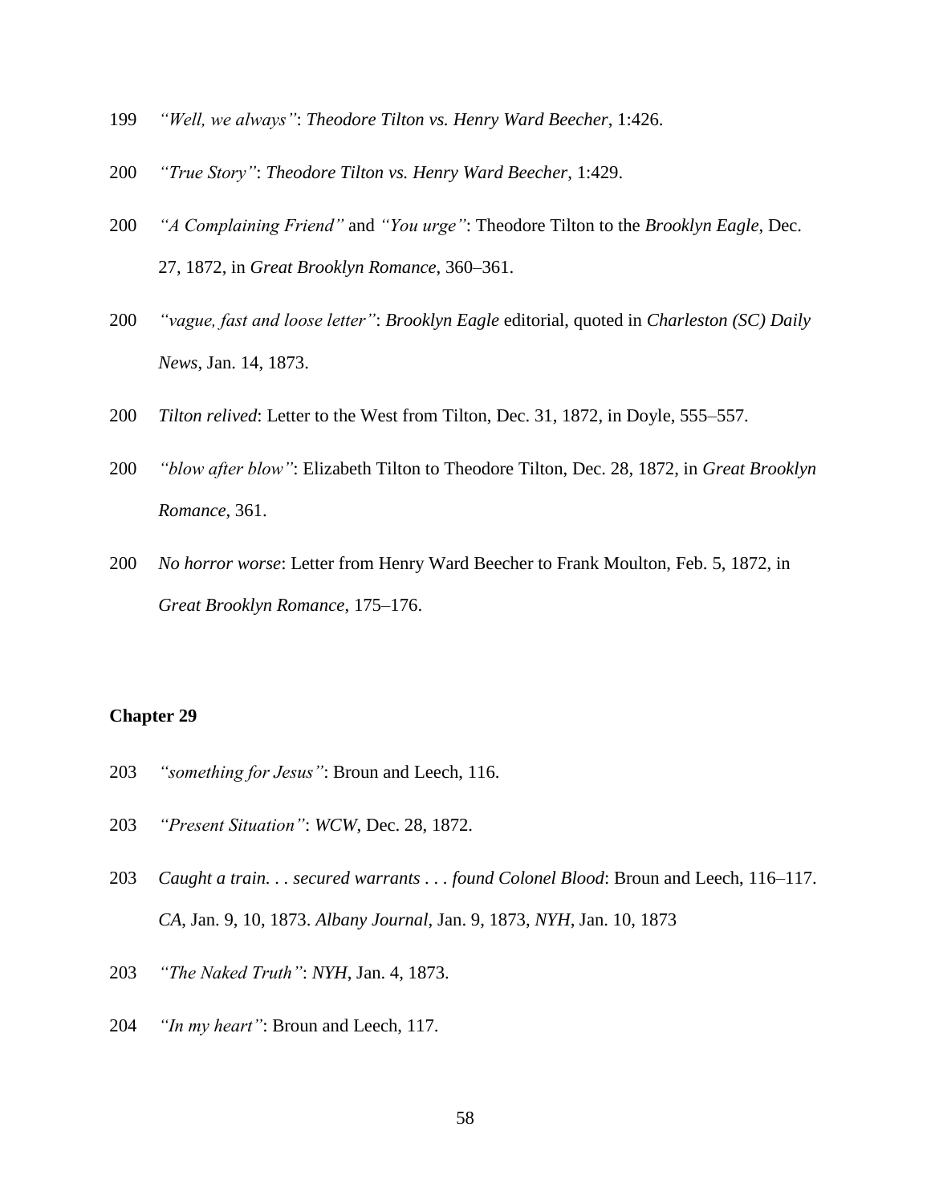199 *"Well, we always"*: *Theodore Tilton vs. Henry Ward Beecher*, 1:426.

200 *"True Story"*: *Theodore Tilton vs. Henry Ward Beecher*, 1:429.

200 *"A Complaining Friend"* and *"You urge"*: Theodore Tilton to the *Brooklyn Eagle*, Dec. 27, 1872, in *Great Brooklyn Romance*, 360–361.

200 *"vague, fast and loose letter"*: *Brooklyn Eagle* editorial, quoted in *Charleston (SC) Daily News*, Jan. 14, 1873.

200 *Tilton relived*: Letter to the West from Tilton, Dec. 31, 1872, in Doyle, 555–557.

200 *"blow after blow"*: Elizabeth Tilton to Theodore Tilton, Dec. 28, 1872, in *Great Brooklyn Romance*, 361.

200 *No horror worse*: Letter from Henry Ward Beecher to Frank Moulton, Feb. 5, 1872, in *Great Brooklyn Romance*, 175–176.

**Chapter 29**

203 *"something for Jesus"*: Broun and Leech, 116.

203 *"Present Situation"*: *WCW*, Dec. 28, 1872.

203 *Caught a train. . . secured warrants . . . found Colonel Blood*: Broun and Leech, 116–117. *CA*, Jan. 9, 10, 1873. *Albany Journal*, Jan. 9, 1873, *NYH*, Jan. 10, 1873

203 *"The Naked Truth"*: *NYH*, Jan. 4, 1873.

204 *"In my heart"*: Broun and Leech, 117.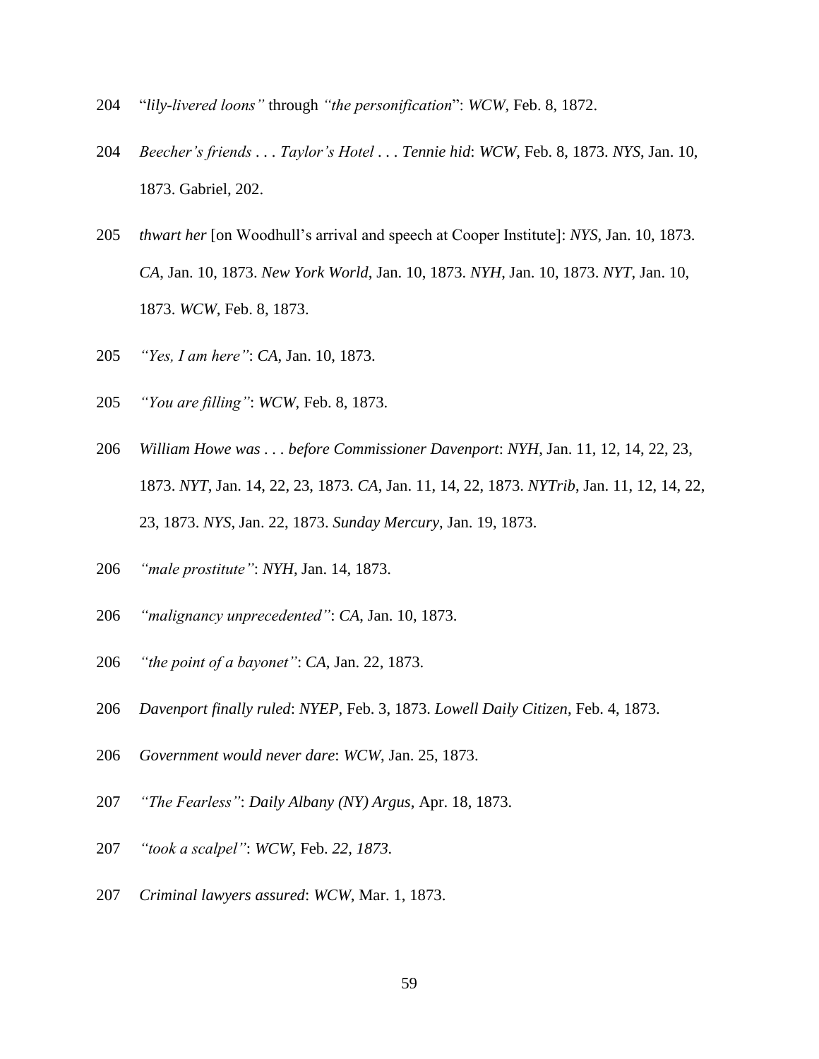204 "*lily-livered loons"* through *"the personification*": *WCW*, Feb. 8, 1872.

204 *Beecher's friends . . . Taylor's Hotel . . . Tennie hid*: *WCW*, Feb. 8, 1873. *NYS*, Jan. 10, 1873. Gabriel, 202.

205 *thwart her* [on Woodhull's arrival and speech at Cooper Institute]: *NYS*, Jan. 10, 1873. *CA*, Jan. 10, 1873. *New York World*, Jan. 10, 1873. *NYH*, Jan. 10, 1873. *NYT*, Jan. 10, 1873. *WCW*, Feb. 8, 1873.

205 *"Yes, I am here"*: *CA*, Jan. 10, 1873.

205 *"You are filling"*: *WCW*, Feb. 8, 1873.

206 *William Howe was . . . before Commissioner Davenport*: *NYH*, Jan. 11, 12, 14, 22, 23, 1873. *NYT*, Jan. 14, 22, 23, 1873. *CA*, Jan. 11, 14, 22, 1873. *NYTrib*, Jan. 11, 12, 14, 22, 23, 1873. *NYS*, Jan. 22, 1873. *Sunday Mercury*, Jan. 19, 1873.

206 *"male prostitute"*: *NYH*, Jan. 14, 1873.

206 *"malignancy unprecedented"*: *CA*, Jan. 10, 1873.

206 *"the point of a bayonet"*: *CA*, Jan. 22, 1873.

206 *Davenport finally ruled*: *NYEP*, Feb. 3, 1873. *Lowell Daily Citizen*, Feb. 4, 1873.

206 *Government would never dare*: *WCW*, Jan. 25, 1873.

207 *"The Fearless"*: *Daily Albany (NY) Argus*, Apr. 18, 1873.

207 *"took a scalpel"*: *WCW*, Feb. *22, 1873.*

207 *Criminal lawyers assured*: *WCW*, Mar. 1, 1873.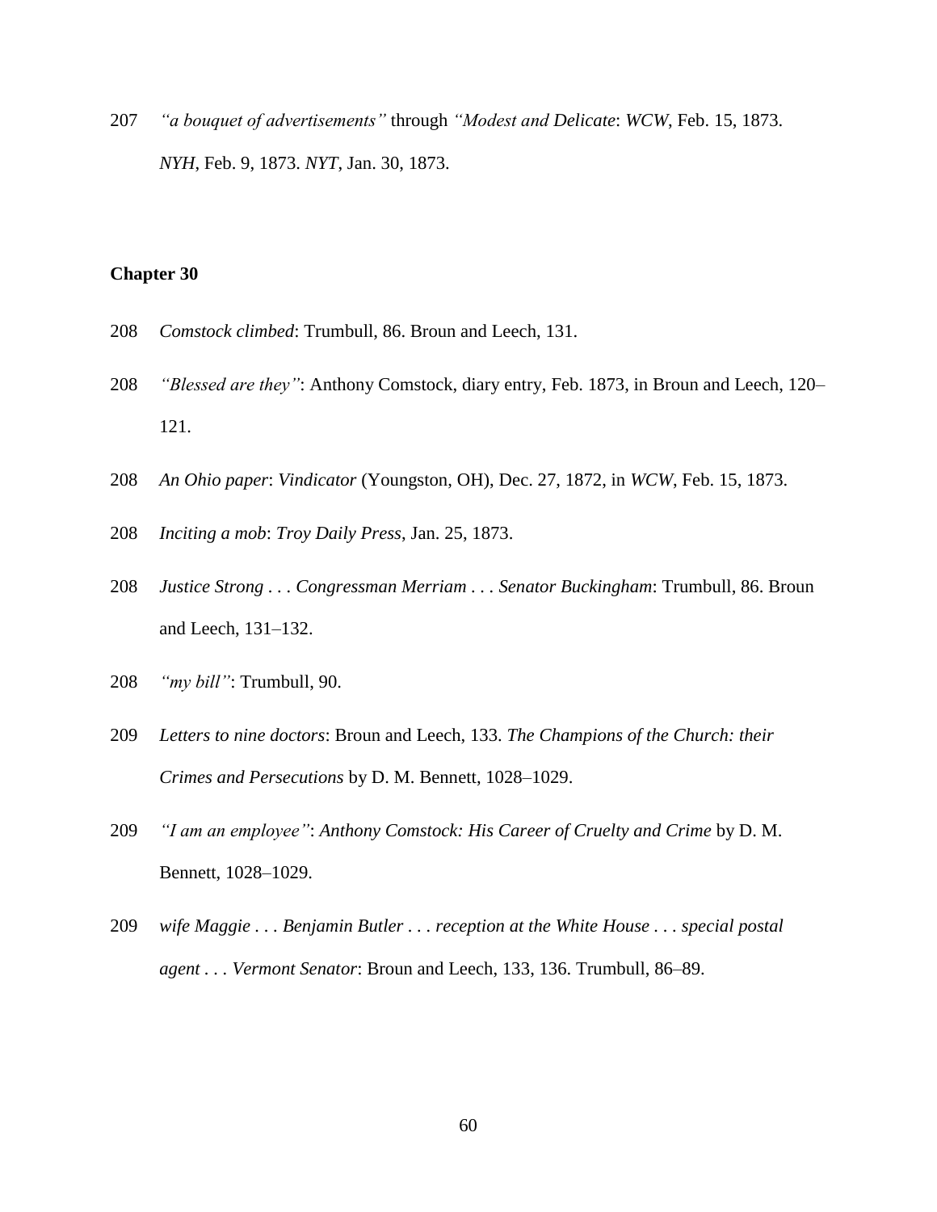207 *"a bouquet of advertisements"* through *"Modest and Delicate*: *WCW*, Feb. 15, 1873. *NYH*, Feb. 9, 1873. *NYT*, Jan. 30, 1873.

**Chapter 30**

208 *Comstock climbed*: Trumbull, 86. Broun and Leech, 131.

208 *"Blessed are they"*: Anthony Comstock, diary entry, Feb. 1873, in Broun and Leech, 120–121.

208 *An Ohio paper*: *Vindicator* (Youngston, OH), Dec. 27, 1872, in *WCW*, Feb. 15, 1873.

208 *Inciting a mob*: *Troy Daily Press*, Jan. 25, 1873.

208 *Justice Strong . . . Congressman Merriam . . . Senator Buckingham*: Trumbull, 86. Broun and Leech, 131–132.

208 *"my bill"*: Trumbull, 90.

209 *Letters to nine doctors*: Broun and Leech, 133. *The Champions of the Church: their Crimes and Persecutions* by D. M. Bennett, 1028–1029.

209 *"I am an employee"*: *Anthony Comstock: His Career of Cruelty and Crime* by D. M. Bennett, 1028–1029.

209 *wife Maggie . . . Benjamin Butler . . . reception at the White House . . . special postal agent . . . Vermont Senator*: Broun and Leech, 133, 136. Trumbull, 86–89.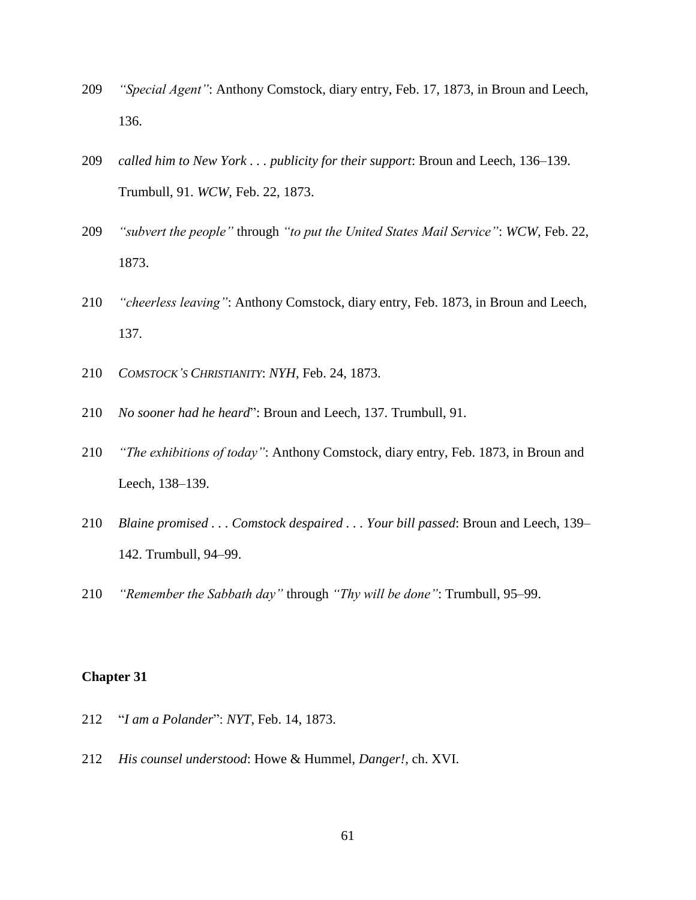209 *"Special Agent"*: Anthony Comstock, diary entry, Feb. 17, 1873, in Broun and Leech, 136.

209 *called him to New York . . . publicity for their support*: Broun and Leech, 136–139. Trumbull, 91. *WCW*, Feb. 22, 1873.

209 *"subvert the people"* through *"to put the United States Mail Service"*: *WCW*, Feb. 22, 1873.

210 *"cheerless leaving"*: Anthony Comstock, diary entry, Feb. 1873, in Broun and Leech, 137.

210 *COMSTOCK'S CHRISTIANITY*: *NYH*, Feb. 24, 1873.

210 *No sooner had he heard*": Broun and Leech, 137. Trumbull, 91.

210 *"The exhibitions of today"*: Anthony Comstock, diary entry, Feb. 1873, in Broun and Leech, 138–139.

210 *Blaine promised . . . Comstock despaired . . . Your bill passed*: Broun and Leech, 139–142. Trumbull, 94–99.

210 *"Remember the Sabbath day"* through *"Thy will be done"*: Trumbull, 95–99.

**Chapter 31**

212 "*I am a Polander*": *NYT*, Feb. 14, 1873.

212 *His counsel understood*: Howe & Hummel, *Danger!*, ch. XVI.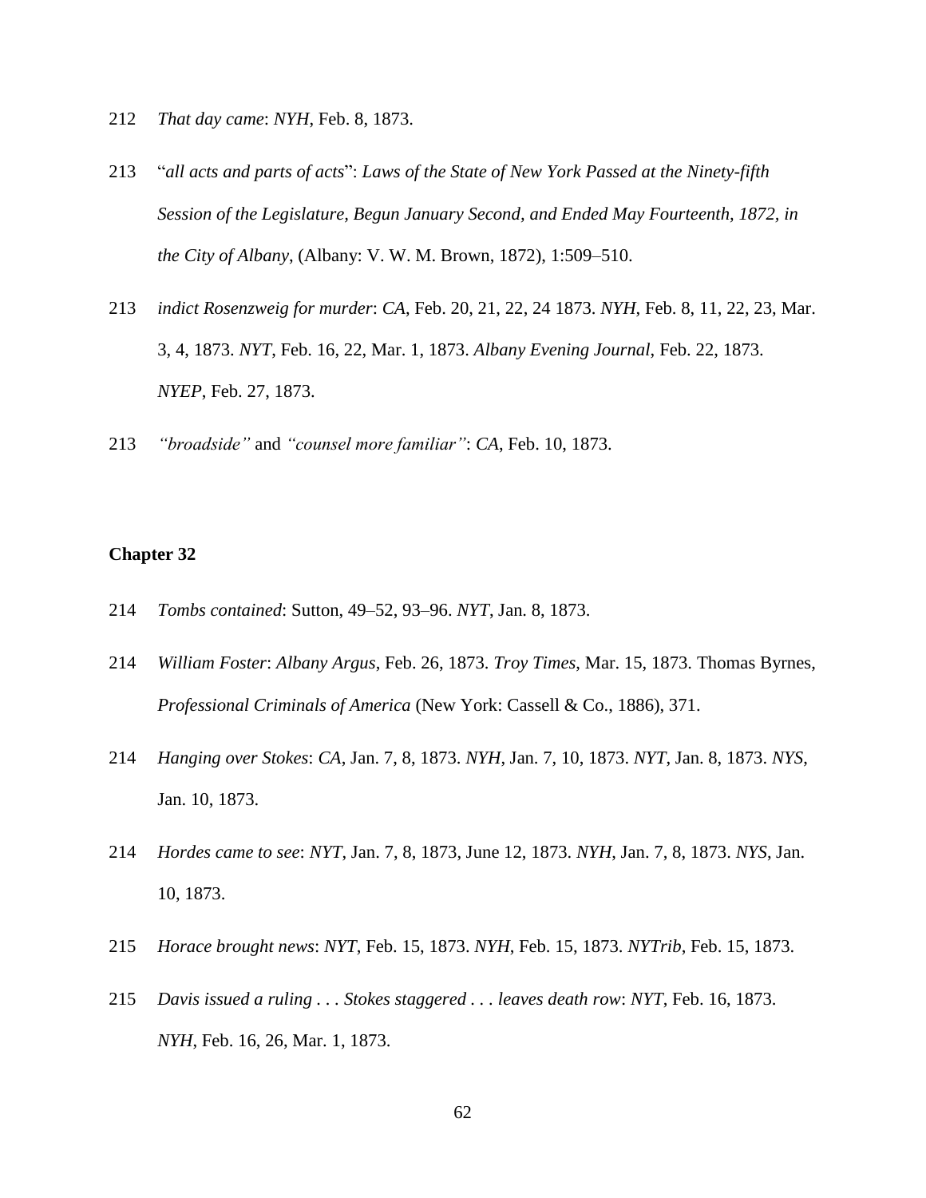212 *That day came*: *NYH*, Feb. 8, 1873.

213 "*all acts and parts of acts*": *Laws of the State of New York Passed at the Ninety-fifth Session of the Legislature, Begun January Second, and Ended May Fourteenth, 1872, in the City of Albany*, (Albany: V. W. M. Brown, 1872), 1:509–510.

213 *indict Rosenzweig for murder*: *CA*, Feb. 20, 21, 22, 24 1873. *NYH*, Feb. 8, 11, 22, 23, Mar. 3, 4, 1873. *NYT*, Feb. 16, 22, Mar. 1, 1873. *Albany Evening Journal*, Feb. 22, 1873. *NYEP*, Feb. 27, 1873.

213 *"broadside"* and *"counsel more familiar"*: *CA*, Feb. 10, 1873.

**Chapter 32**

214 *Tombs contained*: Sutton, 49–52, 93–96. *NYT*, Jan. 8, 1873.

214 *William Foster*: *Albany Argus*, Feb. 26, 1873. *Troy Times*, Mar. 15, 1873. Thomas Byrnes, *Professional Criminals of America* (New York: Cassell & Co., 1886), 371.

214 *Hanging over Stokes*: *CA*, Jan. 7, 8, 1873. *NYH*, Jan. 7, 10, 1873. *NYT*, Jan. 8, 1873. *NYS*, Jan. 10, 1873.

214 *Hordes came to see*: *NYT*, Jan. 7, 8, 1873, June 12, 1873. *NYH*, Jan. 7, 8, 1873. *NYS*, Jan. 10, 1873.

215 *Horace brought news*: *NYT*, Feb. 15, 1873. *NYH*, Feb. 15, 1873. *NYTrib*, Feb. 15, 1873.

215 *Davis issued a ruling . . . Stokes staggered . . . leaves death row*: *NYT*, Feb. 16, 1873. *NYH*, Feb. 16, 26, Mar. 1, 1873.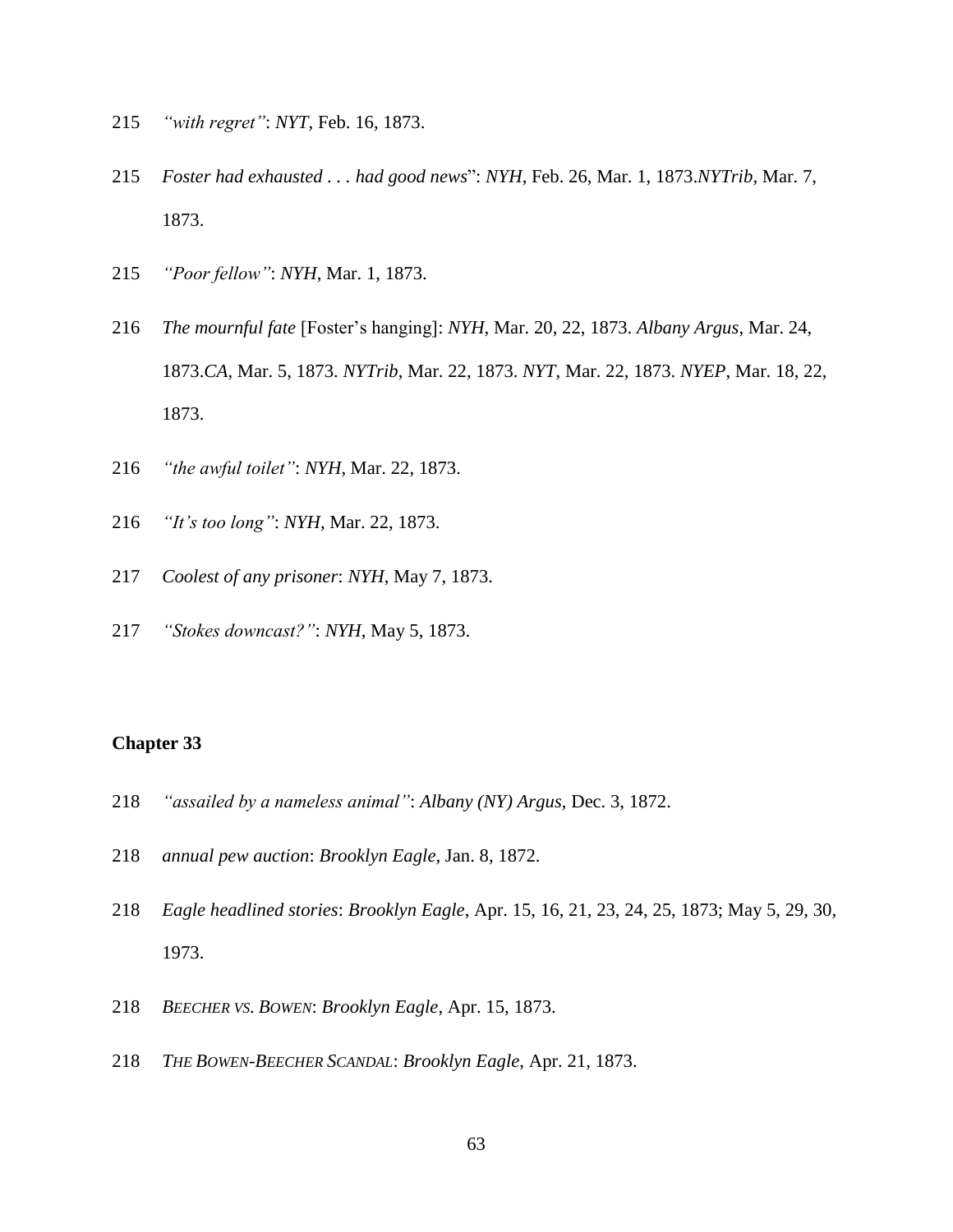215 *"with regret"*: *NYT*, Feb. 16, 1873.

215 *Foster had exhausted . . . had good news*": *NYH*, Feb. 26, Mar. 1, 1873.*NYTrib*, Mar. 7, 1873.

215 *"Poor fellow"*: *NYH*, Mar. 1, 1873.

216 *The mournful fate* [Foster's hanging]: *NYH*, Mar. 20, 22, 1873. *Albany Argus*, Mar. 24, 1873.*CA*, Mar. 5, 1873. *NYTrib*, Mar. 22, 1873. *NYT*, Mar. 22, 1873. *NYEP*, Mar. 18, 22, 1873.

216 *"the awful toilet"*: *NYH*, Mar. 22, 1873.

216 *"It's too long"*: *NYH*, Mar. 22, 1873.

217 *Coolest of any prisoner*: *NYH*, May 7, 1873.

217 *"Stokes downcast?"*: *NYH*, May 5, 1873.

**Chapter 33**

218 *"assailed by a nameless animal"*: *Albany (NY) Argus*, Dec. 3, 1872.

218 *annual pew auction*: *Brooklyn Eagle*, Jan. 8, 1872.

218 *Eagle headlined stories*: *Brooklyn Eagle*, Apr. 15, 16, 21, 23, 24, 25, 1873; May 5, 29, 30, 1973.

218 *BEECHER VS. BOWEN*: *Brooklyn Eagle*, Apr. 15, 1873.

218 *THE BOWEN-BEECHER SCANDAL*: *Brooklyn Eagle*, Apr. 21, 1873.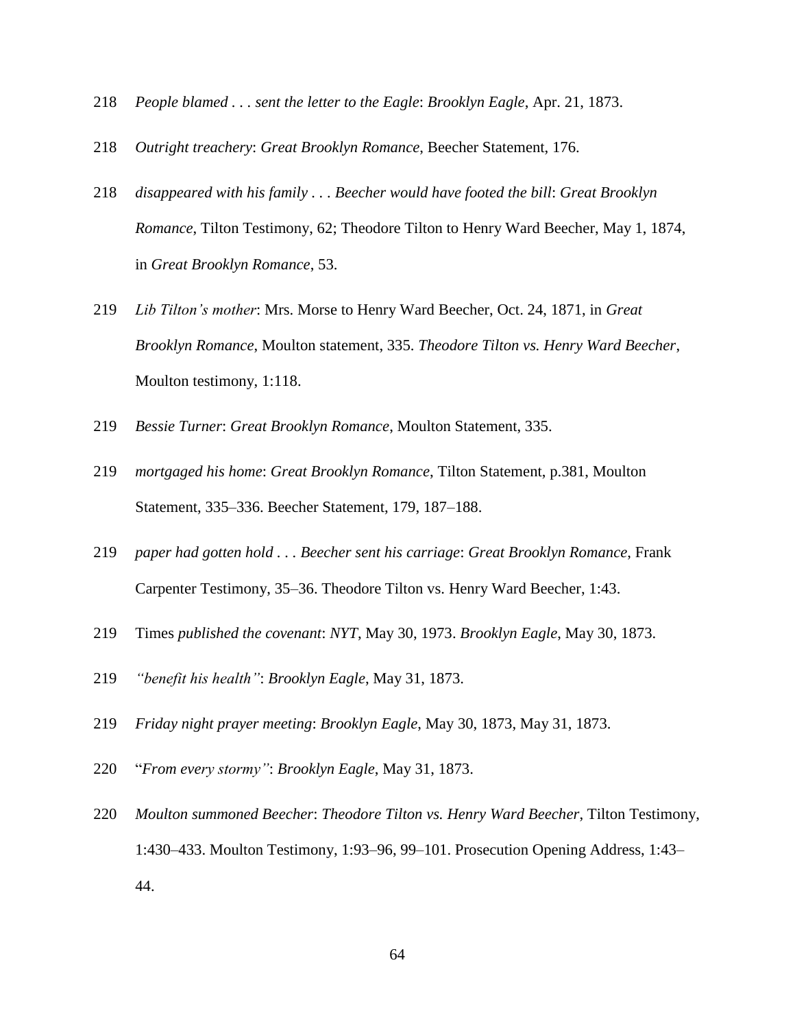218 *People blamed . . . sent the letter to the Eagle*: *Brooklyn Eagle*, Apr. 21, 1873.

218 *Outright treachery*: *Great Brooklyn Romance*, Beecher Statement, 176.

218 *disappeared with his family . . . Beecher would have footed the bill*: *Great Brooklyn Romance*, Tilton Testimony, 62; Theodore Tilton to Henry Ward Beecher, May 1, 1874, in *Great Brooklyn Romance*, 53.

219 *Lib Tilton's mother*: Mrs. Morse to Henry Ward Beecher, Oct. 24, 1871, in *Great Brooklyn Romance*, Moulton statement, 335. *Theodore Tilton vs. Henry Ward Beecher*, Moulton testimony, 1:118.

219 *Bessie Turner*: *Great Brooklyn Romance*, Moulton Statement, 335.

219 *mortgaged his home*: *Great Brooklyn Romance*, Tilton Statement, p.381, Moulton Statement, 335–336. Beecher Statement, 179, 187–188.

219 *paper had gotten hold . . . Beecher sent his carriage*: *Great Brooklyn Romance*, Frank Carpenter Testimony, 35–36. Theodore Tilton vs. Henry Ward Beecher, 1:43.

219 Times *published the covenant*: *NYT*, May 30, 1973. *Brooklyn Eagle*, May 30, 1873.

219 *"benefit his health"*: *Brooklyn Eagle*, May 31, 1873.

219 *Friday night prayer meeting*: *Brooklyn Eagle*, May 30, 1873, May 31, 1873.

220 "*From every stormy"*: *Brooklyn Eagle*, May 31, 1873.

220 *Moulton summoned Beecher*: *Theodore Tilton vs. Henry Ward Beecher*, Tilton Testimony, 1:430–433. Moulton Testimony, 1:93–96, 99–101. Prosecution Opening Address, 1:43–44.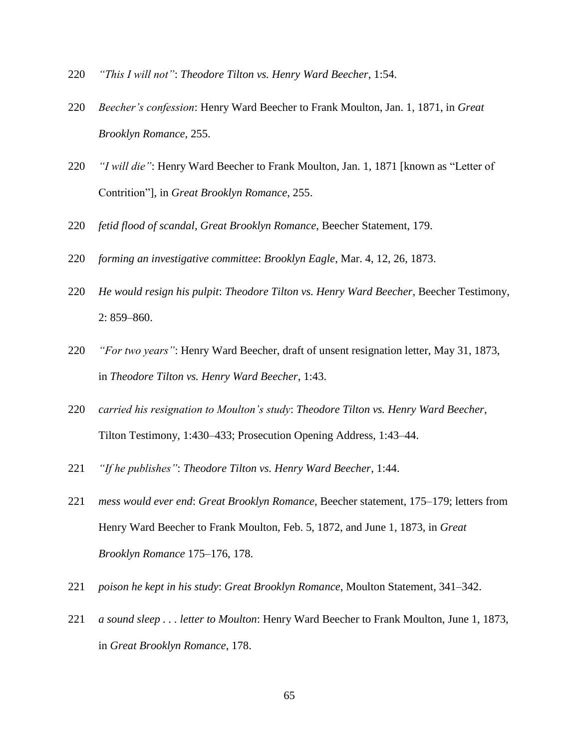220 *"This I will not"*: *Theodore Tilton vs. Henry Ward Beecher*, 1:54.

220 *Beecher's confession*: Henry Ward Beecher to Frank Moulton, Jan. 1, 1871, in *Great Brooklyn Romance*, 255.

220 *"I will die"*: Henry Ward Beecher to Frank Moulton, Jan. 1, 1871 [known as "Letter of Contrition"], in *Great Brooklyn Romance*, 255.

220 *fetid flood of scandal*, *Great Brooklyn Romance*, Beecher Statement, 179.

220 *forming an investigative committee*: *Brooklyn Eagle*, Mar. 4, 12, 26, 1873.

220 *He would resign his pulpit*: *Theodore Tilton vs. Henry Ward Beecher*, Beecher Testimony, 2: 859–860.

220 *"For two years"*: Henry Ward Beecher, draft of unsent resignation letter, May 31, 1873, in *Theodore Tilton vs. Henry Ward Beecher*, 1:43.

220 *carried his resignation to Moulton's study*: *Theodore Tilton vs. Henry Ward Beecher*, Tilton Testimony, 1:430–433; Prosecution Opening Address, 1:43–44.

221 *"If he publishes"*: *Theodore Tilton vs. Henry Ward Beecher*, 1:44.

221 *mess would ever end*: *Great Brooklyn Romance*, Beecher statement, 175–179; letters from Henry Ward Beecher to Frank Moulton, Feb. 5, 1872, and June 1, 1873, in *Great Brooklyn Romance* 175–176, 178.

221 *poison he kept in his study*: *Great Brooklyn Romance*, Moulton Statement, 341–342.

221 *a sound sleep . . . letter to Moulton*: Henry Ward Beecher to Frank Moulton, June 1, 1873, in *Great Brooklyn Romance*, 178.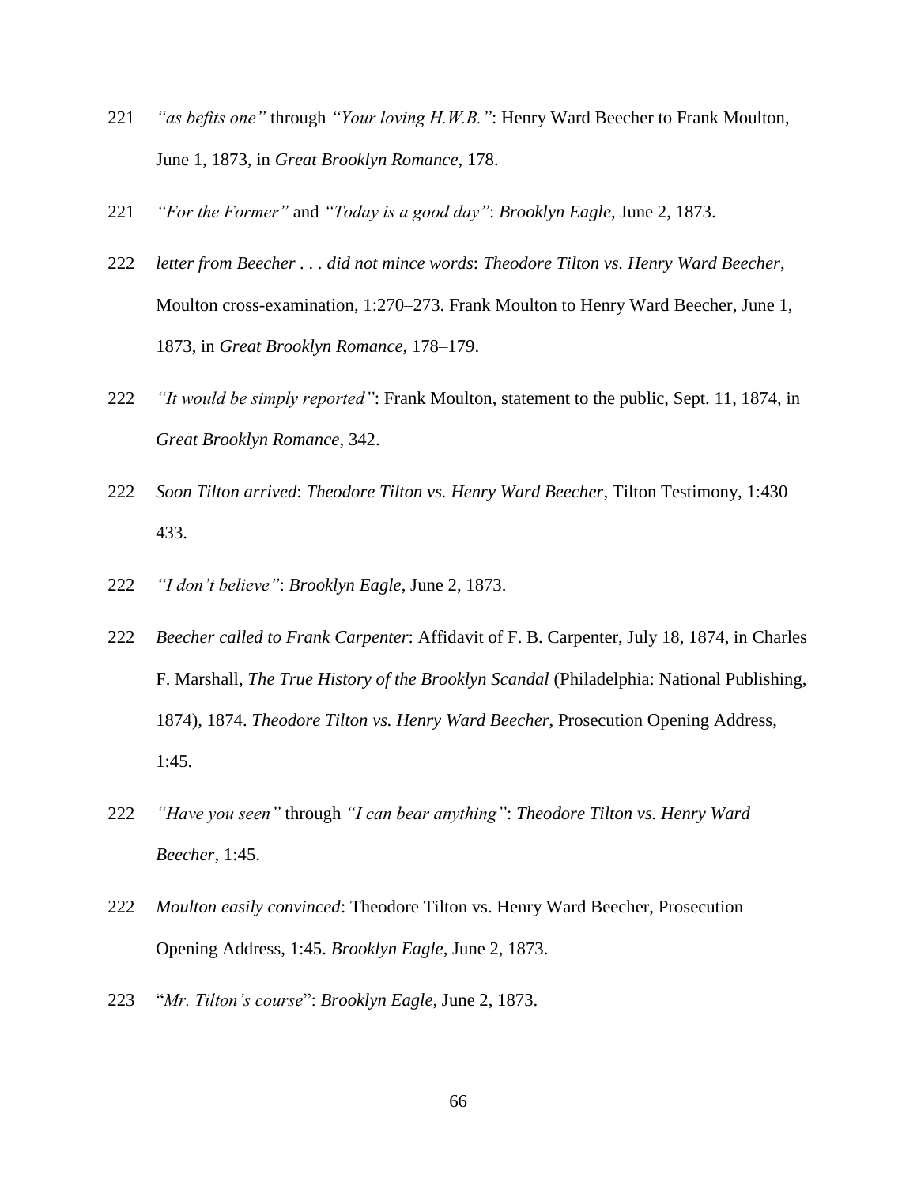221 *"as befits one"* through *"Your loving H.W.B."*: Henry Ward Beecher to Frank Moulton, June 1, 1873, in *Great Brooklyn Romance*, 178.

221 *"For the Former"* and *"Today is a good day"*: *Brooklyn Eagle*, June 2, 1873.

222 *letter from Beecher . . . did not mince words*: *Theodore Tilton vs. Henry Ward Beecher*, Moulton cross-examination, 1:270–273. Frank Moulton to Henry Ward Beecher, June 1, 1873, in *Great Brooklyn Romance*, 178–179.

222 *"It would be simply reported"*: Frank Moulton, statement to the public, Sept. 11, 1874, in *Great Brooklyn Romance*, 342.

222 *Soon Tilton arrived*: *Theodore Tilton vs. Henry Ward Beecher*, Tilton Testimony, 1:430–433.

222 *"I don't believe"*: *Brooklyn Eagle*, June 2, 1873.

222 *Beecher called to Frank Carpenter*: Affidavit of F. B. Carpenter, July 18, 1874, in Charles F. Marshall, *The True History of the Brooklyn Scandal* (Philadelphia: National Publishing, 1874), 1874. *Theodore Tilton vs. Henry Ward Beecher*, Prosecution Opening Address, 1:45.

222 *"Have you seen"* through *"I can bear anything"*: *Theodore Tilton vs. Henry Ward Beecher*, 1:45.

222 *Moulton easily convinced*: Theodore Tilton vs. Henry Ward Beecher, Prosecution Opening Address, 1:45. *Brooklyn Eagle*, June 2, 1873.

223 "*Mr. Tilton's course*": *Brooklyn Eagle*, June 2, 1873.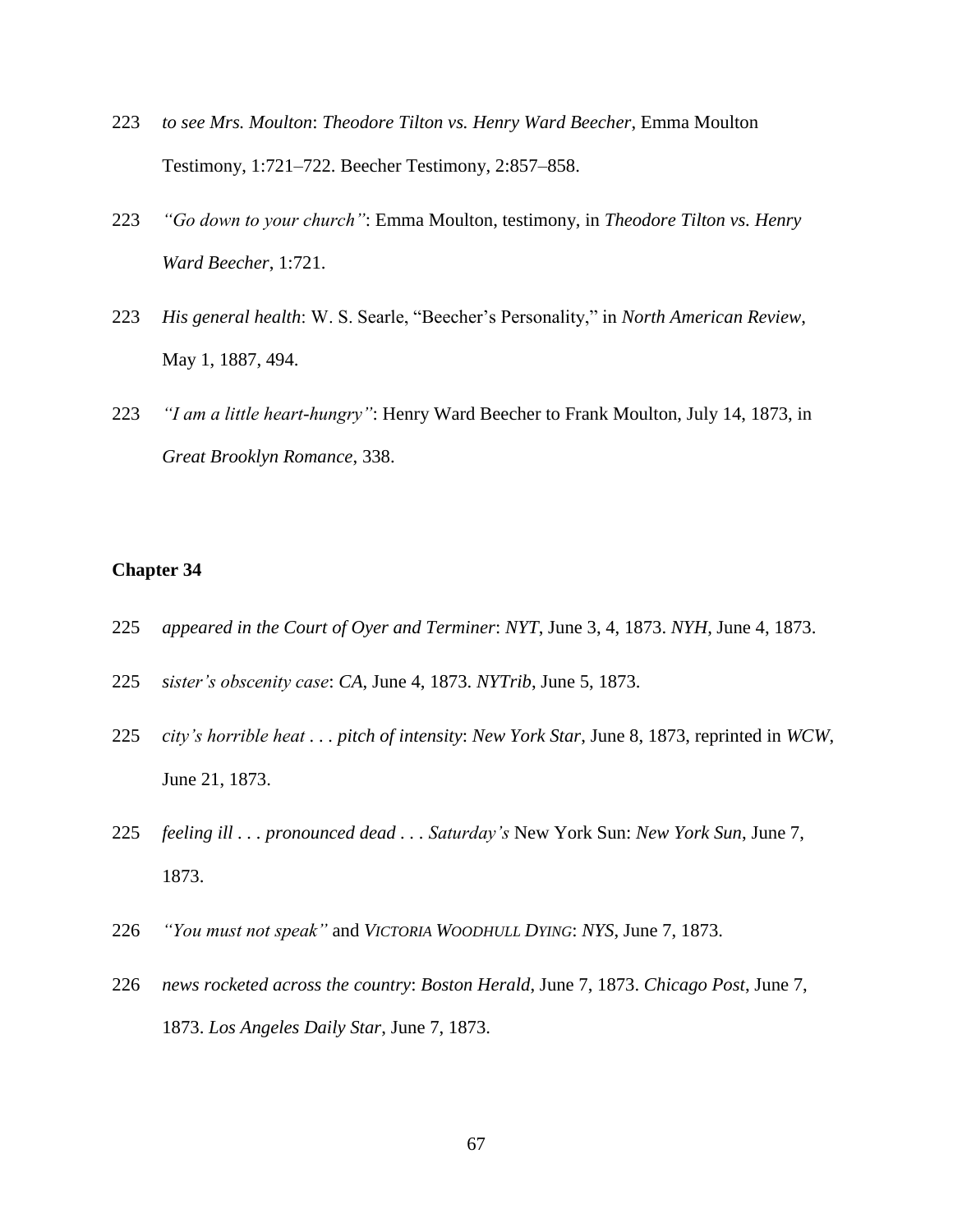223 *to see Mrs. Moulton*: *Theodore Tilton vs. Henry Ward Beecher*, Emma Moulton Testimony, 1:721–722. Beecher Testimony, 2:857–858.

223 *"Go down to your church"*: Emma Moulton, testimony, in *Theodore Tilton vs. Henry Ward Beecher*, 1:721.

223 *His general health*: W. S. Searle, "Beecher's Personality," in *North American Review*, May 1, 1887, 494.

223 *"I am a little heart-hungry"*: Henry Ward Beecher to Frank Moulton, July 14, 1873, in *Great Brooklyn Romance*, 338.

**Chapter 34**

225 *appeared in the Court of Oyer and Terminer*: *NYT*, June 3, 4, 1873. *NYH*, June 4, 1873.

225 *sister's obscenity case*: *CA*, June 4, 1873. *NYTrib*, June 5, 1873.

225 *city's horrible heat . . . pitch of intensity*: *New York Star*, June 8, 1873, reprinted in *WCW*, June 21, 1873.

225 *feeling ill . . . pronounced dead . . . Saturday's* New York Sun: *New York Sun*, June 7, 1873.

226 *"You must not speak"* and *VICTORIA WOODHULL DYING*: *NYS*, June 7, 1873.

226 *news rocketed across the country*: *Boston Herald*, June 7, 1873. *Chicago Post*, June 7, 1873. *Los Angeles Daily Star*, June 7, 1873.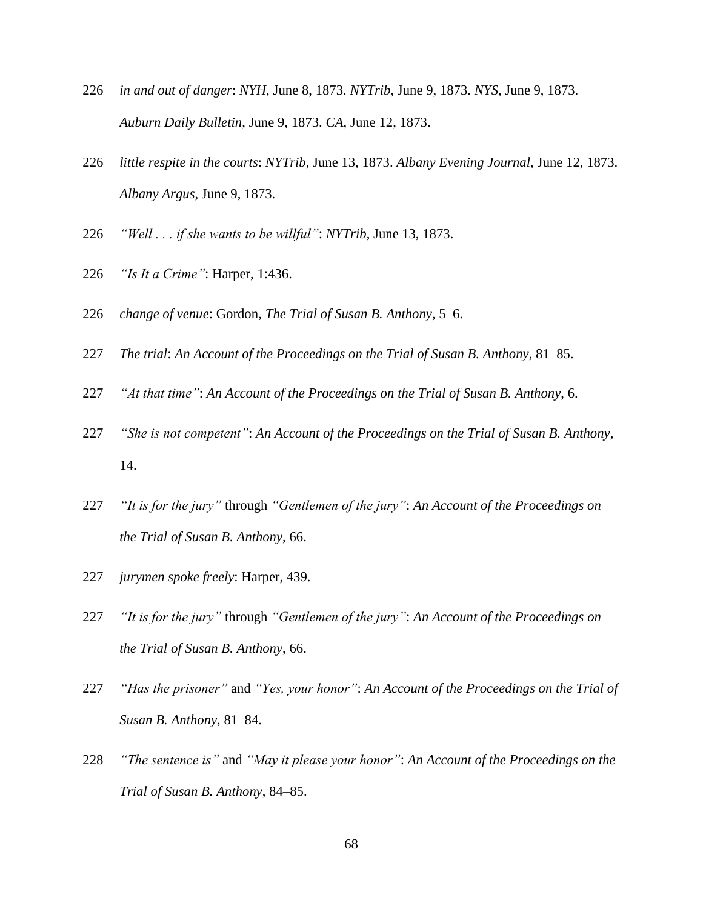226 *in and out of danger*: *NYH*, June 8, 1873. *NYTrib*, June 9, 1873. *NYS*, June 9, 1873. *Auburn Daily Bulletin*, June 9, 1873. *CA*, June 12, 1873.

226 *little respite in the courts*: *NYTrib*, June 13, 1873. *Albany Evening Journal*, June 12, 1873. *Albany Argus*, June 9, 1873.

226 *"Well . . . if she wants to be willful"*: *NYTrib*, June 13, 1873.

226 *"Is It a Crime"*: Harper, 1:436.

226 *change of venue*: Gordon, *The Trial of Susan B. Anthony*, 5–6.

227 *The trial*: *An Account of the Proceedings on the Trial of Susan B. Anthony*, 81–85.

227 *"At that time"*: *An Account of the Proceedings on the Trial of Susan B. Anthony*, 6.

227 *"She is not competent"*: *An Account of the Proceedings on the Trial of Susan B. Anthony*, 14.

227 *"It is for the jury"* through *"Gentlemen of the jury"*: *An Account of the Proceedings on the Trial of Susan B. Anthony*, 66.

227 *jurymen spoke freely*: Harper, 439.

227 *"It is for the jury"* through *"Gentlemen of the jury"*: *An Account of the Proceedings on the Trial of Susan B. Anthony*, 66.

227 *"Has the prisoner"* and *"Yes, your honor"*: *An Account of the Proceedings on the Trial of Susan B. Anthony*, 81–84.

228 *"The sentence is"* and *"May it please your honor"*: *An Account of the Proceedings on the Trial of Susan B. Anthony*, 84–85.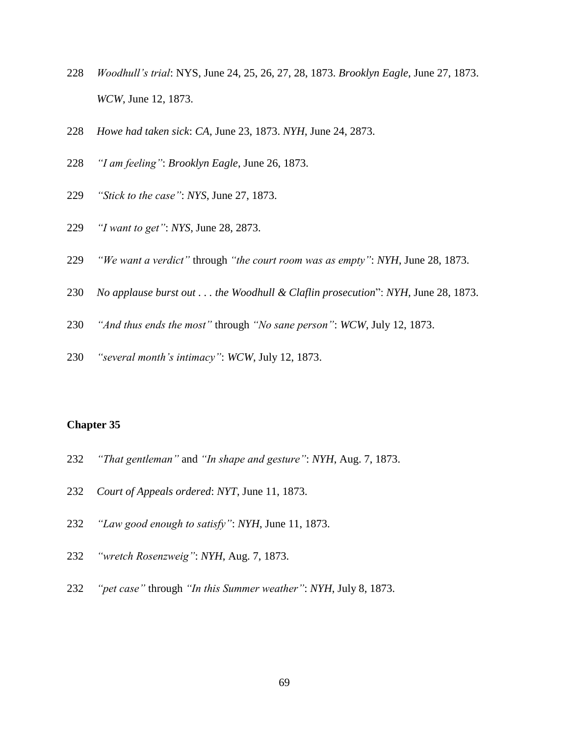228 *Woodhull's trial*: NYS, June 24, 25, 26, 27, 28, 1873. *Brooklyn Eagle*, June 27, 1873. *WCW*, June 12, 1873.

228 *Howe had taken sick*: *CA*, June 23, 1873. *NYH*, June 24, 2873.

228 *"I am feeling"*: *Brooklyn Eagle*, June 26, 1873.

229 *"Stick to the case"*: *NYS*, June 27, 1873.

229 *"I want to get"*: *NYS*, June 28, 2873.

229 *"We want a verdict"* through *"the court room was as empty"*: *NYH*, June 28, 1873.

230 *No applause burst out . . . the Woodhull & Claflin prosecution*": *NYH*, June 28, 1873.

230 *"And thus ends the most"* through *"No sane person"*: *WCW*, July 12, 1873.

230 *"several month's intimacy"*: *WCW*, July 12, 1873.

## Chapter 35

232 *"That gentleman"* and *"In shape and gesture"*: *NYH*, Aug. 7, 1873.

232 *Court of Appeals ordered*: *NYT*, June 11, 1873.

232 *"Law good enough to satisfy"*: *NYH*, June 11, 1873.

232 *"wretch Rosenzweig"*: *NYH*, Aug. 7, 1873.

232 *"pet case"* through *"In this Summer weather"*: *NYH*, July 8, 1873.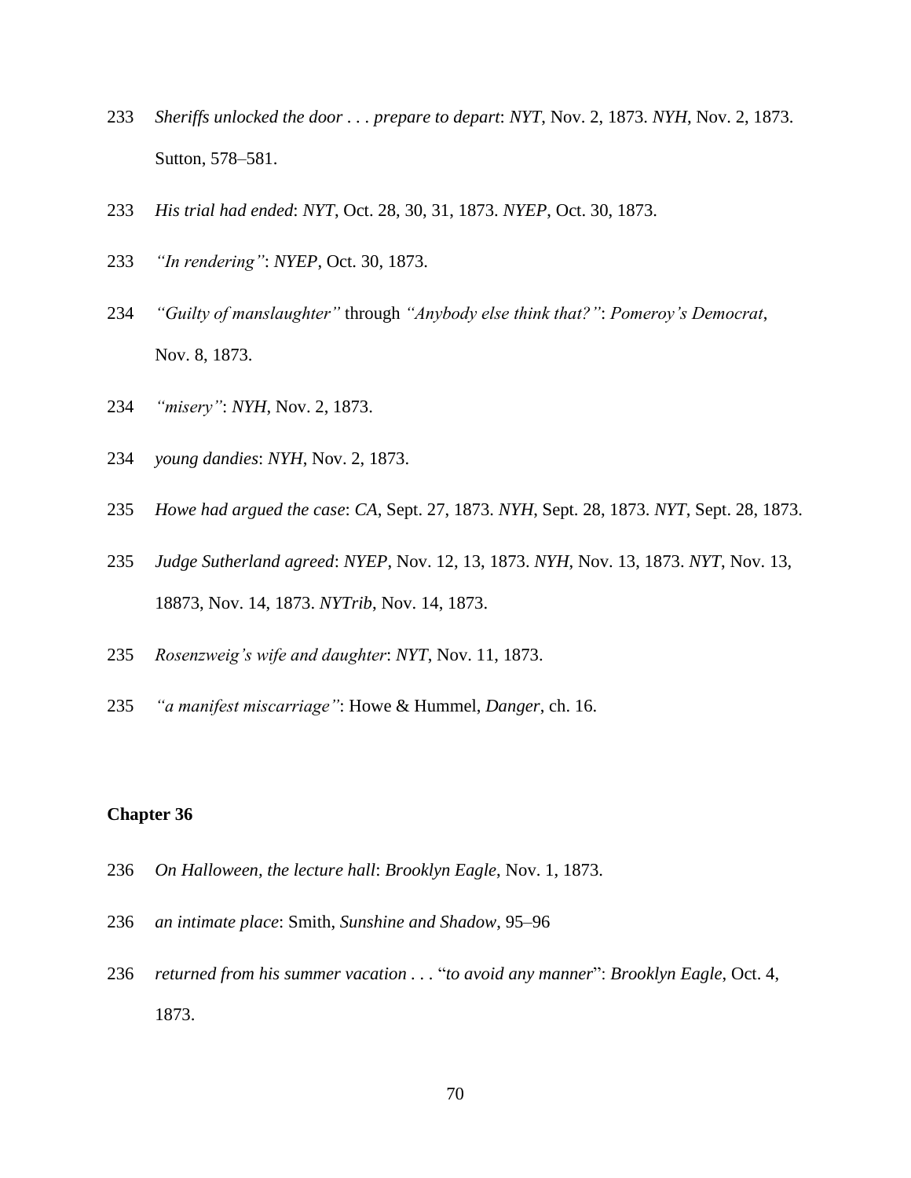233 *Sheriffs unlocked the door . . . prepare to depart*: *NYT*, Nov. 2, 1873. *NYH*, Nov. 2, 1873. Sutton, 578–581.

233 *His trial had ended*: *NYT*, Oct. 28, 30, 31, 1873. *NYEP*, Oct. 30, 1873.

233 *"In rendering"*: *NYEP*, Oct. 30, 1873.

234 *"Guilty of manslaughter"* through *"Anybody else think that?"*: *Pomeroy's Democrat*, Nov. 8, 1873.

234 *"misery"*: *NYH*, Nov. 2, 1873.

234 *young dandies*: *NYH*, Nov. 2, 1873.

235 *Howe had argued the case*: *CA*, Sept. 27, 1873. *NYH*, Sept. 28, 1873. *NYT*, Sept. 28, 1873.

235 *Judge Sutherland agreed*: *NYEP*, Nov. 12, 13, 1873. *NYH*, Nov. 13, 1873. *NYT*, Nov. 13, 18873, Nov. 14, 1873. *NYTrib*, Nov. 14, 1873.

235 *Rosenzweig's wife and daughter*: *NYT*, Nov. 11, 1873.

235 *"a manifest miscarriage"*: Howe & Hummel, *Danger*, ch. 16.

**Chapter 36**

236 *On Halloween, the lecture hall*: *Brooklyn Eagle*, Nov. 1, 1873.

236 *an intimate place*: Smith, *Sunshine and Shadow*, 95–96

236 *returned from his summer vacation . . .* "*to avoid any manner*": *Brooklyn Eagle*, Oct. 4, 1873.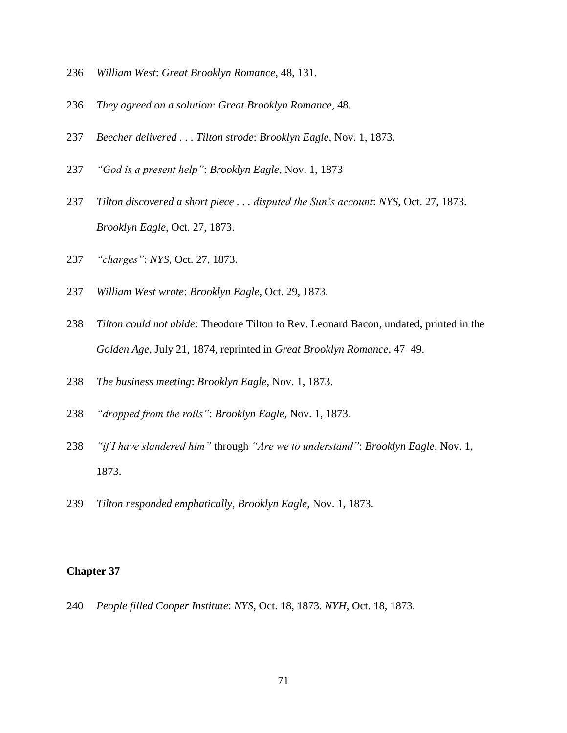236 *William West*: *Great Brooklyn Romance*, 48, 131.

236 *They agreed on a solution*: *Great Brooklyn Romance*, 48.

237 *Beecher delivered . . . Tilton strode*: *Brooklyn Eagle*, Nov. 1, 1873.

237 *"God is a present help"*: *Brooklyn Eagle*, Nov. 1, 1873

237 *Tilton discovered a short piece . . . disputed the Sun's account*: *NYS*, Oct. 27, 1873. *Brooklyn Eagle*, Oct. 27, 1873.

237 *"charges"*: *NYS*, Oct. 27, 1873.

237 *William West wrote*: *Brooklyn Eagle*, Oct. 29, 1873.

238 *Tilton could not abide*: Theodore Tilton to Rev. Leonard Bacon, undated, printed in the *Golden Age*, July 21, 1874, reprinted in *Great Brooklyn Romance*, 47–49.

238 *The business meeting*: *Brooklyn Eagle*, Nov. 1, 1873.

238 *"dropped from the rolls"*: *Brooklyn Eagle*, Nov. 1, 1873.

238 *"if I have slandered him"* through *"Are we to understand"*: *Brooklyn Eagle*, Nov. 1, 1873.

239 *Tilton responded emphatically*, *Brooklyn Eagle*, Nov. 1, 1873.

**Chapter 37**

240 *People filled Cooper Institute*: *NYS*, Oct. 18, 1873. *NYH*, Oct. 18, 1873.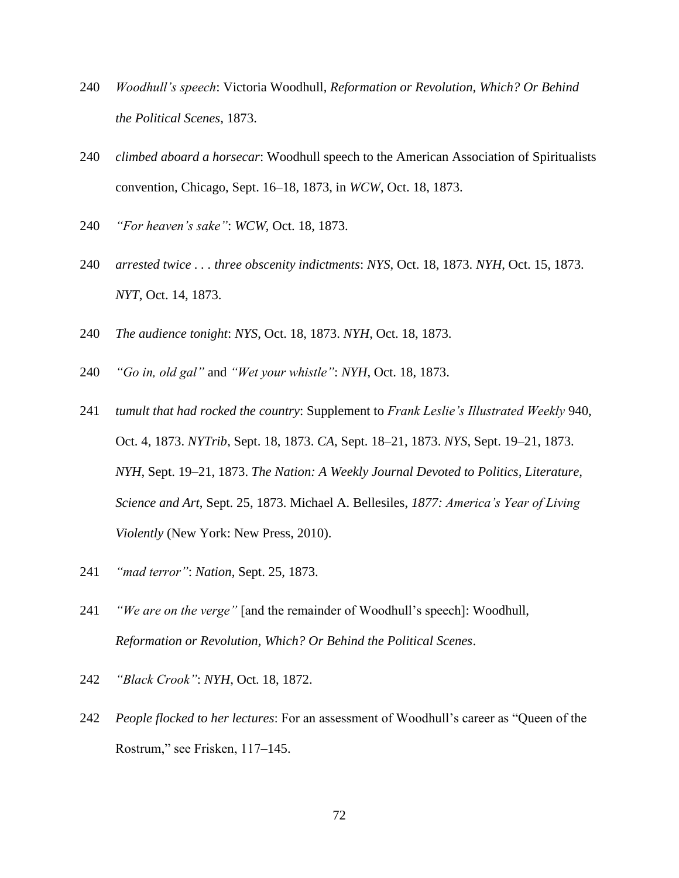240 *Woodhull's speech*: Victoria Woodhull, *Reformation or Revolution, Which? Or Behind the Political Scenes*, 1873.

240 *climbed aboard a horsecar*: Woodhull speech to the American Association of Spiritualists convention, Chicago, Sept. 16–18, 1873, in *WCW*, Oct. 18, 1873.

240 *"For heaven's sake"*: *WCW*, Oct. 18, 1873.

240 *arrested twice . . . three obscenity indictments*: *NYS*, Oct. 18, 1873. *NYH*, Oct. 15, 1873. *NYT*, Oct. 14, 1873.

240 *The audience tonight*: *NYS*, Oct. 18, 1873. *NYH*, Oct. 18, 1873.

240 *"Go in, old gal"* and *"Wet your whistle"*: *NYH*, Oct. 18, 1873.

241 *tumult that had rocked the country*: Supplement to *Frank Leslie's Illustrated Weekly* 940, Oct. 4, 1873. *NYTrib*, Sept. 18, 1873. *CA*, Sept. 18–21, 1873. *NYS*, Sept. 19–21, 1873. *NYH*, Sept. 19–21, 1873. *The Nation: A Weekly Journal Devoted to Politics, Literature, Science and Art*, Sept. 25, 1873. Michael A. Bellesiles, *1877: America's Year of Living Violently* (New York: New Press, 2010).

241 *"mad terror"*: *Nation*, Sept. 25, 1873.

241 *"We are on the verge"* [and the remainder of Woodhull's speech]: Woodhull, *Reformation or Revolution, Which? Or Behind the Political Scenes*.

242 *"Black Crook"*: *NYH*, Oct. 18, 1872.

242 *People flocked to her lectures*: For an assessment of Woodhull's career as "Queen of the Rostrum," see Frisken, 117–145.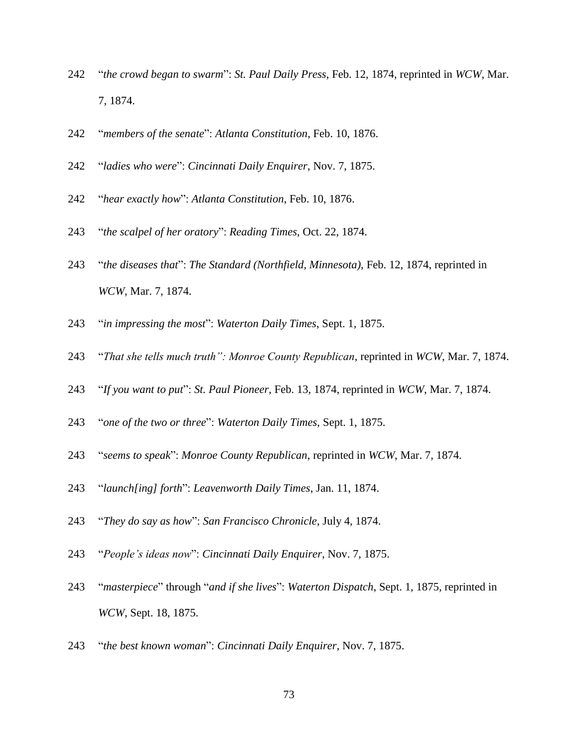242 "*the crowd began to swarm*": *St. Paul Daily Press*, Feb. 12, 1874, reprinted in *WCW*, Mar. 7, 1874.

242 "*members of the senate*": *Atlanta Constitution*, Feb. 10, 1876.

242 "*ladies who were*": *Cincinnati Daily Enquirer*, Nov. 7, 1875.

242 "*hear exactly how*": *Atlanta Constitution*, Feb. 10, 1876.

243 "*the scalpel of her oratory*": *Reading Times*, Oct. 22, 1874.

243 "*the diseases that*": *The Standard (Northfield, Minnesota)*, Feb. 12, 1874, reprinted in *WCW*, Mar. 7, 1874.

243 "*in impressing the most*": *Waterton Daily Times*, Sept. 1, 1875.

243 "*That she tells much truth": Monroe County Republican*, reprinted in *WCW*, Mar. 7, 1874.

243 "*If you want to put*": *St. Paul Pioneer*, Feb. 13, 1874, reprinted in *WCW*, Mar. 7, 1874.

243 "*one of the two or three*": *Waterton Daily Times*, Sept. 1, 1875.

243 "*seems to speak*": *Monroe County Republican*, reprinted in *WCW*, Mar. 7, 1874.

243 "*launch[ing] forth*": *Leavenworth Daily Times*, Jan. 11, 1874.

243 "*They do say as how*": *San Francisco Chronicle*, July 4, 1874.

243 "*People's ideas now*": *Cincinnati Daily Enquirer*, Nov. 7, 1875.

243 "*masterpiece*" through "*and if she lives*": *Waterton Dispatch*, Sept. 1, 1875, reprinted in *WCW*, Sept. 18, 1875.

243 "*the best known woman*": *Cincinnati Daily Enquirer*, Nov. 7, 1875.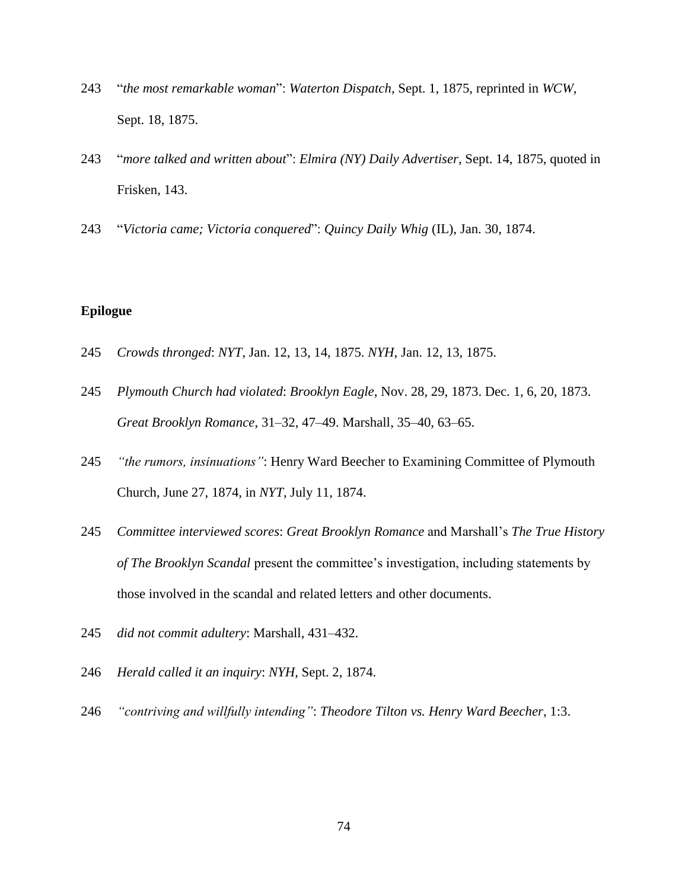243 “*the most remarkable woman*”: *Waterton Dispatch*, Sept. 1, 1875, reprinted in *WCW*, Sept. 18, 1875.

243 “*more talked and written about*”: *Elmira (NY) Daily Advertiser*, Sept. 14, 1875, quoted in Frisken, 143.

243 “*Victoria came; Victoria conquered*”: *Quincy Daily Whig* (IL), Jan. 30, 1874.

**Epilogue**

245 *Crowds thronged*: *NYT*, Jan. 12, 13, 14, 1875. *NYH*, Jan. 12, 13, 1875.

245 *Plymouth Church had violated*: *Brooklyn Eagle*, Nov. 28, 29, 1873. Dec. 1, 6, 20, 1873. *Great Brooklyn Romance*, 31–32, 47–49. Marshall, 35–40, 63–65.

245 *“the rumors, insinuations”*: Henry Ward Beecher to Examining Committee of Plymouth Church, June 27, 1874, in *NYT*, July 11, 1874.

245 *Committee interviewed scores*: *Great Brooklyn Romance* and Marshall’s *The True History of The Brooklyn Scandal* present the committee’s investigation, including statements by those involved in the scandal and related letters and other documents.

245 *did not commit adultery*: Marshall, 431–432.

246 *Herald called it an inquiry*: *NYH*, Sept. 2, 1874.

246 *“contriving and willfully intending”*: *Theodore Tilton vs. Henry Ward Beecher*, 1:3.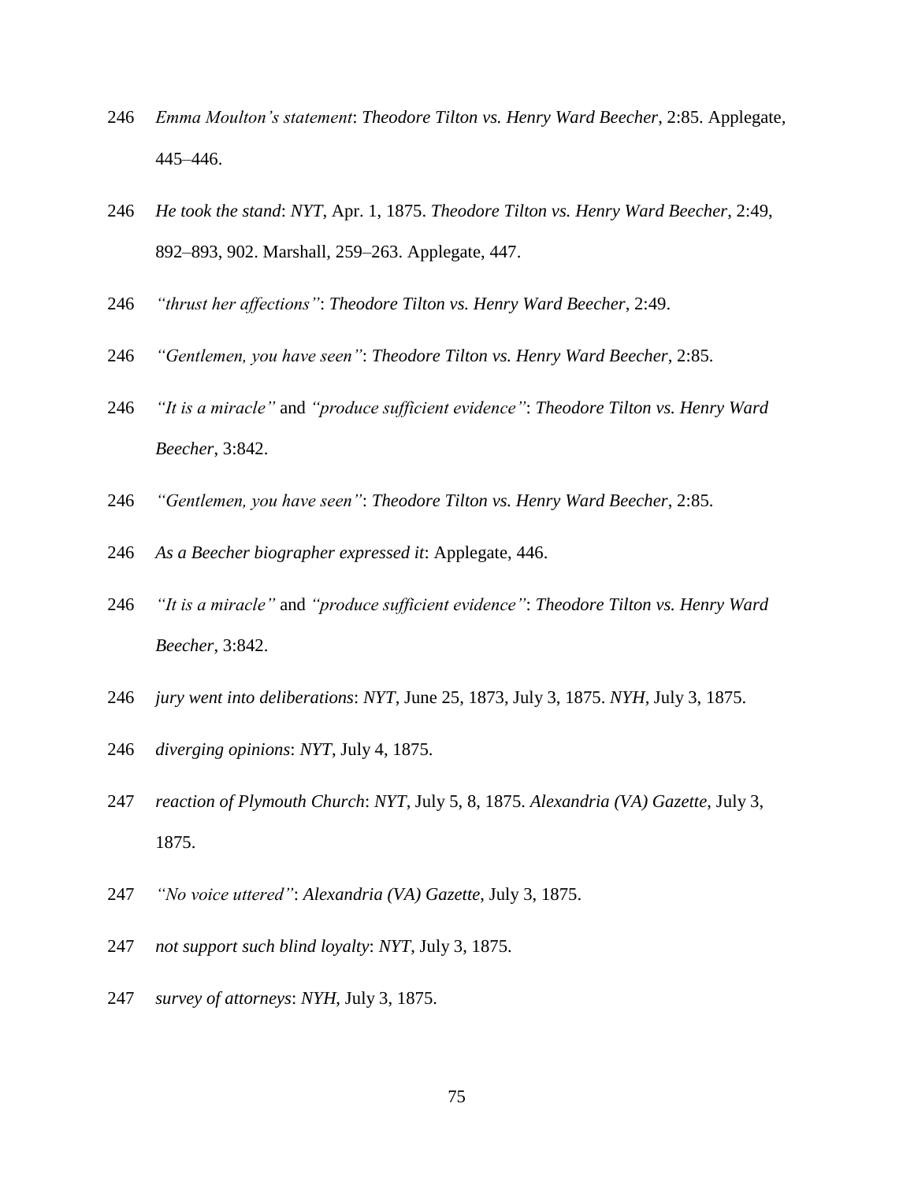246 *Emma Moulton's statement*: *Theodore Tilton vs. Henry Ward Beecher*, 2:85. Applegate, 445–446.

246 *He took the stand*: *NYT*, Apr. 1, 1875. *Theodore Tilton vs. Henry Ward Beecher*, 2:49, 892–893, 902. Marshall, 259–263. Applegate, 447.

246 *"thrust her affections"*: *Theodore Tilton vs. Henry Ward Beecher*, 2:49.

246 *"Gentlemen, you have seen"*: *Theodore Tilton vs. Henry Ward Beecher*, 2:85.

246 *"It is a miracle"* and *"produce sufficient evidence"*: *Theodore Tilton vs. Henry Ward Beecher*, 3:842.

246 *"Gentlemen, you have seen"*: *Theodore Tilton vs. Henry Ward Beecher*, 2:85.

246 *As a Beecher biographer expressed it*: Applegate, 446.

246 *"It is a miracle"* and *"produce sufficient evidence"*: *Theodore Tilton vs. Henry Ward Beecher*, 3:842.

246 *jury went into deliberations*: *NYT*, June 25, 1873, July 3, 1875. *NYH*, July 3, 1875.

246 *diverging opinions*: *NYT*, July 4, 1875.

247 *reaction of Plymouth Church*: *NYT*, July 5, 8, 1875. *Alexandria (VA) Gazette*, July 3, 1875.

247 *"No voice uttered"*: *Alexandria (VA) Gazette*, July 3, 1875.

247 *not support such blind loyalty*: *NYT*, July 3, 1875.

247 *survey of attorneys*: *NYH*, July 3, 1875.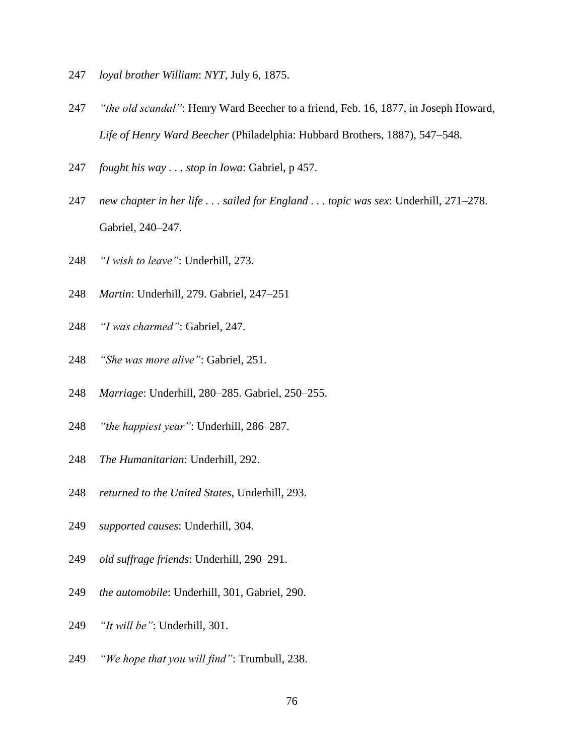247 *loyal brother William*: *NYT*, July 6, 1875.

247 *"the old scandal"*: Henry Ward Beecher to a friend, Feb. 16, 1877, in Joseph Howard, *Life of Henry Ward Beecher* (Philadelphia: Hubbard Brothers, 1887), 547–548.

247 *fought his way . . . stop in Iowa*: Gabriel, p 457.

247 *new chapter in her life . . . sailed for England . . . topic was sex*: Underhill, 271–278. Gabriel, 240–247.

248 *"I wish to leave"*: Underhill, 273.

248 *Martin*: Underhill, 279. Gabriel, 247–251

248 *"I was charmed"*: Gabriel, 247.

248 *"She was more alive"*: Gabriel, 251.

248 *Marriage*: Underhill, 280–285. Gabriel, 250–255.

248 *"the happiest year"*: Underhill, 286–287.

248 *The Humanitarian*: Underhill, 292.

248 *returned to the United States*, Underhill, 293.

249 *supported causes*: Underhill, 304.

249 *old suffrage friends*: Underhill, 290–291.

249 *the automobile*: Underhill, 301, Gabriel, 290.

249 *"It will be"*: Underhill, 301.

249 *"We hope that you will find"*: Trumbull, 238.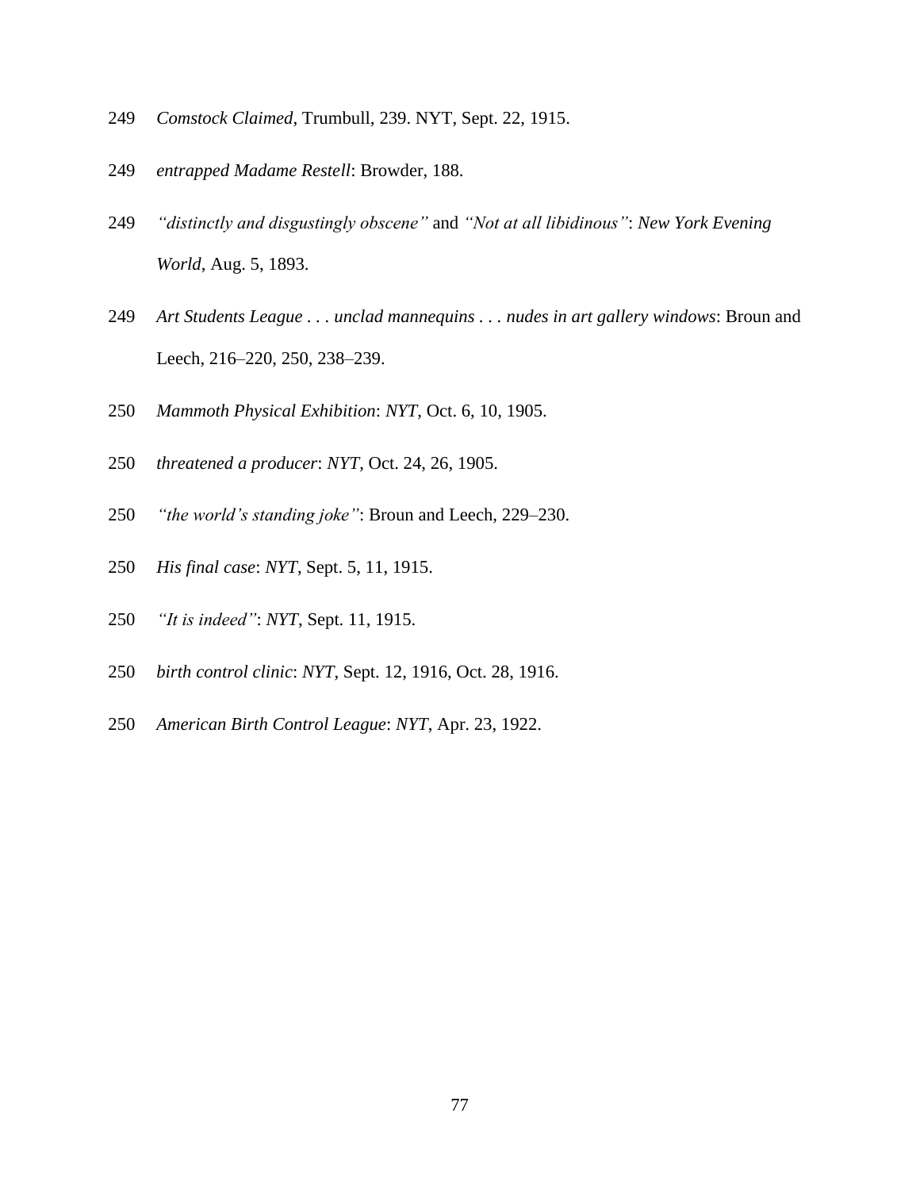249 *Comstock Claimed*, Trumbull, 239. NYT, Sept. 22, 1915.

249 *entrapped Madame Restell*: Browder, 188.

249 *"distinctly and disgustingly obscene"* and *"Not at all libidinous"*: *New York Evening World*, Aug. 5, 1893.

249 *Art Students League . . . unclad mannequins . . . nudes in art gallery windows*: Broun and Leech, 216–220, 250, 238–239.

250 *Mammoth Physical Exhibition*: *NYT*, Oct. 6, 10, 1905.

250 *threatened a producer*: *NYT*, Oct. 24, 26, 1905.

250 *"the world's standing joke"*: Broun and Leech, 229–230.

250 *His final case*: *NYT*, Sept. 5, 11, 1915.

250 *"It is indeed"*: *NYT*, Sept. 11, 1915.

250 *birth control clinic*: *NYT*, Sept. 12, 1916, Oct. 28, 1916.

250 *American Birth Control League*: *NYT*, Apr. 23, 1922.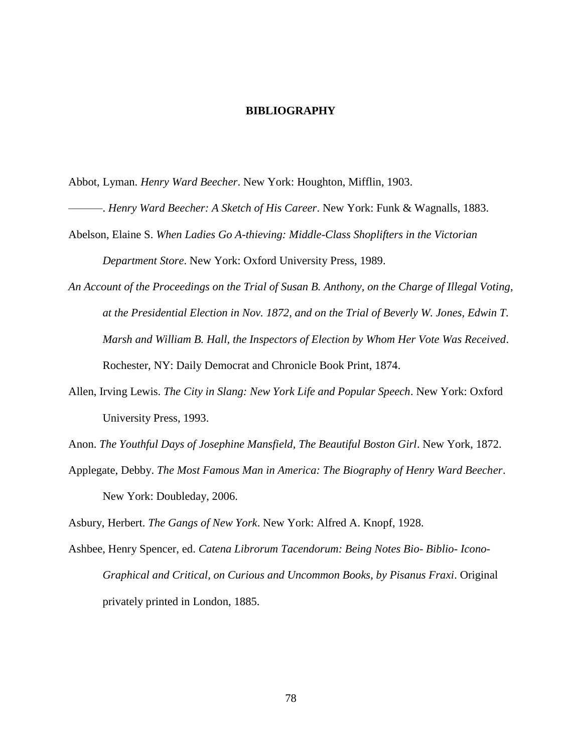# BIBLIOGRAPHY

Abbot, Lyman. *Henry Ward Beecher*. New York: Houghton, Mifflin, 1903.

———. *Henry Ward Beecher: A Sketch of His Career*. New York: Funk & Wagnalls, 1883.

Abelson, Elaine S. *When Ladies Go A-thieving: Middle-Class Shoplifters in the Victorian Department Store*. New York: Oxford University Press, 1989.

*An Account of the Proceedings on the Trial of Susan B. Anthony, on the Charge of Illegal Voting, at the Presidential Election in Nov. 1872, and on the Trial of Beverly W. Jones, Edwin T. Marsh and William B. Hall, the Inspectors of Election by Whom Her Vote Was Received*. Rochester, NY: Daily Democrat and Chronicle Book Print, 1874.

Allen, Irving Lewis. *The City in Slang: New York Life and Popular Speech*. New York: Oxford University Press, 1993.

Anon. *The Youthful Days of Josephine Mansfield, The Beautiful Boston Girl*. New York, 1872.

Applegate, Debby. *The Most Famous Man in America: The Biography of Henry Ward Beecher*. New York: Doubleday, 2006.

Asbury, Herbert. *The Gangs of New York*. New York: Alfred A. Knopf, 1928.

Ashbee, Henry Spencer, ed. *Catena Librorum Tacendorum: Being Notes Bio- Biblio- Icono-Graphical and Critical, on Curious and Uncommon Books, by Pisanus Fraxi*. Original privately printed in London, 1885.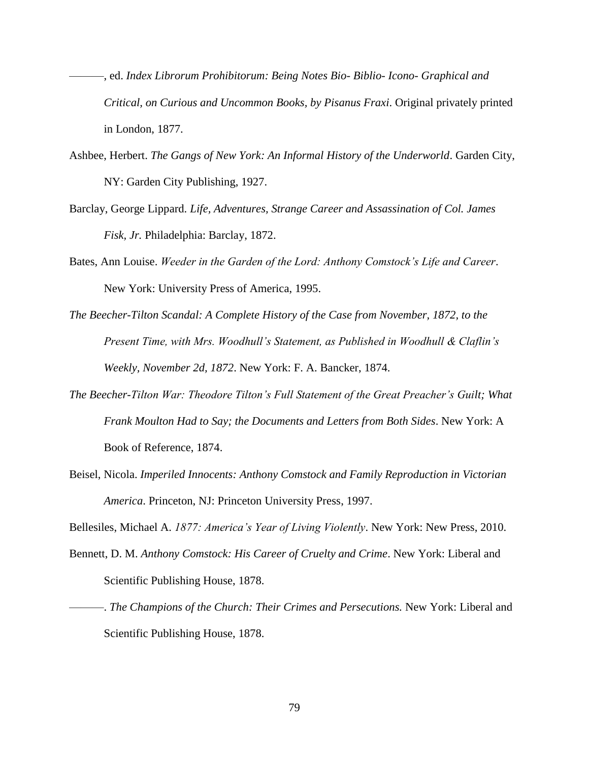———, ed. *Index Librorum Prohibitorum: Being Notes Bio- Biblio- Icono- Graphical and Critical, on Curious and Uncommon Books, by Pisanus Fraxi*. Original privately printed in London, 1877.

Ashbee, Herbert. *The Gangs of New York: An Informal History of the Underworld*. Garden City, NY: Garden City Publishing, 1927.

Barclay, George Lippard. *Life, Adventures, Strange Career and Assassination of Col. James Fisk, Jr.* Philadelphia: Barclay, 1872.

Bates, Ann Louise. *Weeder in the Garden of the Lord: Anthony Comstock's Life and Career*. New York: University Press of America, 1995.

*The Beecher-Tilton Scandal: A Complete History of the Case from November, 1872, to the Present Time, with Mrs. Woodhull's Statement, as Published in Woodhull & Claflin's Weekly, November 2d, 1872*. New York: F. A. Bancker, 1874.

*The Beecher-Tilton War: Theodore Tilton's Full Statement of the Great Preacher's Guilt; What Frank Moulton Had to Say; the Documents and Letters from Both Sides*. New York: A Book of Reference, 1874.

Beisel, Nicola. *Imperiled Innocents: Anthony Comstock and Family Reproduction in Victorian America*. Princeton, NJ: Princeton University Press, 1997.

Bellesiles, Michael A. *1877: America's Year of Living Violently*. New York: New Press, 2010.

Bennett, D. M. *Anthony Comstock: His Career of Cruelty and Crime*. New York: Liberal and Scientific Publishing House, 1878.

———. *The Champions of the Church: Their Crimes and Persecutions.* New York: Liberal and Scientific Publishing House, 1878.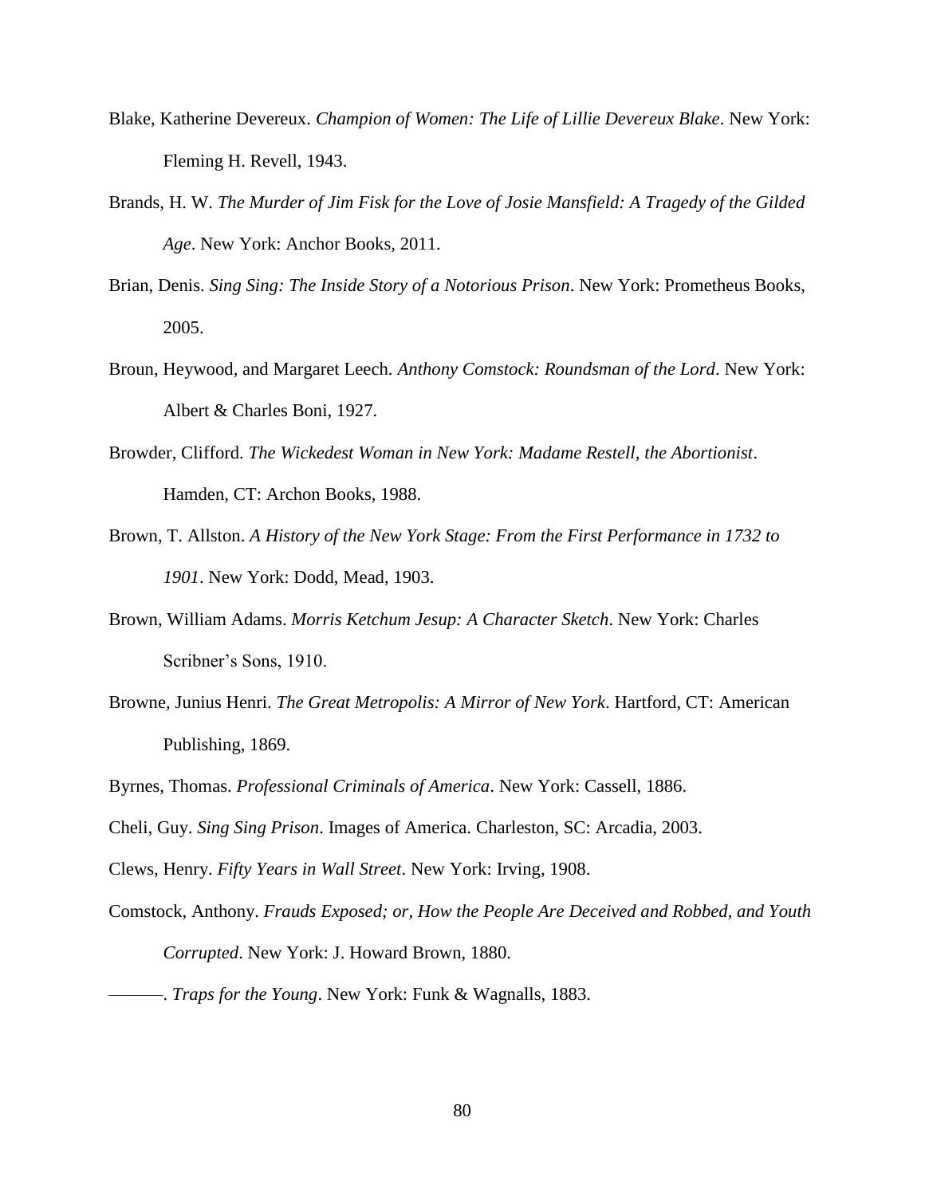Blake, Katherine Devereux. *Champion of Women: The Life of Lillie Devereux Blake*. New York: Fleming H. Revell, 1943.

Brands, H. W. *The Murder of Jim Fisk for the Love of Josie Mansfield: A Tragedy of the Gilded Age*. New York: Anchor Books, 2011.

Brian, Denis. *Sing Sing: The Inside Story of a Notorious Prison*. New York: Prometheus Books, 2005.

Broun, Heywood, and Margaret Leech. *Anthony Comstock: Roundsman of the Lord*. New York: Albert & Charles Boni, 1927.

Browder, Clifford. *The Wickedest Woman in New York: Madame Restell, the Abortionist*. Hamden, CT: Archon Books, 1988.

Brown, T. Allston. *A History of the New York Stage: From the First Performance in 1732 to 1901*. New York: Dodd, Mead, 1903.

Brown, William Adams. *Morris Ketchum Jesup: A Character Sketch*. New York: Charles Scribner's Sons, 1910.

Browne, Junius Henri. *The Great Metropolis: A Mirror of New York*. Hartford, CT: American Publishing, 1869.

Byrnes, Thomas. *Professional Criminals of America*. New York: Cassell, 1886.

Cheli, Guy. *Sing Sing Prison*. Images of America. Charleston, SC: Arcadia, 2003.

Clews, Henry. *Fifty Years in Wall Street*. New York: Irving, 1908.

Comstock, Anthony. *Frauds Exposed; or, How the People Are Deceived and Robbed, and Youth Corrupted*. New York: J. Howard Brown, 1880.

———. *Traps for the Young*. New York: Funk & Wagnalls, 1883.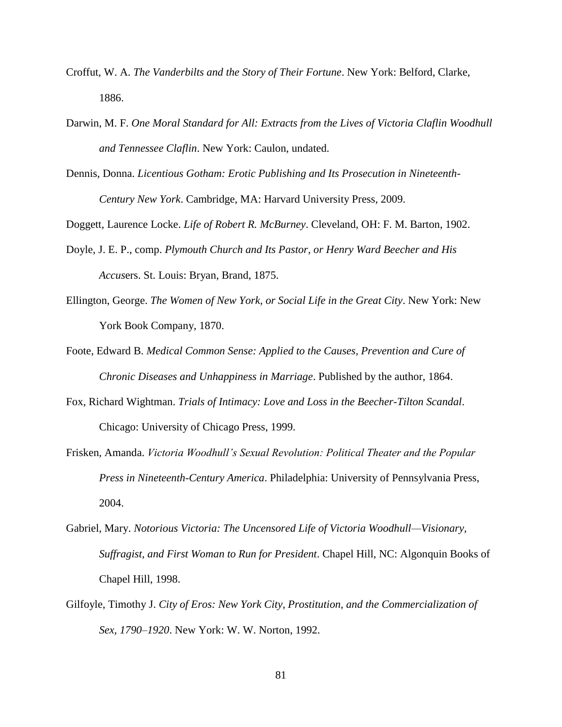Croffut, W. A. *The Vanderbilts and the Story of Their Fortune*. New York: Belford, Clarke, 1886.

Darwin, M. F. *One Moral Standard for All: Extracts from the Lives of Victoria Claflin Woodhull and Tennessee Claflin*. New York: Caulon, undated.

Dennis, Donna. *Licentious Gotham: Erotic Publishing and Its Prosecution in Nineteenth-Century New York*. Cambridge, MA: Harvard University Press, 2009.

Doggett, Laurence Locke. *Life of Robert R. McBurney*. Cleveland, OH: F. M. Barton, 1902.

Doyle, J. E. P., comp. *Plymouth Church and Its Pastor, or Henry Ward Beecher and His Accus*ers. St. Louis: Bryan, Brand, 1875.

Ellington, George. *The Women of New York, or Social Life in the Great City*. New York: New York Book Company, 1870.

Foote, Edward B. *Medical Common Sense: Applied to the Causes, Prevention and Cure of Chronic Diseases and Unhappiness in Marriage*. Published by the author, 1864.

Fox, Richard Wightman. *Trials of Intimacy: Love and Loss in the Beecher-Tilton Scandal*. Chicago: University of Chicago Press, 1999.

Frisken, Amanda. *Victoria Woodhull's Sexual Revolution: Political Theater and the Popular Press in Nineteenth-Century America*. Philadelphia: University of Pennsylvania Press, 2004.

Gabriel, Mary. *Notorious Victoria: The Uncensored Life of Victoria Woodhull—Visionary, Suffragist, and First Woman to Run for President*. Chapel Hill, NC: Algonquin Books of Chapel Hill, 1998.

Gilfoyle, Timothy J. *City of Eros: New York City, Prostitution, and the Commercialization of Sex, 1790–1920*. New York: W. W. Norton, 1992.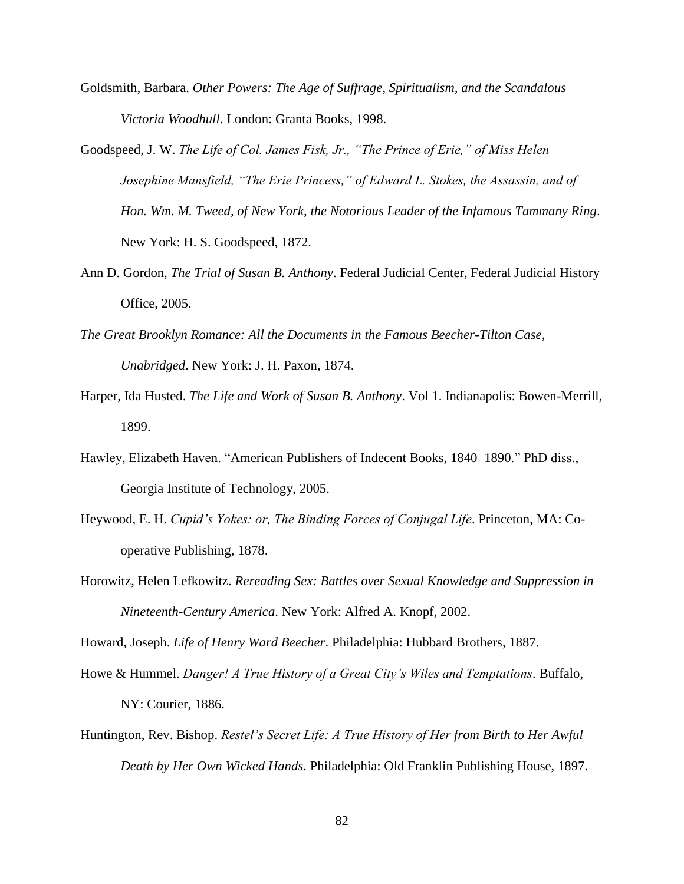Goldsmith, Barbara. *Other Powers: The Age of Suffrage, Spiritualism, and the Scandalous Victoria Woodhull*. London: Granta Books, 1998.

Goodspeed, J. W. *The Life of Col. James Fisk, Jr., "The Prince of Erie," of Miss Helen Josephine Mansfield, "The Erie Princess," of Edward L. Stokes, the Assassin, and of Hon. Wm. M. Tweed, of New York, the Notorious Leader of the Infamous Tammany Ring*. New York: H. S. Goodspeed, 1872.

Ann D. Gordon, *The Trial of Susan B. Anthony*. Federal Judicial Center, Federal Judicial History Office, 2005.

*The Great Brooklyn Romance: All the Documents in the Famous Beecher-Tilton Case, Unabridged*. New York: J. H. Paxon, 1874.

Harper, Ida Husted. *The Life and Work of Susan B. Anthony*. Vol 1. Indianapolis: Bowen-Merrill, 1899.

Hawley, Elizabeth Haven. "American Publishers of Indecent Books, 1840–1890." PhD diss., Georgia Institute of Technology, 2005.

Heywood, E. H. *Cupid's Yokes: or, The Binding Forces of Conjugal Life*. Princeton, MA: Co-operative Publishing, 1878.

Horowitz, Helen Lefkowitz. *Rereading Sex: Battles over Sexual Knowledge and Suppression in Nineteenth-Century America*. New York: Alfred A. Knopf, 2002.

Howard, Joseph. *Life of Henry Ward Beecher*. Philadelphia: Hubbard Brothers, 1887.

Howe & Hummel. *Danger! A True History of a Great City's Wiles and Temptations*. Buffalo, NY: Courier, 1886.

Huntington, Rev. Bishop. *Restel's Secret Life: A True History of Her from Birth to Her Awful Death by Her Own Wicked Hands*. Philadelphia: Old Franklin Publishing House, 1897.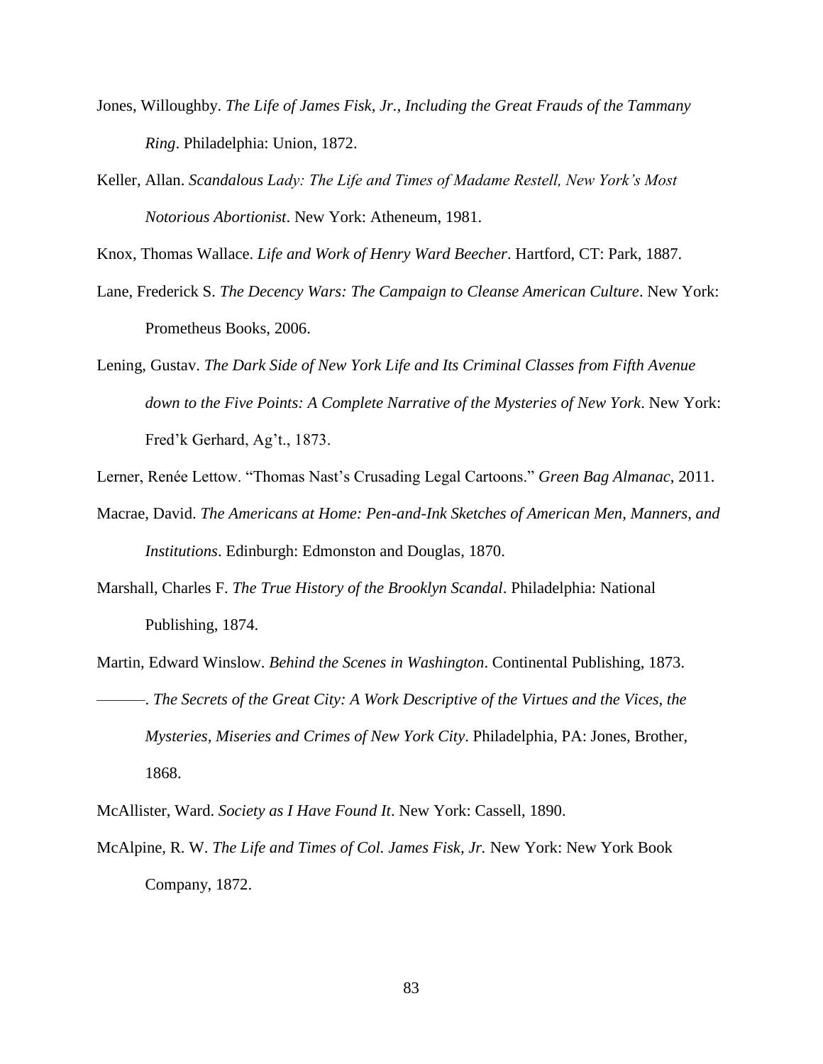Jones, Willoughby. *The Life of James Fisk, Jr., Including the Great Frauds of the Tammany Ring*. Philadelphia: Union, 1872.

Keller, Allan. *Scandalous Lady: The Life and Times of Madame Restell, New York's Most Notorious Abortionist*. New York: Atheneum, 1981.

Knox, Thomas Wallace. *Life and Work of Henry Ward Beecher*. Hartford, CT: Park, 1887.

Lane, Frederick S. *The Decency Wars: The Campaign to Cleanse American Culture*. New York: Prometheus Books, 2006.

Lening, Gustav. *The Dark Side of New York Life and Its Criminal Classes from Fifth Avenue down to the Five Points: A Complete Narrative of the Mysteries of New York*. New York: Fred'k Gerhard, Ag't., 1873.

Lerner, Renée Lettow. "Thomas Nast's Crusading Legal Cartoons." *Green Bag Almanac*, 2011.

Macrae, David. *The Americans at Home: Pen-and-Ink Sketches of American Men, Manners, and Institutions*. Edinburgh: Edmonston and Douglas, 1870.

Marshall, Charles F. *The True History of the Brooklyn Scandal*. Philadelphia: National Publishing, 1874.

Martin, Edward Winslow. *Behind the Scenes in Washington*. Continental Publishing, 1873.

———. *The Secrets of the Great City: A Work Descriptive of the Virtues and the Vices, the Mysteries, Miseries and Crimes of New York City*. Philadelphia, PA: Jones, Brother, 1868.

McAllister, Ward. *Society as I Have Found It*. New York: Cassell, 1890.

McAlpine, R. W. *The Life and Times of Col. James Fisk, Jr.* New York: New York Book Company, 1872.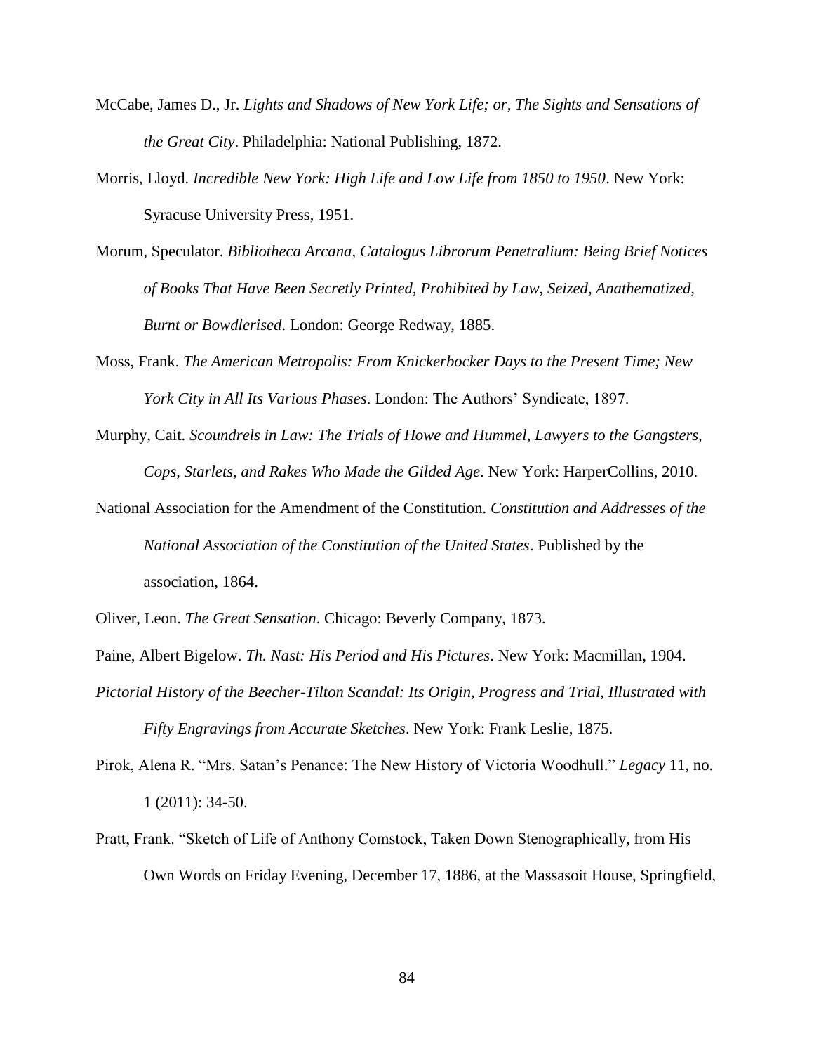McCabe, James D., Jr. *Lights and Shadows of New York Life; or, The Sights and Sensations of the Great City*. Philadelphia: National Publishing, 1872.

Morris, Lloyd. *Incredible New York: High Life and Low Life from 1850 to 1950*. New York: Syracuse University Press, 1951.

Morum, Speculator. *Bibliotheca Arcana, Catalogus Librorum Penetralium: Being Brief Notices of Books That Have Been Secretly Printed, Prohibited by Law, Seized, Anathematized, Burnt or Bowdlerised*. London: George Redway, 1885.

Moss, Frank. *The American Metropolis: From Knickerbocker Days to the Present Time; New York City in All Its Various Phases*. London: The Authors' Syndicate, 1897.

Murphy, Cait. *Scoundrels in Law: The Trials of Howe and Hummel, Lawyers to the Gangsters, Cops, Starlets, and Rakes Who Made the Gilded Age*. New York: HarperCollins, 2010.

National Association for the Amendment of the Constitution. *Constitution and Addresses of the National Association of the Constitution of the United States*. Published by the association, 1864.

Oliver, Leon. *The Great Sensation*. Chicago: Beverly Company, 1873.

Paine, Albert Bigelow. *Th. Nast: His Period and His Pictures*. New York: Macmillan, 1904.

*Pictorial History of the Beecher-Tilton Scandal: Its Origin, Progress and Trial, Illustrated with Fifty Engravings from Accurate Sketches*. New York: Frank Leslie, 1875.

Pirok, Alena R. "Mrs. Satan's Penance: The New History of Victoria Woodhull." *Legacy* 11, no. 1 (2011): 34-50.

Pratt, Frank. "Sketch of Life of Anthony Comstock, Taken Down Stenographically, from His Own Words on Friday Evening, December 17, 1886, at the Massasoit House, Springfield,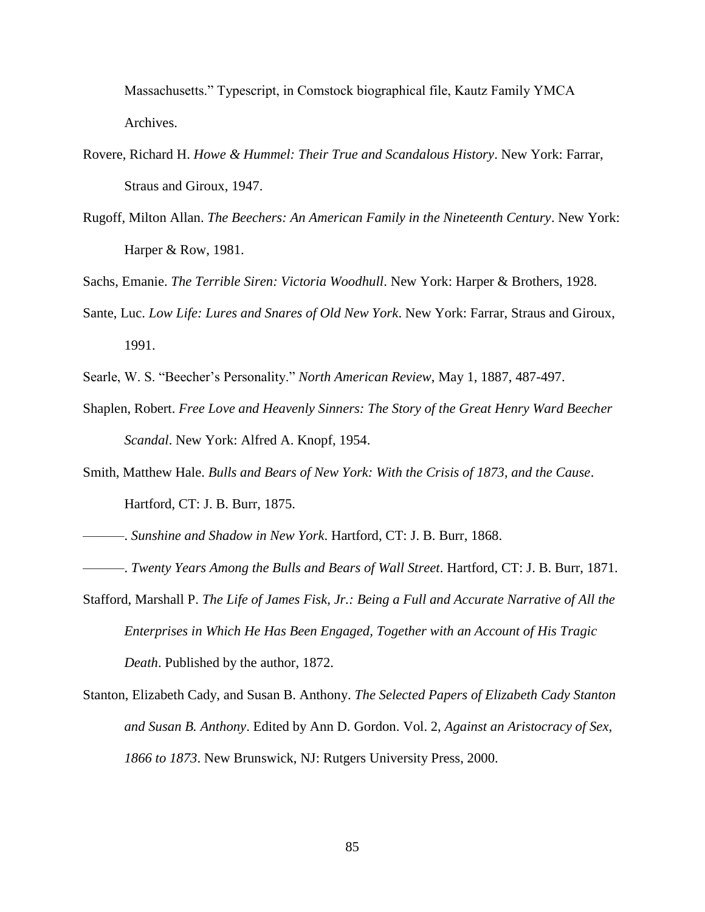Massachusetts." Typescript, in Comstock biographical file, Kautz Family YMCA Archives.

Rovere, Richard H. *Howe & Hummel: Their True and Scandalous History*. New York: Farrar, Straus and Giroux, 1947.

Rugoff, Milton Allan. *The Beechers: An American Family in the Nineteenth Century*. New York: Harper & Row, 1981.

Sachs, Emanie. *The Terrible Siren: Victoria Woodhull*. New York: Harper & Brothers, 1928.

Sante, Luc. *Low Life: Lures and Snares of Old New York*. New York: Farrar, Straus and Giroux, 1991.

Searle, W. S. "Beecher's Personality." *North American Review*, May 1, 1887, 487-497.

Shaplen, Robert. *Free Love and Heavenly Sinners: The Story of the Great Henry Ward Beecher Scandal*. New York: Alfred A. Knopf, 1954.

Smith, Matthew Hale. *Bulls and Bears of New York: With the Crisis of 1873, and the Cause*. Hartford, CT: J. B. Burr, 1875.

———. *Sunshine and Shadow in New York*. Hartford, CT: J. B. Burr, 1868.

———. *Twenty Years Among the Bulls and Bears of Wall Street*. Hartford, CT: J. B. Burr, 1871.

Stafford, Marshall P. *The Life of James Fisk, Jr.: Being a Full and Accurate Narrative of All the Enterprises in Which He Has Been Engaged, Together with an Account of His Tragic Death*. Published by the author, 1872.

Stanton, Elizabeth Cady, and Susan B. Anthony. *The Selected Papers of Elizabeth Cady Stanton and Susan B. Anthony*. Edited by Ann D. Gordon. Vol. 2, *Against an Aristocracy of Sex, 1866 to 1873*. New Brunswick, NJ: Rutgers University Press, 2000.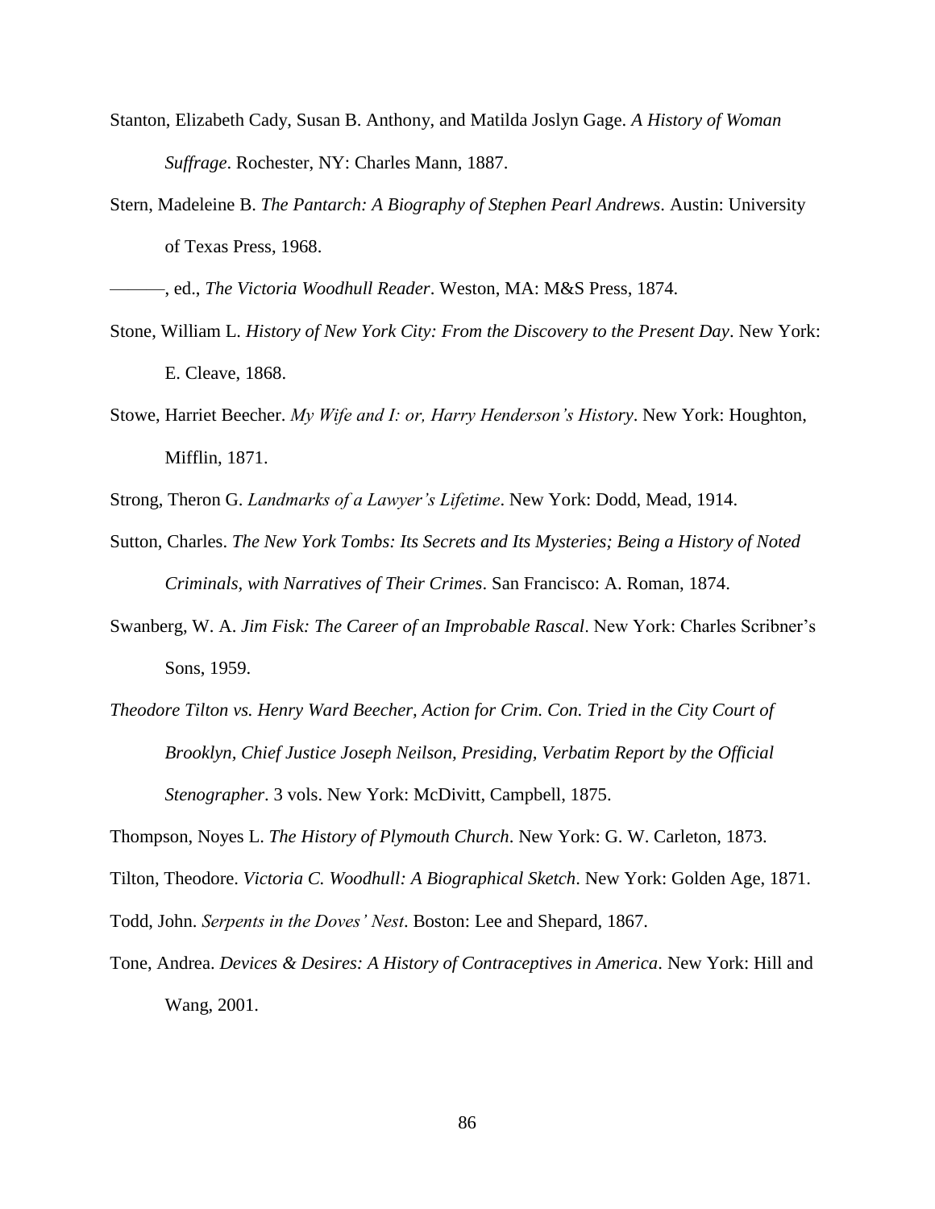Stanton, Elizabeth Cady, Susan B. Anthony, and Matilda Joslyn Gage. *A History of Woman Suffrage*. Rochester, NY: Charles Mann, 1887.

Stern, Madeleine B. *The Pantarch: A Biography of Stephen Pearl Andrews*. Austin: University of Texas Press, 1968.

———, ed., *The Victoria Woodhull Reader*. Weston, MA: M&S Press, 1874.

Stone, William L. *History of New York City: From the Discovery to the Present Day*. New York: E. Cleave, 1868.

Stowe, Harriet Beecher. *My Wife and I: or, Harry Henderson's History*. New York: Houghton, Mifflin, 1871.

Strong, Theron G. *Landmarks of a Lawyer's Lifetime*. New York: Dodd, Mead, 1914.

Sutton, Charles. *The New York Tombs: Its Secrets and Its Mysteries; Being a History of Noted Criminals, with Narratives of Their Crimes*. San Francisco: A. Roman, 1874.

Swanberg, W. A. *Jim Fisk: The Career of an Improbable Rascal*. New York: Charles Scribner's Sons, 1959.

*Theodore Tilton vs. Henry Ward Beecher, Action for Crim. Con. Tried in the City Court of Brooklyn, Chief Justice Joseph Neilson, Presiding, Verbatim Report by the Official Stenographer*. 3 vols. New York: McDivitt, Campbell, 1875.

Thompson, Noyes L. *The History of Plymouth Church*. New York: G. W. Carleton, 1873.

Tilton, Theodore. *Victoria C. Woodhull: A Biographical Sketch*. New York: Golden Age, 1871.

Todd, John. *Serpents in the Doves' Nest*. Boston: Lee and Shepard, 1867.

Tone, Andrea. *Devices & Desires: A History of Contraceptives in America*. New York: Hill and Wang, 2001.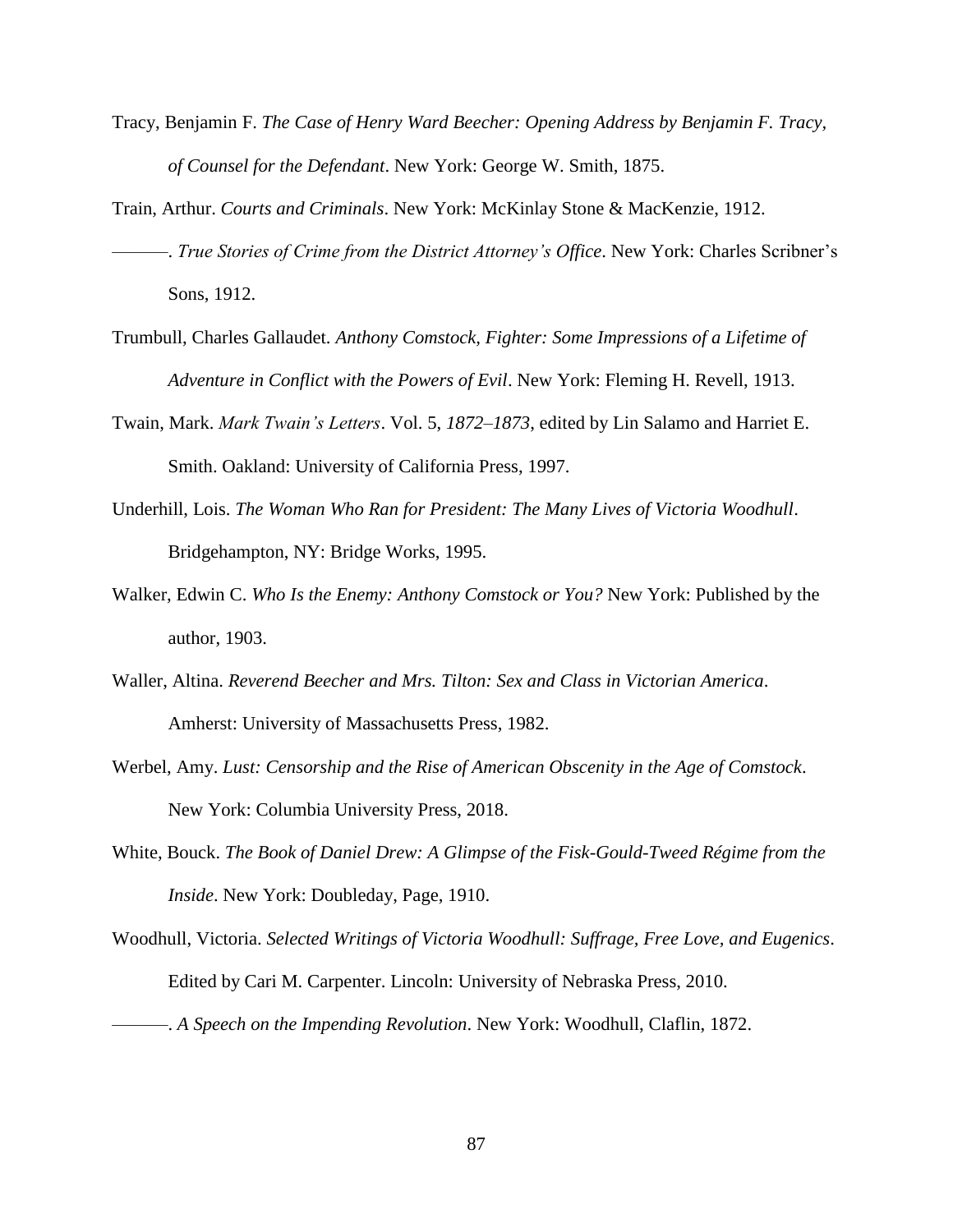Tracy, Benjamin F. *The Case of Henry Ward Beecher: Opening Address by Benjamin F. Tracy, of Counsel for the Defendant*. New York: George W. Smith, 1875.

Train, Arthur. *Courts and Criminals*. New York: McKinlay Stone & MacKenzie, 1912.

———. *True Stories of Crime from the District Attorney's Office*. New York: Charles Scribner's Sons, 1912.

Trumbull, Charles Gallaudet. *Anthony Comstock, Fighter: Some Impressions of a Lifetime of Adventure in Conflict with the Powers of Evil*. New York: Fleming H. Revell, 1913.

Twain, Mark. *Mark Twain's Letters*. Vol. 5, *1872–1873*, edited by Lin Salamo and Harriet E. Smith. Oakland: University of California Press, 1997.

Underhill, Lois. *The Woman Who Ran for President: The Many Lives of Victoria Woodhull*. Bridgehampton, NY: Bridge Works, 1995.

Walker, Edwin C. *Who Is the Enemy: Anthony Comstock or You?* New York: Published by the author, 1903.

Waller, Altina. *Reverend Beecher and Mrs. Tilton: Sex and Class in Victorian America*. Amherst: University of Massachusetts Press, 1982.

Werbel, Amy. *Lust: Censorship and the Rise of American Obscenity in the Age of Comstock*. New York: Columbia University Press, 2018.

White, Bouck. *The Book of Daniel Drew: A Glimpse of the Fisk-Gould-Tweed Régime from the Inside*. New York: Doubleday, Page, 1910.

Woodhull, Victoria. *Selected Writings of Victoria Woodhull: Suffrage, Free Love, and Eugenics*. Edited by Cari M. Carpenter. Lincoln: University of Nebraska Press, 2010.

———. *A Speech on the Impending Revolution*. New York: Woodhull, Claflin, 1872.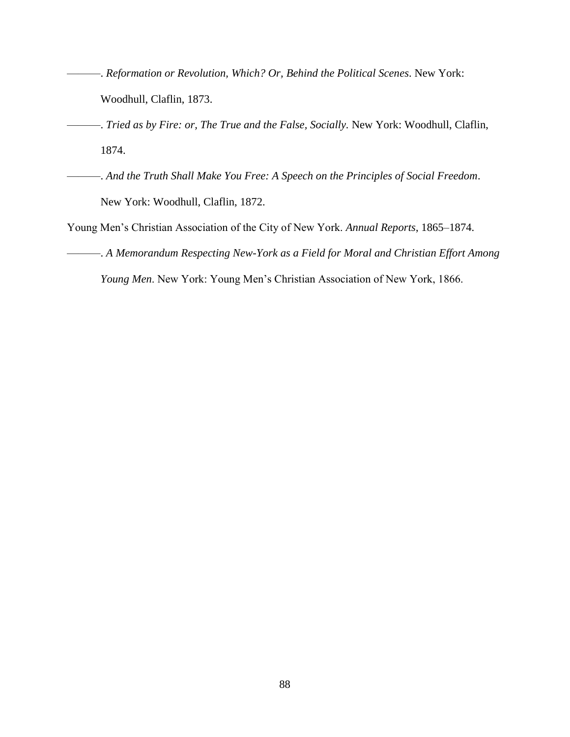———. *Reformation or Revolution, Which? Or, Behind the Political Scenes*. New York: Woodhull, Claflin, 1873.

———. *Tried as by Fire: or, The True and the False, Socially*. New York: Woodhull, Claflin, 1874.

———. *And the Truth Shall Make You Free: A Speech on the Principles of Social Freedom*. New York: Woodhull, Claflin, 1872.

Young Men's Christian Association of the City of New York. *Annual Reports*, 1865–1874.

———. *A Memorandum Respecting New-York as a Field for Moral and Christian Effort Among Young Men*. New York: Young Men's Christian Association of New York, 1866.